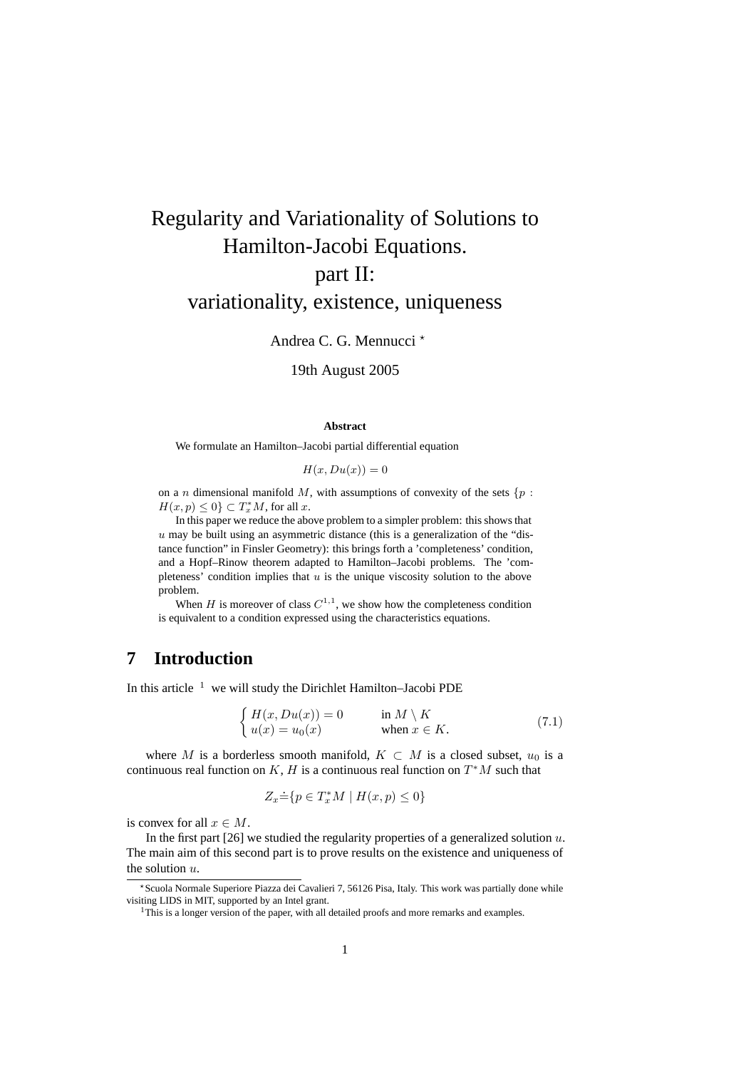# Regularity and Variationality of Solutions to Hamilton-Jacobi Equations. part II: variationality, existence, uniqueness

Andrea C. G. Mennucci [⋆]

19th August 2005

**Abstract**

We formulate an Hamilton–Jacobi partial differential equation

$$H(x, Du(x)) = 0$$

on a $n$ dimensional manifold $M$, with assumptions of convexity of the sets $\{p : H(x,p) \le 0\} \subset T_x^*M$, for all $x$.

In this paper we reduce the above problem to a simpler problem: this shows that $u$ may be built using an asymmetric distance (this is a generalization of the "distance function" in Finsler Geometry): this brings forth a 'completeness' condition, and a Hopf–Rinow theorem adapted to Hamilton–Jacobi problems. The 'completeness' condition implies that $u$ is the unique viscosity solution to the above problem.

When $H$ is moreover of class $C^{1,1}$, we show how the completeness condition is equivalent to a condition expressed using the characteristics equations.

## 7 Introduction

In this article [1] we will study the Dirichlet Hamilton–Jacobi PDE

$$\begin{cases} H(x, Du(x)) = 0 & \text{in } M \setminus K \\ u(x) = u_0(x) & \text{when } x \in K. \end{cases} \tag{7.1}$$

where $M$ is a borderless smooth manifold, $K \subset M$ is a closed subset, $u_0$ is a continuous real function on $K$, $H$ is a continuous real function on $T^*M$ such that

$$Z_x \doteq \{p \in T_x^*M \mid H(x,p) \le 0\}$$

is convex for all $x \in M$.

In the first part [26] we studied the regularity properties of a generalized solution $u$. The main aim of this second part is to prove results on the existence and uniqueness of the solution $u$.

[⋆] Scuola Normale Superiore Piazza dei Cavalieri 7, 56126 Pisa, Italy. This work was partially done while visiting LIDS in MIT, supported by an Intel grant.

[1] This is a longer version of the paper, with all detailed proofs and more remarks and examples.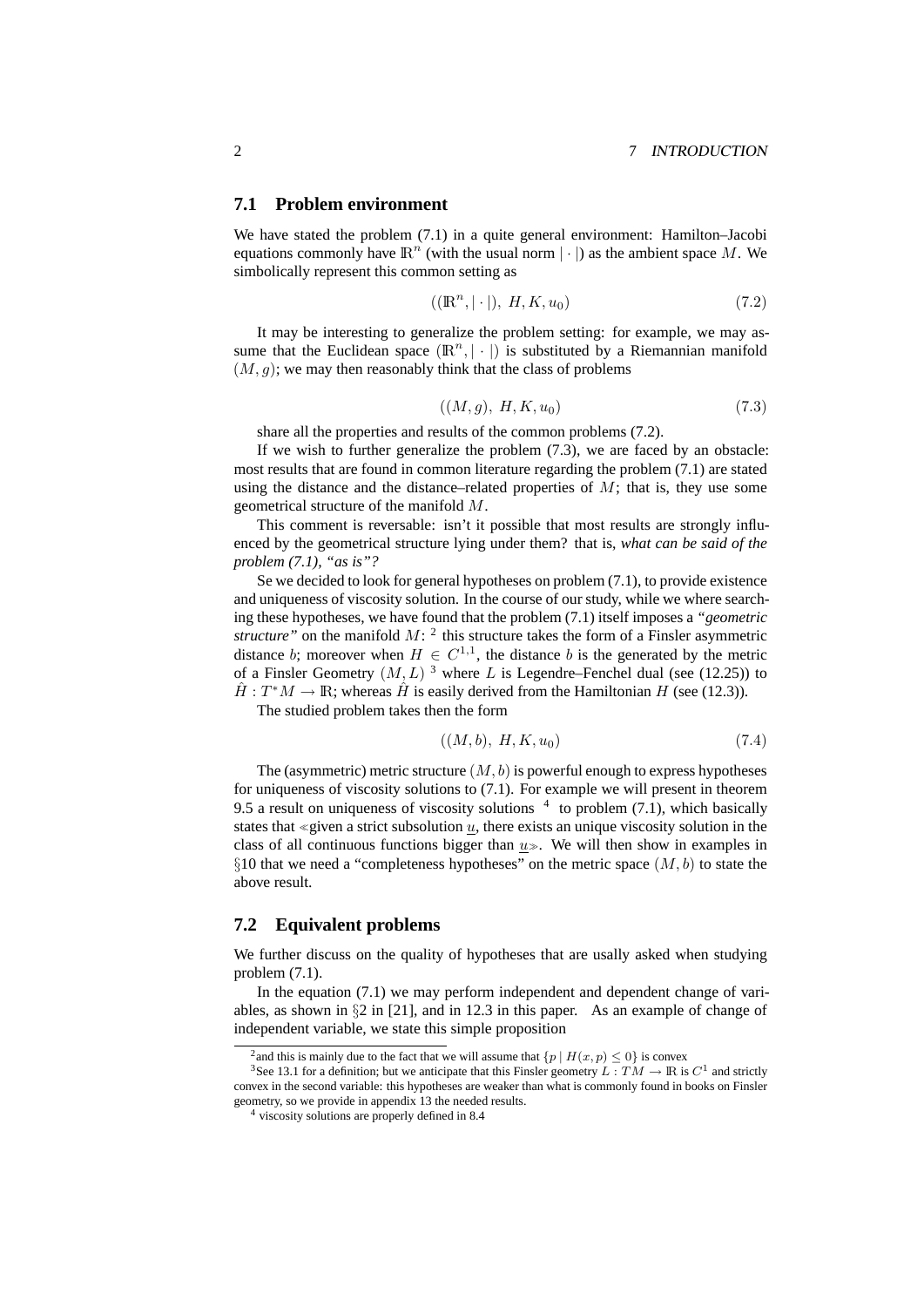## 7.1 Problem environment

We have stated the problem (7.1) in a quite general environment: Hamilton–Jacobi equations commonly have $\mathbb{R}^n$ (with the usual norm $|\cdot|$) as the ambient space $M$. We simbolically represent this common setting as

$$((\mathbb{R}^n, |\cdot|),\ H, K, u_0) \tag{7.2}$$

It may be interesting to generalize the problem setting: for example, we may assume that the Euclidean space $(\mathbb{R}^n, |\cdot|)$ is substituted by a Riemannian manifold $(M, g)$; we may then reasonably think that the class of problems

$$((M, g),\ H, K, u_0) \tag{7.3}$$

share all the properties and results of the common problems (7.2).

If we wish to further generalize the problem (7.3), we are faced by an obstacle: most results that are found in common literature regarding the problem (7.1) are stated using the distance and the distance–related properties of $M$; that is, they use some geometrical structure of the manifold $M$.

This comment is reversable: isn't it possible that most results are strongly influenced by the geometrical structure lying under them? that is, *what can be said of the problem (7.1), "as is"?*

Se we decided to look for general hypotheses on problem (7.1), to provide existence and uniqueness of viscosity solution. In the course of our study, while we where searching these hypotheses, we have found that the problem (7.1) itself imposes a *"geometric structure"* on the manifold $M$: [2] this structure takes the form of a Finsler asymmetric distance $b$; moreover when $H \in C^{1,1}$, the distance $b$ is the generated by the metric of a Finsler Geometry $(M, L)$ [3] where $L$ is Legendre–Fenchel dual (see (12.25)) to $\hat{H} : T^*M \to \mathbb{R}$; whereas $\hat{H}$ is easily derived from the Hamiltonian $H$ (see (12.3)).

The studied problem takes then the form

$$((M, b),\ H, K, u_0) \tag{7.4}$$

The (asymmetric) metric structure $(M, b)$ is powerful enough to express hypotheses for uniqueness of viscosity solutions to (7.1). For example we will present in theorem 9.5 a result on uniqueness of viscosity solutions [4] to problem (7.1), which basically states that ≪given a strict subsolution $\underline{u}$, there exists an unique viscosity solution in the class of all continuous functions bigger than $\underline{u}$≫. We will then show in examples in §10 that we need a "completeness hypotheses" on the metric space $(M, b)$ to state the above result.

## 7.2 Equivalent problems

We further discuss on the quality of hypotheses that are usally asked when studying problem (7.1).

In the equation (7.1) we may perform independent and dependent change of variables, as shown in §2 in [21], and in 12.3 in this paper. As an example of change of independent variable, we state this simple proposition

---

[2] and this is mainly due to the fact that we will assume that $\{p \mid H(x, p) \le 0\}$ is convex

[3] See 13.1 for a definition; but we anticipate that this Finsler geometry $L : TM \to \mathbb{R}$ is $C^1$ and strictly convex in the second variable: this hypotheses are weaker than what is commonly found in books on Finsler geometry, so we provide in appendix 13 the needed results.

[4] viscosity solutions are properly defined in 8.4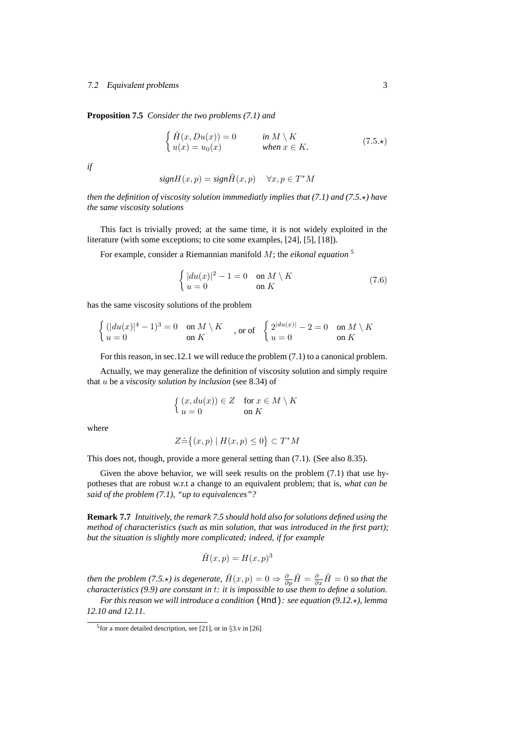**Proposition 7.5** *Consider the two problems (7.1) and*

$$\begin{cases} \tilde{H}(x, Du(x)) = 0 & \textit{in } M \setminus K \\ u(x) = u_0(x) & \textit{when } x \in K. \end{cases} \tag{7.5.$\star$}$$

*if*

$$\textit{sign} H(x,p) = \textit{sign} \tilde{H}(x,p) \quad \forall x, p \in T^*M$$

*then the definition of viscosity solution immmediatly implies that (7.1) and (7.5.$\star$) have the same viscosity solutions*

This fact is trivially proved; at the same time, it is not widely exploited in the literature (with some exceptions; to cite some examples, [24], [5], [18]).

For example, consider a Riemannian manifold $M$; the *eikonal equation* [5]

$$\begin{cases} |du(x)|^2 - 1 = 0 & \text{on } M \setminus K \\ u = 0 & \text{on } K \end{cases} \tag{7.6}$$

has the same viscosity solutions of the problem

$$\begin{cases} (|du(x)|^4 - 1)^3 = 0 & \text{on } M \setminus K \\ u = 0 & \text{on } K \end{cases} \quad \text{, or of} \quad \begin{cases} 2^{|du(x)|} - 2 = 0 & \text{on } M \setminus K \\ u = 0 & \text{on } K \end{cases}$$

For this reason, in sec.12.1 we will reduce the problem (7.1) to a canonical problem.

Actually, we may generalize the definition of viscosity solution and simply require that $u$ be a *viscosity solution by inclusion* (see 8.34) of

$$\begin{cases} (x, du(x)) \in Z & \text{for } x \in M \setminus K \\ u = 0 & \text{on } K \end{cases}$$

where

$$Z \doteq \{(x,p) \mid H(x,p) \le 0\} \subset T^*M$$

This does not, though, provide a more general setting than (7.1). (See also 8.35).

Given the above behavior, we will seek results on the problem (7.1) that use hypotheses that are robust w.r.t a change to an equivalent problem; that is, *what can be said of the problem (7.1), "up to equivalences"?*

**Remark 7.7** *Intuitively, the remark 7.5 should hold also for solutions defined using the method of characteristics (such as* min *solution, that was introduced in the first part); but the situation is slightly more complicated; indeed, if for example*

$$\tilde{H}(x,p) = H(x,p)^3$$

*then the problem (7.5.$\star$) is degenerate, $\tilde{H}(x,p) = 0 \Rightarrow \frac{\partial}{\partial p}\tilde{H} = \frac{\partial}{\partial x}\tilde{H} = 0$ so that the characteristics (9.9) are constant in $t$: it is impossible to use them to define a solution.*

*For this reason we will introduce a condition* (Hnd)*: see equation (9.12.$\star$), lemma 12.10 and 12.11.*

[5] for a more detailed description, see [21], or in §3.v in [26]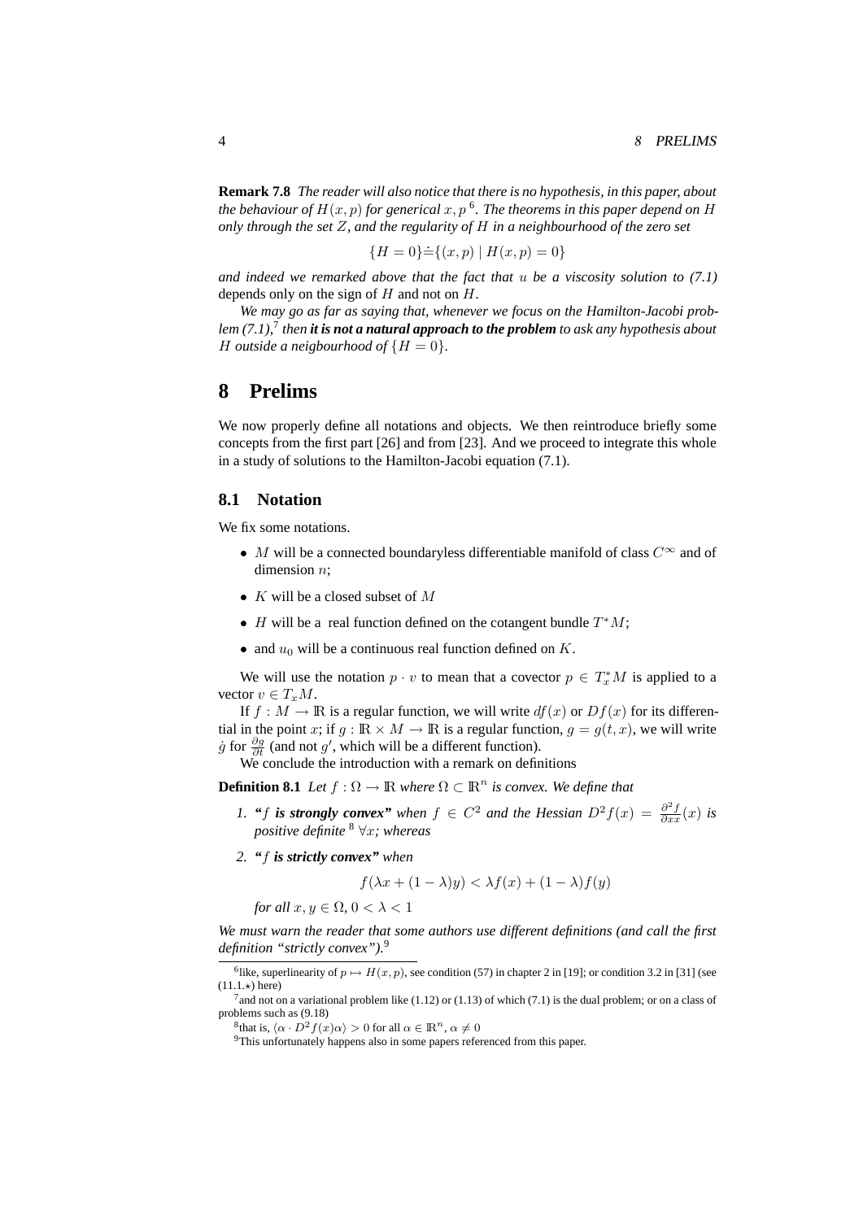**Remark 7.8** *The reader will also notice that there is no hypothesis, in this paper, about the behaviour of $H(x,p)$ for generical $x,p$* [6]*. The theorems in this paper depend on $H$ only through the set $Z$, and the regularity of $H$ in a neighbourhood of the zero set*

$$\{H=0\} \doteq \{(x,p) \mid H(x,p)=0\}$$

*and indeed we remarked above that the fact that $u$ be a viscosity solution to (7.1)* depends only on the sign of $H$ and not on $H$.

*We may go as far as saying that, whenever we focus on the Hamilton-Jacobi problem (7.1),*[7] *then* ***it is not a natural approach to the problem*** *to ask any hypothesis about $H$ outside a neigbourhood of $\{H=0\}$.*

# 8 Prelims

We now properly define all notations and objects. We then reintroduce briefly some concepts from the first part [26] and from [23]. And we proceed to integrate this whole in a study of solutions to the Hamilton-Jacobi equation (7.1).

## 8.1 Notation

We fix some notations.

- $M$ will be a connected boundaryless differentiable manifold of class $C^\infty$ and of dimension $n$;
- $K$ will be a closed subset of $M$
- $H$ will be a real function defined on the cotangent bundle $T^*M$;
- and $u_0$ will be a continuous real function defined on $K$.

We will use the notation $p \cdot v$ to mean that a covector $p \in T^*_x M$ is applied to a vector $v \in T_x M$.

If $f : M \to \mathbb{R}$ is a regular function, we will write $df(x)$ or $Df(x)$ for its differential in the point $x$; if $g : \mathbb{R} \times M \to \mathbb{R}$ is a regular function, $g = g(t,x)$, we will write $\dot{g}$ for $\frac{\partial g}{\partial t}$ (and not $g'$, which will be a different function).

We conclude the introduction with a remark on definitions

**Definition 8.1** *Let $f : \Omega \to \mathbb{R}$ where $\Omega \subset \mathbb{R}^n$ is convex. We define that*

1. *"$f$* ***is strongly convex****" when $f \in C^2$ and the Hessian $D^2 f(x) = \frac{\partial^2 f}{\partial xx}(x)$ is positive definite* [8] *$\forall x$; whereas*
2. *"$f$* ***is strictly convex****" when*

$$f(\lambda x + (1-\lambda)y) < \lambda f(x) + (1-\lambda) f(y)$$

*for all $x, y \in \Omega$, $0 < \lambda < 1$*

*We must warn the reader that some authors use different definitions (and call the first definition "strictly convex").*[9]

---

[6] like, superlinearity of $p \mapsto H(x,p)$, see condition (57) in chapter 2 in [19]; or condition 3.2 in [31] (see (11.1.$\star$) here)

[7] and not on a variational problem like (1.12) or (1.13) of which (7.1) is the dual problem; or on a class of problems such as (9.18)

[8] that is, $\langle \alpha \cdot D^2 f(x) \alpha \rangle > 0$ for all $\alpha \in \mathbb{R}^n$, $\alpha \neq 0$

[9] This unfortunately happens also in some papers referenced from this paper.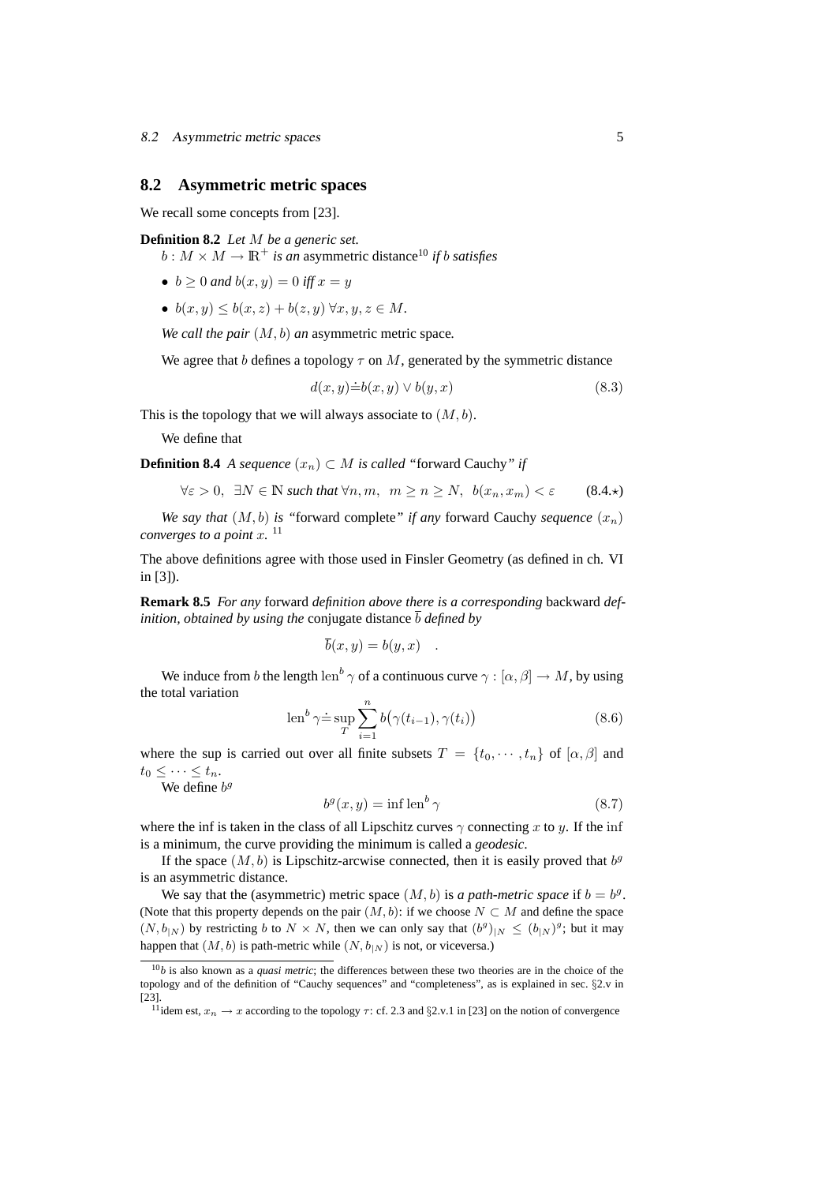## 8.2 Asymmetric metric spaces

We recall some concepts from [23].

**Definition 8.2** *Let $M$ be a generic set.*
$b : M \times M \to \mathbb{R}^+$ *is an* asymmetric distance[10] *if $b$ satisfies*

- $b \geq 0$ *and* $b(x, y) = 0$ *iff* $x = y$
- $b(x, y) \leq b(x, z) + b(z, y)\ \forall x, y, z \in M.$

*We call the pair $(M, b)$ an* asymmetric metric space*.*

We agree that $b$ defines a topology $\tau$ on $M$, generated by the symmetric distance

$$d(x, y) \doteq b(x, y) \vee b(y, x) \tag{8.3}$$

This is the topology that we will always associate to $(M, b)$.

We define that

**Definition 8.4** *A sequence $(x_n) \subset M$ is called "*forward Cauchy*" if*

$$\forall \varepsilon > 0,\ \ \exists N \in \mathbb{N} \text{ such that } \forall n, m,\ \ m \geq n \geq N,\ \ b(x_n, x_m) < \varepsilon \tag{8.4.$\star$}$$

*We say that $(M, b)$ is "*forward complete*" if any* forward Cauchy *sequence $(x_n)$ converges to a point $x$.* [11]

The above definitions agree with those used in Finsler Geometry (as defined in ch. VI in [3]).

**Remark 8.5** *For any* forward *definition above there is a corresponding* backward *definition, obtained by using the* conjugate distance $\overline{b}$ *defined by*

$$\overline{b}(x, y) = b(y, x) \quad .$$

We induce from $b$ the length $\text{len}^b\,\gamma$ of a continuous curve $\gamma : [\alpha, \beta] \to M$, by using the total variation

$$\text{len}^b\,\gamma \doteq \sup_T \sum_{i=1}^{n} b\big(\gamma(t_{i-1}), \gamma(t_i)\big) \tag{8.6}$$

where the sup is carried out over all finite subsets $T = \{t_0, \cdots, t_n\}$ of $[\alpha, \beta]$ and $t_0 \leq \cdots \leq t_n$.

We define $b^g$

$$b^g(x, y) = \inf \text{len}^b\,\gamma \tag{8.7}$$

where the inf is taken in the class of all Lipschitz curves $\gamma$ connecting $x$ to $y$. If the $\inf$ is a minimum, the curve providing the minimum is called a *geodesic*.

If the space $(M, b)$ is Lipschitz-arcwise connected, then it is easily proved that $b^g$ is an asymmetric distance.

We say that the (asymmetric) metric space $(M, b)$ is *a path-metric space* if $b = b^g$. (Note that this property depends on the pair $(M, b)$: if we choose $N \subset M$ and define the space $(N, b_{|N})$ by restricting $b$ to $N \times N$, then we can only say that $(b^g)_{|N} \leq (b_{|N})^g$; but it may happen that $(M, b)$ is path-metric while $(N, b_{|N})$ is not, or viceversa.)

---

[10] $b$ is also known as a *quasi metric*; the differences between these two theories are in the choice of the topology and of the definition of "Cauchy sequences" and "completeness", as is explained in sec. §2.v in [23].

[11] idem est, $x_n \to x$ according to the topology $\tau$: cf. 2.3 and §2.v.1 in [23] on the notion of convergence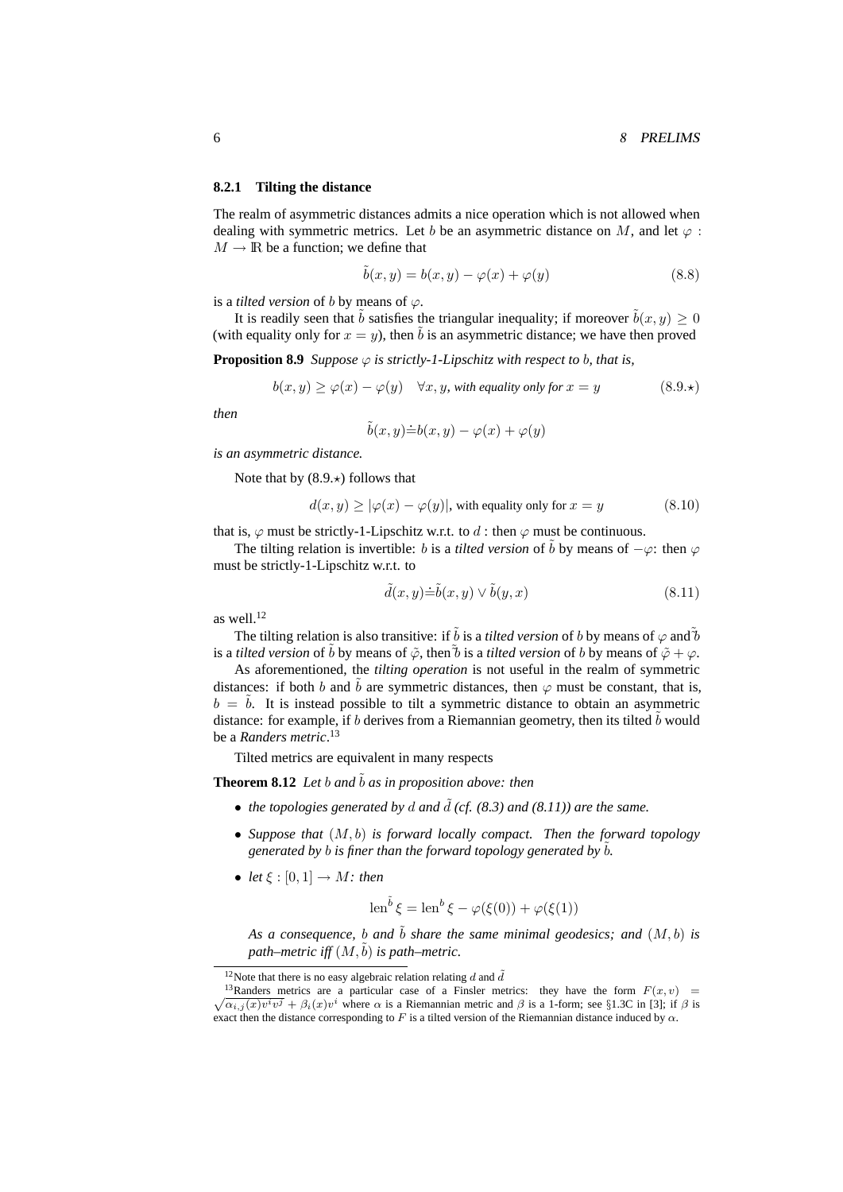### 8.2.1 Tilting the distance

The realm of asymmetric distances admits a nice operation which is not allowed when dealing with symmetric metrics. Let $b$ be an asymmetric distance on $M$, and let $\varphi : M \to \mathbb{R}$ be a function; we define that

$$\tilde{b}(x,y) = b(x,y) - \varphi(x) + \varphi(y) \tag{8.8}$$

is a *tilted version* of $b$ by means of $\varphi$.

It is readily seen that $\tilde{b}$ satisfies the triangular inequality; if moreover $\tilde{b}(x,y) \geq 0$ (with equality only for $x = y$), then $\tilde{b}$ is an asymmetric distance; we have then proved

**Proposition 8.9** *Suppose $\varphi$ is strictly-1-Lipschitz with respect to $b$, that is,*

$$b(x,y) \geq \varphi(x) - \varphi(y) \quad \forall x, y, \text{ with equality only for } x = y \tag{8.9.$\star$}$$

*then*

$$\tilde{b}(x,y) \doteq b(x,y) - \varphi(x) + \varphi(y)$$

*is an asymmetric distance.*

Note that by (8.9.$\star$) follows that

$$d(x,y) \geq |\varphi(x) - \varphi(y)|, \text{ with equality only for } x = y \tag{8.10}$$

that is, $\varphi$ must be strictly-1-Lipschitz w.r.t. to $d$ : then $\varphi$ must be continuous.

The tilting relation is invertible: $b$ is a *tilted version* of $\tilde{b}$ by means of $-\varphi$: then $\varphi$ must be strictly-1-Lipschitz w.r.t. to

$$\tilde{d}(x,y) \doteq \tilde{b}(x,y) \vee \tilde{b}(y,x) \tag{8.11}$$

as well.[12]

The tilting relation is also transitive: if $\tilde{b}$ is a *tilted version* of $b$ by means of $\varphi$ and $\tilde{\tilde{b}}$ is a *tilted version* of $\tilde{b}$ by means of $\tilde{\varphi}$, then $\tilde{\tilde{b}}$ is a *tilted version* of $b$ by means of $\tilde{\varphi} + \varphi$.

As aforementioned, the *tilting operation* is not useful in the realm of symmetric distances: if both $b$ and $\tilde{b}$ are symmetric distances, then $\varphi$ must be constant, that is, $b = \tilde{b}$. It is instead possible to tilt a symmetric distance to obtain an asymmetric distance: for example, if $b$ derives from a Riemannian geometry, then its tilted $\tilde{b}$ would be a *Randers metric*.[13]

Tilted metrics are equivalent in many respects

**Theorem 8.12** *Let $b$ and $\tilde{b}$ as in proposition above: then*

- *the topologies generated by $d$ and $\tilde{d}$ (cf. (8.3) and (8.11)) are the same.*
- *Suppose that $(M, b)$ is forward locally compact. Then the forward topology generated by $b$ is finer than the forward topology generated by $\tilde{b}$.*
- *let $\xi : [0,1] \to M$: then*

$$\operatorname{len}^{\tilde{b}} \xi = \operatorname{len}^{b} \xi - \varphi(\xi(0)) + \varphi(\xi(1))$$

*As a consequence, $b$ and $\tilde{b}$ share the same minimal geodesics; and $(M, b)$ is path–metric iff $(M, \tilde{b})$ is path–metric.*

---

[12] Note that there is no easy algebraic relation relating $d$ and $\tilde{d}$

[13] Randers metrics are a particular case of a Finsler metrics: they have the form $F(x,v) = \sqrt{\alpha_{i,j}(x)v^i v^j} + \beta_i(x)v^i$ where $\alpha$ is a Riemannian metric and $\beta$ is a 1-form; see §1.3C in [3]; if $\beta$ is exact then the distance corresponding to $F$ is a tilted version of the Riemannian distance induced by $\alpha$.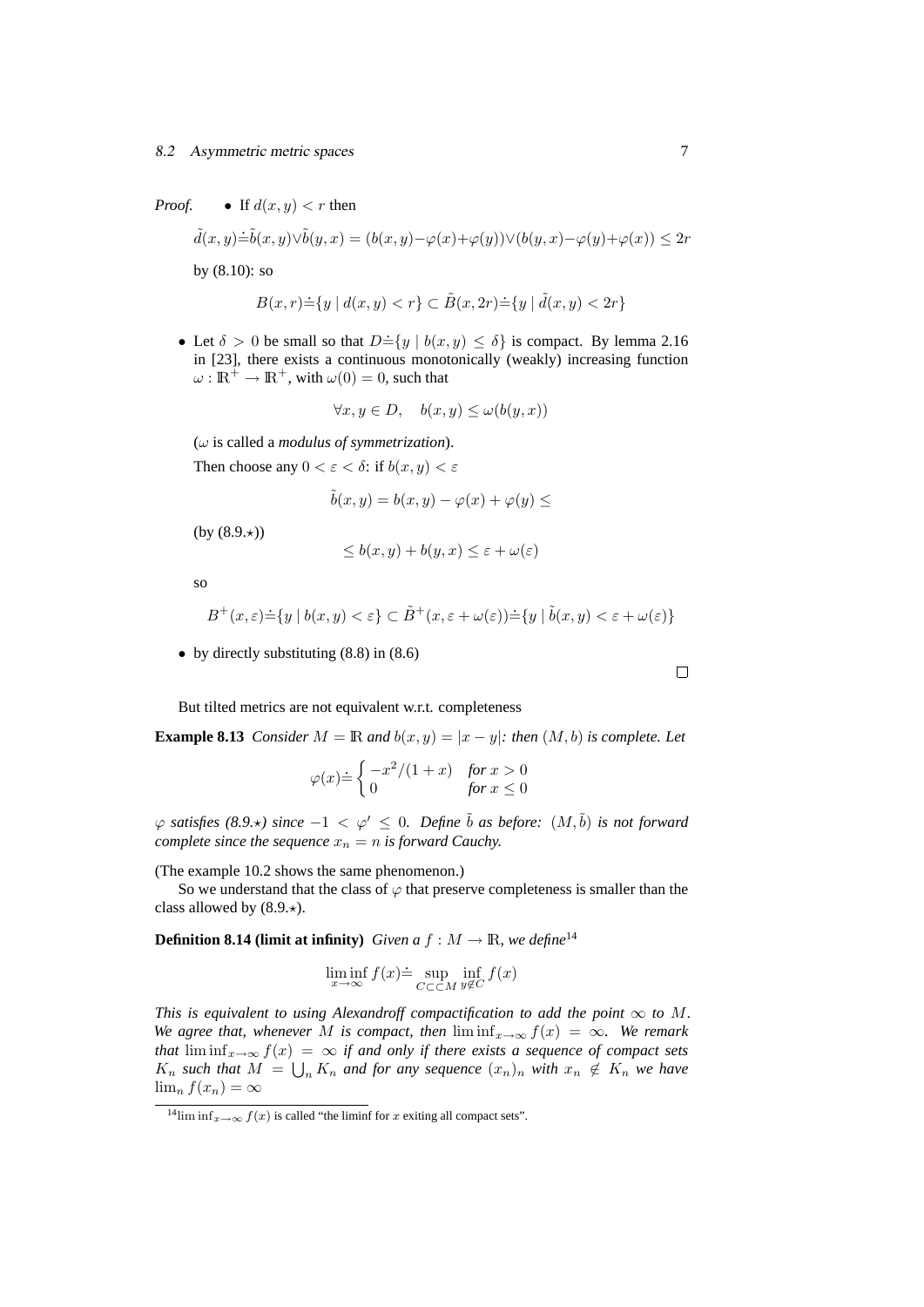*Proof.* • If $d(x, y) < r$ then

$$\tilde d(x,y) \doteq \tilde b(x,y) \vee \tilde b(y,x) = (b(x,y) - \varphi(x) + \varphi(y)) \vee (b(y,x) - \varphi(y) + \varphi(x)) \le 2r$$

by (8.10): so

$$B(x, r) \doteq \{y \mid d(x,y) < r\} \subset \tilde B(x, 2r) \doteq \{y \mid \tilde d(x,y) < 2r\}$$

- Let $\delta > 0$ be small so that $D \doteq \{y \mid b(x,y) \le \delta\}$ is compact. By lemma 2.16 in [23], there exists a continuous monotonically (weakly) increasing function $\omega : \mathbb{R}^+ \to \mathbb{R}^+$, with $\omega(0) = 0$, such that

  $$\forall x, y \in D, \quad b(x,y) \le \omega(b(y,x))$$

  ($\omega$ is called a *modulus of symmetrization*).

  Then choose any $0 < \varepsilon < \delta$: if $b(x,y) < \varepsilon$

  $$\tilde b(x,y) = b(x,y) - \varphi(x) + \varphi(y) \le$$

  (by (8.9.$\star$))

  $$\le b(x,y) + b(y,x) \le \varepsilon + \omega(\varepsilon)$$

  so

  $$B^+(x, \varepsilon) \doteq \{y \mid b(x,y) < \varepsilon\} \subset \tilde B^+(x, \varepsilon + \omega(\varepsilon)) \doteq \{y \mid \tilde b(x,y) < \varepsilon + \omega(\varepsilon)\}$$

- by directly substituting (8.8) in (8.6)

□

But tilted metrics are not equivalent w.r.t. completeness

**Example 8.13** *Consider $M = \mathbb{R}$ and $b(x,y) = |x - y|$: then $(M, b)$ is complete. Let*

$$\varphi(x) \doteq \begin{cases} -x^2/(1+x) & \text{for } x > 0 \\ 0 & \text{for } x \le 0 \end{cases}$$

*$\varphi$ satisfies (8.9.$\star$) since $-1 < \varphi' \le 0$. Define $\tilde b$ as before: $(M, \tilde b)$ is not forward complete since the sequence $x_n = n$ is forward Cauchy.*

(The example 10.2 shows the same phenomenon.)

So we understand that the class of $\varphi$ that preserve completeness is smaller than the class allowed by (8.9.$\star$).

**Definition 8.14 (limit at infinity)** *Given a $f : M \to \mathbb{R}$, we define*[14]

$$\liminf_{x \to \infty} f(x) \doteq \sup_{C \subset\subset M} \inf_{y \notin C} f(x)$$

*This is equivalent to using Alexandroff compactification to add the point $\infty$ to $M$. We agree that, whenever $M$ is compact, then $\liminf_{x\to\infty} f(x) = \infty$. We remark that $\liminf_{x\to\infty} f(x) = \infty$ if and only if there exists a sequence of compact sets $K_n$ such that $M = \bigcup_n K_n$ and for any sequence $(x_n)_n$ with $x_n \notin K_n$ we have $\lim_n f(x_n) = \infty$*

[14] $\liminf_{x\to\infty} f(x)$ is called "the liminf for $x$ exiting all compact sets".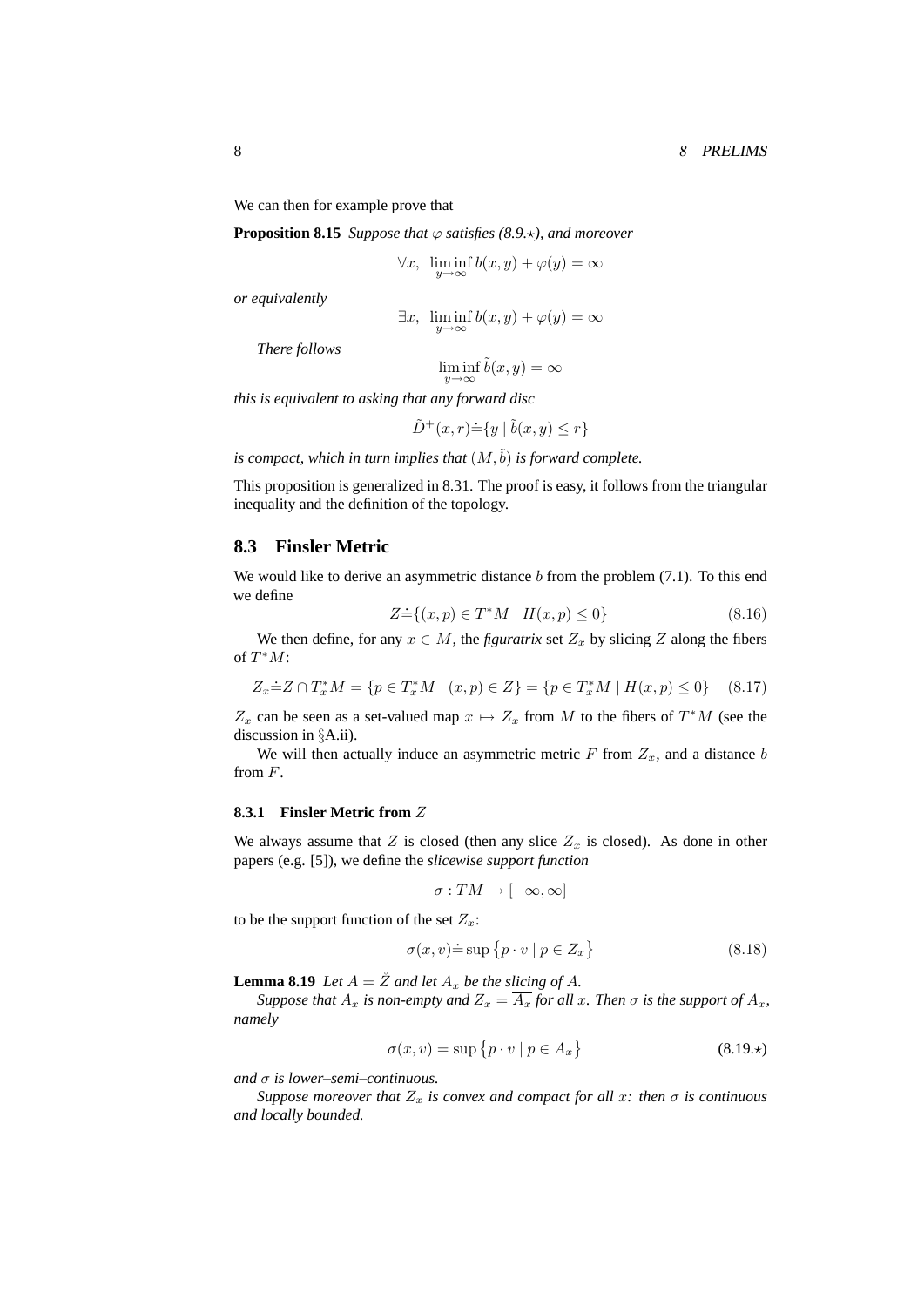We can then for example prove that

**Proposition 8.15** *Suppose that $\varphi$ satisfies (8.9.⋆), and moreover*

$$\forall x,\ \liminf_{y\to\infty} b(x,y)+\varphi(y)=\infty$$

*or equivalently*

$$\exists x,\ \liminf_{y\to\infty} b(x,y)+\varphi(y)=\infty$$

*There follows*

$$\liminf_{y\to\infty} \tilde b(x,y)=\infty$$

*this is equivalent to asking that any forward disc*

$$\tilde D^+(x,r) \doteq \{y \mid \tilde b(x,y)\le r\}$$

*is compact, which in turn implies that $(M,\tilde b)$ is forward complete.*

This proposition is generalized in 8.31. The proof is easy, it follows from the triangular inequality and the definition of the topology.

## 8.3 Finsler Metric

We would like to derive an asymmetric distance $b$ from the problem (7.1). To this end we define

$$Z \doteq \{(x,p)\in T^*M \mid H(x,p)\le 0\} \tag{8.16}$$

We then define, for any $x\in M$, the *figuratrix* set $Z_x$ by slicing $Z$ along the fibers of $T^*M$:

$$Z_x \doteq Z\cap T_x^*M = \{p\in T_x^*M \mid (x,p)\in Z\} = \{p\in T_x^*M \mid H(x,p)\le 0\} \tag{8.17}$$

$Z_x$ can be seen as a set-valued map $x\mapsto Z_x$ from $M$ to the fibers of $T^*M$ (see the discussion in §A.ii).

We will then actually induce an asymmetric metric $F$ from $Z_x$, and a distance $b$ from $F$.

### 8.3.1 Finsler Metric from $Z$

We always assume that $Z$ is closed (then any slice $Z_x$ is closed). As done in other papers (e.g. [5]), we define the *slicewise support function*

$$\sigma : TM \to [-\infty,\infty]$$

to be the support function of the set $Z_x$:

$$\sigma(x,v) \doteq \sup\{p\cdot v \mid p\in Z_x\} \tag{8.18}$$

**Lemma 8.19** *Let $A=\mathring{Z}$ and let $A_x$ be the slicing of $A$.*

*Suppose that $A_x$ is non-empty and $Z_x=\overline{A_x}$ for all $x$. Then $\sigma$ is the support of $A_x$, namely*

$$\sigma(x,v)=\sup\{p\cdot v \mid p\in A_x\} \tag{8.19.⋆}$$

*and $\sigma$ is lower–semi–continuous.*

*Suppose moreover that $Z_x$ is convex and compact for all $x$: then $\sigma$ is continuous and locally bounded.*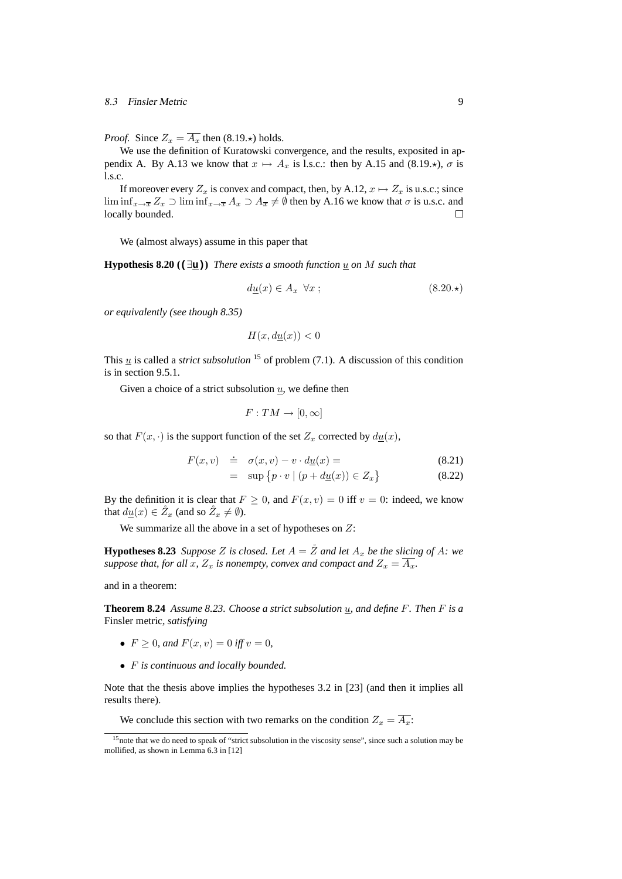*Proof.* Since $Z_x = \overline{A_x}$ then (8.19.$\star$) holds.

We use the definition of Kuratowski convergence, and the results, exposited in appendix A. By A.13 we know that $x \mapsto A_x$ is l.s.c.: then by A.15 and (8.19.$\star$), $\sigma$ is l.s.c.

If moreover every $Z_x$ is convex and compact, then, by A.12, $x \mapsto Z_x$ is u.s.c.; since $\liminf_{x \to \overline{x}} Z_x \supset \liminf_{x \to \overline{x}} A_x \supset A_{\overline{x}} \neq \emptyset$ then by A.16 we know that $\sigma$ is u.s.c. and locally bounded. □

We (almost always) assume in this paper that

**Hypothesis 8.20 (($\exists$u))** *There exists a smooth function $\underline{u}$ on $M$ such that*

$$d\underline{u}(x) \in A_x \quad \forall x \; ; \tag{8.20.$\star$}$$

*or equivalently (see though 8.35)*

$$H(x, d\underline{u}(x)) < 0$$

This $\underline{u}$ is called a *strict subsolution* [15] of problem (7.1). A discussion of this condition is in section 9.5.1.

Given a choice of a strict subsolution $\underline{u}$, we define then

$$F : TM \to [0, \infty]$$

so that $F(x, \cdot)$ is the support function of the set $Z_x$ corrected by $d\underline{u}(x)$,

$$F(x, v) \doteq \sigma(x, v) - v \cdot d\underline{u}(x) = \tag{8.21}$$

$$= \sup \left\{ p \cdot v \mid (p + d\underline{u}(x)) \in Z_x \right\} \tag{8.22}$$

By the definition it is clear that $F \geq 0$, and $F(x, v) = 0$ iff $v = 0$: indeed, we know that $d\underline{u}(x) \in \mathring{Z}_x$ (and so $\mathring{Z}_x \neq \emptyset$).

We summarize all the above in a set of hypotheses on $Z$:

**Hypotheses 8.23** *Suppose $Z$ is closed. Let $A = \mathring{Z}$ and let $A_x$ be the slicing of $A$: we suppose that, for all $x$, $Z_x$ is nonempty, convex and compact and $Z_x = \overline{A_x}$.*

and in a theorem:

**Theorem 8.24** *Assume 8.23. Choose a strict subsolution $\underline{u}$, and define $F$. Then $F$ is a* Finsler metric, *satisfying*

- *$F \geq 0$, and $F(x, v) = 0$ iff $v = 0$,*
- *$F$ is continuous and locally bounded.*

Note that the thesis above implies the hypotheses 3.2 in [23] (and then it implies all results there).

We conclude this section with two remarks on the condition $Z_x = \overline{A_x}$:

[15] note that we do need to speak of "strict subsolution in the viscosity sense", since such a solution may be mollified, as shown in Lemma 6.3 in [12]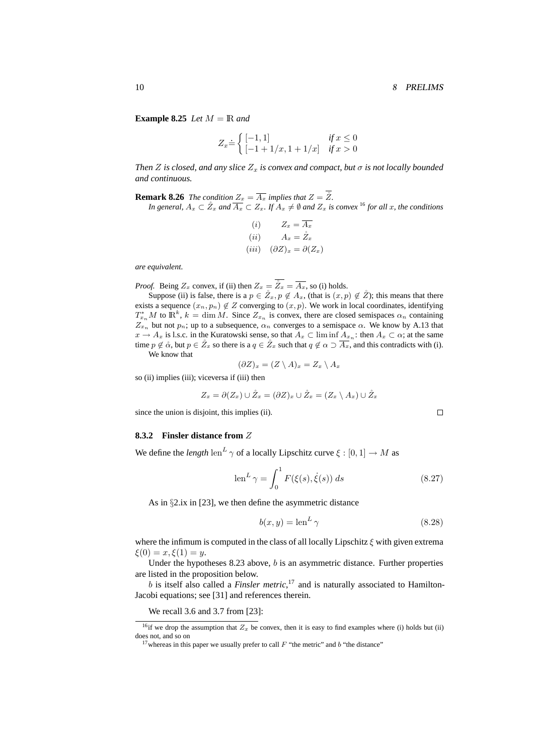**Example 8.25** *Let $M = \mathbb{R}$ and*

$$Z_x \doteq \begin{cases} [-1,1] & \text{if } x \le 0 \\ [-1+1/x, 1+1/x] & \text{if } x > 0 \end{cases}$$

*Then $Z$ is closed, and any slice $Z_x$ is convex and compact, but $\sigma$ is not locally bounded and continuous.*

**Remark 8.26** *The condition $Z_x = \overline{A_x}$ implies that $Z = \overline{\mathring{Z}}$.*

*In general, $A_x \subset \mathring{Z}_x$ and $\overline{A_x} \subset Z_x$. If $A_x \neq \emptyset$ and $Z_x$ is convex* [16] *for all $x$, the conditions*

$$\begin{array}{ll} (i) & Z_x = \overline{A_x} \\ (ii) & A_x = \mathring{Z}_x \\ (iii) & (\partial Z)_x = \partial(Z_x) \end{array}$$

*are equivalent.*

*Proof.* Being $Z_x$ convex, if (ii) then $Z_x = \overline{\mathring{Z}_x} = \overline{A_x}$, so (i) holds.

Suppose (ii) is false, there is a $p \in \mathring{Z}_x, p \notin A_x$, (that is $(x,p) \notin \mathring{Z}$); this means that there exists a sequence $(x_n, p_n) \notin Z$ converging to $(x,p)$. We work in local coordinates, identifying $T^*_{x_n} M$ to $\mathbb{R}^k$, $k = \dim M$. Since $Z_{x_n}$ is convex, there are closed semispaces $\alpha_n$ containing $Z_{x_n}$ but not $p_n$; up to a subsequence, $\alpha_n$ converges to a semispace $\alpha$. We know by A.13 that $x \to A_x$ is l.s.c. in the Kuratowski sense, so that $A_x \subset \liminf A_{x_n}$: then $A_x \subset \alpha$; at the same time $p \notin \mathring{\alpha}$, but $p \in \mathring{Z}_x$ so there is a $q \in \mathring{Z}_x$ such that $q \notin \alpha \supset \overline{A_x}$, and this contradicts with (i).

We know that

$$(\partial Z)_x = (Z \setminus A)_x = Z_x \setminus A_x$$

so (ii) implies (iii); viceversa if (iii) then

$$Z_x = \partial(Z_x) \cup \mathring{Z}_x = (\partial Z)_x \cup \mathring{Z}_x = (Z_x \setminus A_x) \cup \mathring{Z}_x$$

since the union is disjoint, this implies (ii). □

### 8.3.2 Finsler distance from $Z$

We define the *length* $\mathrm{len}^L \gamma$ of a locally Lipschitz curve $\xi : [0,1] \to M$ as

$$\mathrm{len}^L \gamma = \int_0^1 F(\xi(s), \dot{\xi}(s)) \, ds \tag{8.27}$$

As in §2.ix in [23], we then define the asymmetric distance

$$b(x,y) = \mathrm{len}^L \gamma \tag{8.28}$$

where the infimum is computed in the class of all locally Lipschitz $\xi$ with given extrema $\xi(0) = x, \xi(1) = y$.

Under the hypotheses 8.23 above, $b$ is an asymmetric distance. Further properties are listed in the proposition below.

$b$ is itself also called a *Finsler metric*,[17] and is naturally associated to Hamilton-Jacobi equations; see [31] and references therein.

We recall 3.6 and 3.7 from [23]:

[16] if we drop the assumption that $Z_x$ be convex, then it is easy to find examples where (i) holds but (ii) does not, and so on

[17] whereas in this paper we usually prefer to call $F$ "the metric" and $b$ "the distance"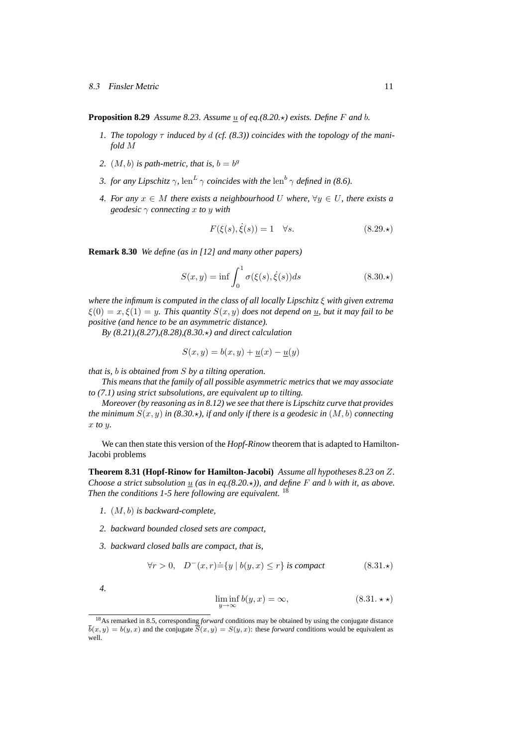**Proposition 8.29** *Assume 8.23. Assume $\underline{u}$ of eq.(8.20.$\star$) exists. Define $F$ and $b$.*

1. *The topology $\tau$ induced by $d$ (cf. (8.3)) coincides with the topology of the manifold $M$*
2. *$(M, b)$ is path-metric, that is, $b = b^g$*
3. *for any Lipschitz $\gamma$, $\operatorname{len}^L \gamma$ coincides with the $\operatorname{len}^b \gamma$ defined in (8.6).*
4. *For any $x \in M$ there exists a neighbourhood $U$ where, $\forall y \in U$, there exists a geodesic $\gamma$ connecting $x$ to $y$ with*

$$F(\xi(s), \dot{\xi}(s)) = 1 \quad \forall s. \tag{8.29.$\star$}$$

**Remark 8.30** *We define (as in [12] and many other papers)*

$$S(x, y) = \inf \int_0^1 \sigma(\xi(s), \dot{\xi}(s)) ds \tag{8.30.$\star$}$$

*where the infimum is computed in the class of all locally Lipschitz $\xi$ with given extrema $\xi(0) = x, \xi(1) = y$. This quantity $S(x, y)$ does not depend on $\underline{u}$, but it may fail to be positive (and hence to be an asymmetric distance).*

*By (8.21),(8.27),(8.28),(8.30.$\star$) and direct calculation*

$$S(x, y) = b(x, y) + \underline{u}(x) - \underline{u}(y)$$

*that is, $b$ is obtained from $S$ by a tilting operation.*

*This means that the family of all possible asymmetric metrics that we may associate to (7.1) using strict subsolutions, are equivalent up to tilting.*

*Moreover (by reasoning as in 8.12) we see that there is Lipschitz curve that provides the minimum $S(x, y)$ in (8.30.$\star$), if and only if there is a geodesic in $(M, b)$ connecting $x$ to $y$.*

We can then state this version of the *Hopf-Rinow* theorem that is adapted to Hamilton-Jacobi problems

**Theorem 8.31 (Hopf-Rinow for Hamilton-Jacobi)** *Assume all hypotheses 8.23 on $Z$. Choose a strict subsolution $\underline{u}$ (as in eq.(8.20.$\star$)), and define $F$ and $b$ with it, as above. Then the conditions 1-5 here following are equivalent.* [18]

1. *$(M, b)$ is backward-complete,*
2. *backward bounded closed sets are compact,*
3. *backward closed balls are compact, that is,*

$$\forall r > 0, \quad D^-(x, r) \doteq \{y \mid b(y, x) \leq r\} \text{ is compact} \tag{8.31.$\star$}$$

4. $$\liminf_{y \to \infty} b(y, x) = \infty, \tag{8.31.$\star\star$}$$

[18] As remarked in 8.5, corresponding *forward* conditions may be obtained by using the conjugate distance $\overline{b}(x, y) = b(y, x)$ and the conjugate $\overline{S}(x, y) = S(y, x)$: these *forward* conditions would be equivalent as well.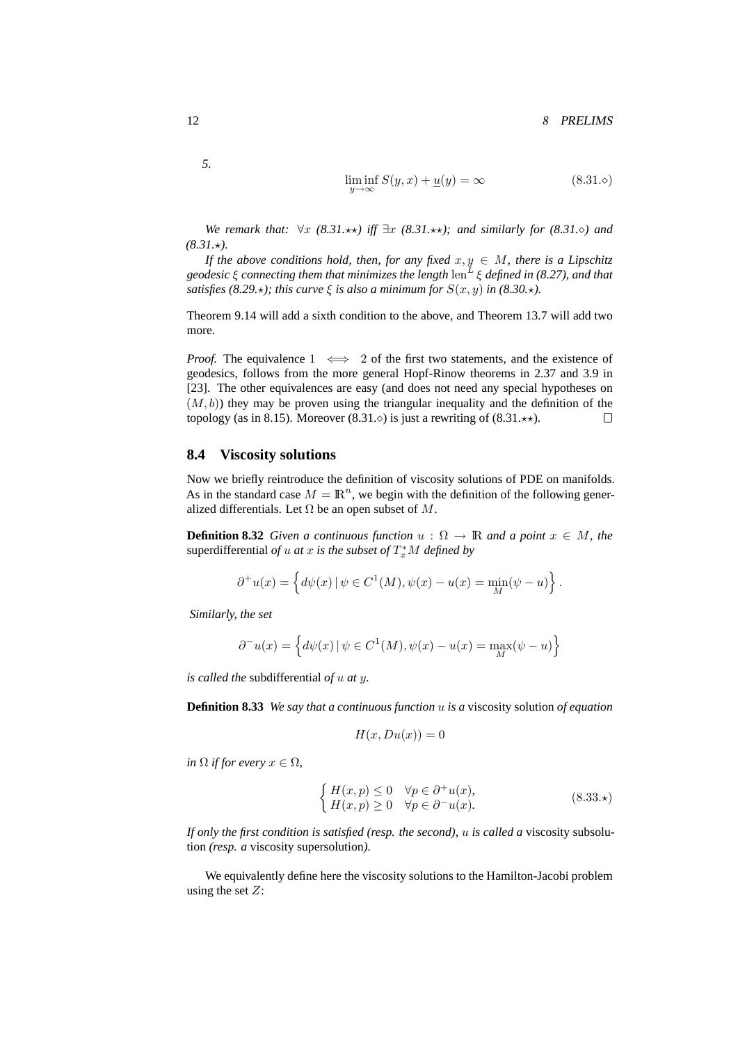*5.*

$$\liminf_{y\to\infty} S(y,x) + \underline{u}(y) = \infty \tag{8.31.$\diamond$}$$

*We remark that: $\forall x$ (8.31.$\star\star$) iff $\exists x$ (8.31.$\star\star$); and similarly for (8.31.$\diamond$) and (8.31.$\star$).*

*If the above conditions hold, then, for any fixed $x, y \in M$, there is a Lipschitz geodesic $\xi$ connecting them that minimizes the length $\operatorname{len}^L \xi$ defined in (8.27), and that satisfies (8.29.$\star$); this curve $\xi$ is also a minimum for $S(x,y)$ in (8.30.$\star$).*

Theorem 9.14 will add a sixth condition to the above, and Theorem 13.7 will add two more.

*Proof.* The equivalence $1 \iff 2$ of the first two statements, and the existence of geodesics, follows from the more general Hopf-Rinow theorems in 2.37 and 3.9 in [23]. The other equivalences are easy (and does not need any special hypotheses on $(M, b)$) they may be proven using the triangular inequality and the definition of the topology (as in 8.15). Moreover (8.31.$\diamond$) is just a rewriting of (8.31.$\star\star$). $\square$

## 8.4 Viscosity solutions

Now we briefly reintroduce the definition of viscosity solutions of PDE on manifolds. As in the standard case $M = \mathbb{R}^n$, we begin with the definition of the following generalized differentials. Let $\Omega$ be an open subset of $M$.

**Definition 8.32** *Given a continuous function $u : \Omega \to \mathbb{R}$ and a point $x \in M$, the* superdifferential *of $u$ at $x$ is the subset of $T_x^*M$ defined by*

$$\partial^+ u(x) = \left\{ d\psi(x) \,|\, \psi \in C^1(M), \psi(x) - u(x) = \min_M(\psi - u) \right\}.$$

*Similarly, the set*

$$\partial^- u(x) = \left\{ d\psi(x) \,|\, \psi \in C^1(M), \psi(x) - u(x) = \max_M(\psi - u) \right\}$$

*is called the* subdifferential *of $u$ at $y$.*

**Definition 8.33** *We say that a continuous function $u$ is a* viscosity solution *of equation*

$$H(x, Du(x)) = 0$$

*in $\Omega$ if for every $x \in \Omega$,*

$$\begin{cases} H(x,p) \le 0 & \forall p \in \partial^+ u(x), \\ H(x,p) \ge 0 & \forall p \in \partial^- u(x). \end{cases} \tag{8.33.$\star$}$$

*If only the first condition is satisfied (resp. the second), $u$ is called a* viscosity subsolution *(resp. a* viscosity supersolution*).*

We equivalently define here the viscosity solutions to the Hamilton-Jacobi problem using the set $Z$: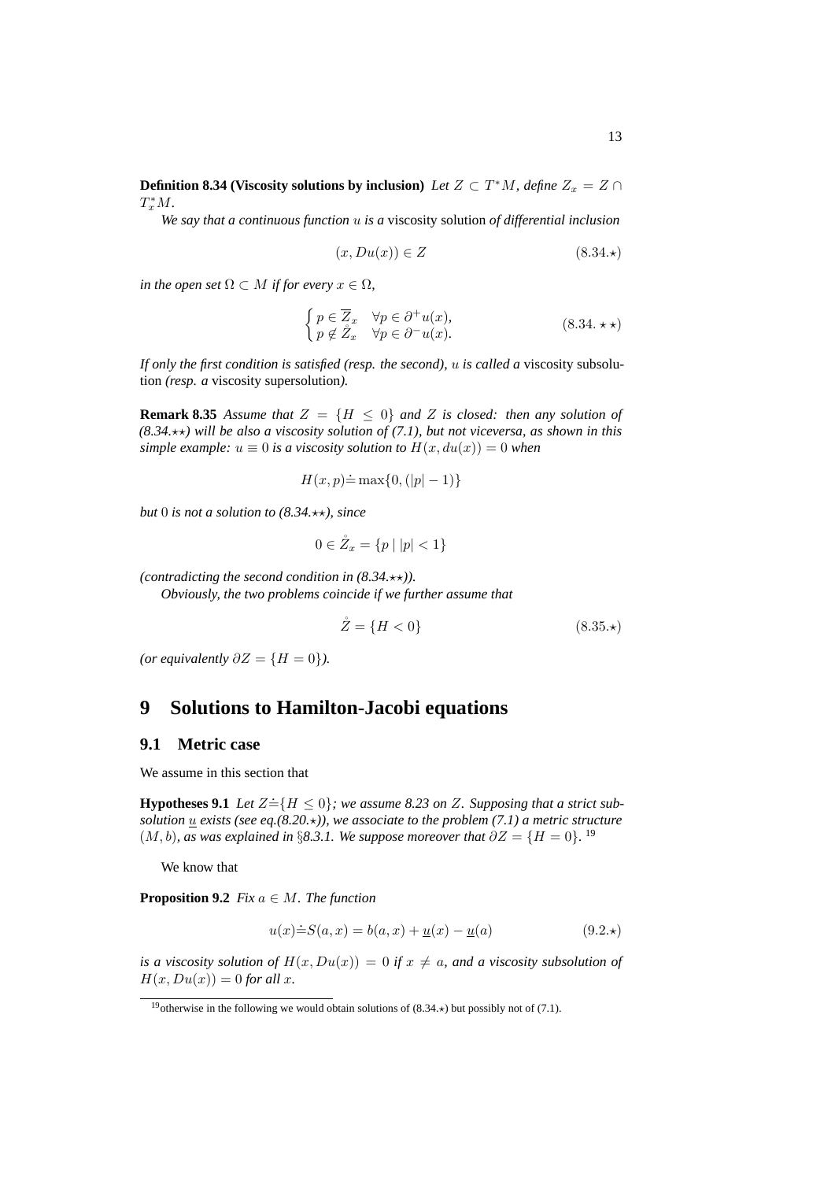**Definition 8.34 (Viscosity solutions by inclusion)** *Let $Z \subset T^*M$, define $Z_x = Z \cap T^*_x M$.*

*We say that a continuous function $u$ is a* viscosity solution *of differential inclusion*

$$(x, Du(x)) \in Z \tag{8.34.$\star$}$$

*in the open set $\Omega \subset M$ if for every $x \in \Omega$,*

$$\begin{cases} p \in \overline{Z}_x & \forall p \in \partial^+ u(x), \\ p \notin \mathring{Z}_x & \forall p \in \partial^- u(x). \end{cases} \tag{8.34.$\star\star$}$$

*If only the first condition is satisfied (resp. the second), $u$ is called a* viscosity subsolution *(resp. a* viscosity supersolution*).*

**Remark 8.35** *Assume that $Z = \{H \le 0\}$ and $Z$ is closed: then any solution of (8.34.$\star\star$) will be also a viscosity solution of (7.1), but not viceversa, as shown in this simple example: $u \equiv 0$ is a viscosity solution to $H(x, du(x)) = 0$ when*

$$H(x, p) \doteq \max\{0, (|p| - 1)\}$$

*but $0$ is not a solution to (8.34.$\star\star$), since*

$$0 \in \mathring{Z}_x = \{p \mid |p| < 1\}$$

*(contradicting the second condition in (8.34.$\star\star$)).*

*Obviously, the two problems coincide if we further assume that*

$$\mathring{Z} = \{H < 0\} \tag{8.35.$\star$}$$

*(or equivalently $\partial Z = \{H = 0\}$).*

# 9 Solutions to Hamilton-Jacobi equations

## 9.1 Metric case

We assume in this section that

**Hypotheses 9.1** *Let $Z \doteq \{H \le 0\}$; we assume 8.23 on $Z$. Supposing that a strict subsolution $\underline{u}$ exists (see eq.(8.20.$\star$)), we associate to the problem (7.1) a metric structure $(M, b)$, as was explained in §8.3.1. We suppose moreover that $\partial Z = \{H = 0\}$.* [19]

We know that

**Proposition 9.2** *Fix $a \in M$. The function*

$$u(x) \doteq S(a, x) = b(a, x) + \underline{u}(x) - \underline{u}(a) \tag{9.2.$\star$}$$

*is a viscosity solution of $H(x, Du(x)) = 0$ if $x \neq a$, and a viscosity subsolution of $H(x, Du(x)) = 0$ for all $x$.*

[19] otherwise in the following we would obtain solutions of (8.34.$\star$) but possibly not of (7.1).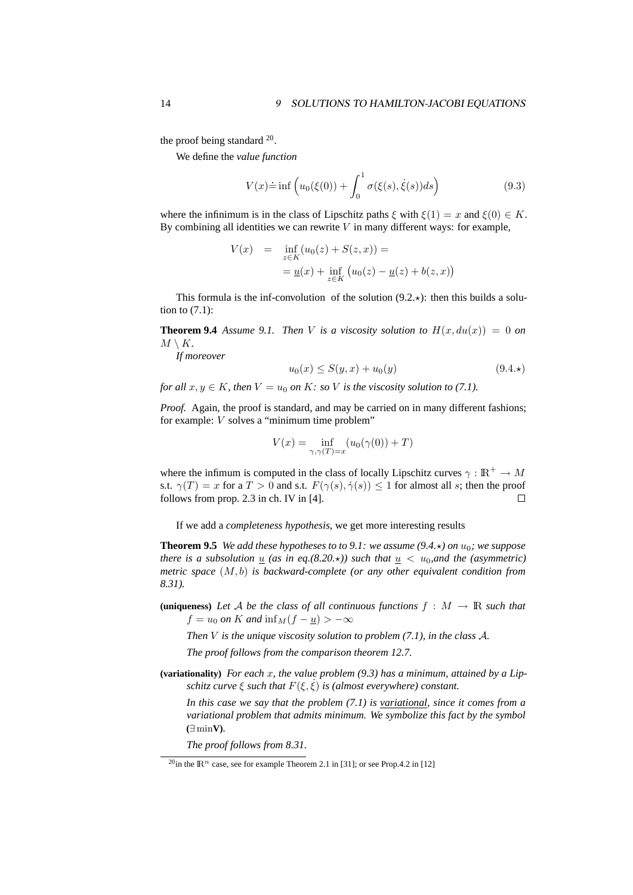the proof being standard [20].

We define the *value function*

$$V(x) \doteq \inf \Big( u_0(\xi(0)) + \int_0^1 \sigma(\xi(s), \dot\xi(s)) ds \Big) \tag{9.3}$$

where the infinimum is in the class of Lipschitz paths $\xi$ with $\xi(1) = x$ and $\xi(0) \in K$. By combining all identities we can rewrite $V$ in many different ways: for example,

$$\begin{aligned} V(x) &= \inf_{z \in K} (u_0(z) + S(z, x)) = \\ &= \underline{u}(x) + \inf_{z \in K} \big( u_0(z) - \underline{u}(z) + b(z, x) \big) \end{aligned}$$

This formula is the inf-convolution of the solution (9.2.$\star$): then this builds a solution to (7.1):

**Theorem 9.4** *Assume 9.1. Then $V$ is a viscosity solution to $H(x, du(x)) = 0$ on $M \setminus K$.*

*If moreover*

$$u_0(x) \le S(y, x) + u_0(y) \tag{9.4.$\star$}$$

*for all $x, y \in K$, then $V = u_0$ on $K$: so $V$ is the viscosity solution to (7.1).*

*Proof.* Again, the proof is standard, and may be carried on in many different fashions; for example: $V$ solves a "minimum time problem"

$$V(x) = \inf_{\gamma, \gamma(T) = x} (u_0(\gamma(0)) + T)$$

where the infimum is computed in the class of locally Lipschitz curves $\gamma : \mathbb{R}^+ \to M$ s.t. $\gamma(T) = x$ for a $T > 0$ and s.t. $F(\gamma(s), \dot\gamma(s)) \le 1$ for almost all $s$; then the proof follows from prop. 2.3 in ch. IV in [4]. □

If we add a *completeness hypothesis*, we get more interesting results

**Theorem 9.5** *We add these hypotheses to to 9.1: we assume (9.4.$\star$) on $u_0$; we suppose there is a subsolution $\underline{u}$ (as in eq.(8.20.$\star$)) such that $\underline{u} < u_0$, and the (asymmetric) metric space $(M, b)$ is backward-complete (or any other equivalent condition from 8.31).*

**(uniqueness)** *Let $\mathcal{A}$ be the class of all continuous functions $f : M \to \mathbb{R}$ such that $f = u_0$ on $K$ and $\inf_M (f - \underline{u}) > -\infty$*

*Then $V$ is the unique viscosity solution to problem (7.1), in the class $\mathcal{A}$.*

*The proof follows from the comparison theorem 12.7.*

**(variationality)** *For each $x$, the value problem (9.3) has a minimum, attained by a Lipschitz curve $\xi$ such that $F(\xi, \dot\xi)$ is (almost everywhere) constant.*

*In this case we say that the problem (7.1) is <u>variational</u>, since it comes from a variational problem that admits minimum. We symbolize this fact by the symbol* **($\exists \min$V)**.

*The proof follows from 8.31.*

---

[20] in the $\mathbb{R}^n$ case, see for example Theorem 2.1 in [31]; or see Prop.4.2 in [12]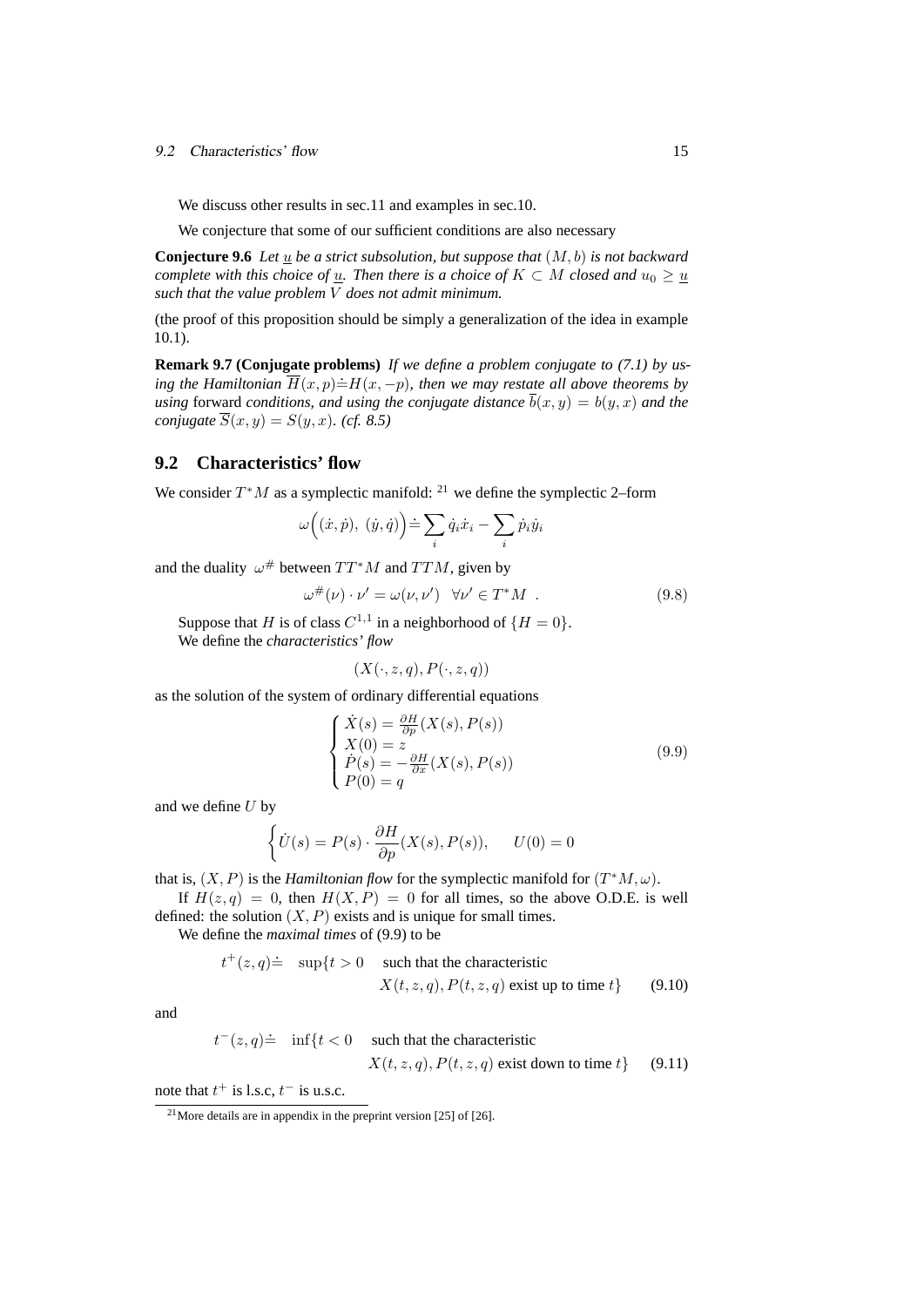We discuss other results in sec.11 and examples in sec.10.

We conjecture that some of our sufficient conditions are also necessary

**Conjecture 9.6** *Let $\underline{u}$ be a strict subsolution, but suppose that $(M, b)$ is not backward complete with this choice of $\underline{u}$. Then there is a choice of $K \subset M$ closed and $u_0 \geq \underline{u}$ such that the value problem $V$ does not admit minimum.*

(the proof of this proposition should be simply a generalization of the idea in example 10.1).

**Remark 9.7 (Conjugate problems)** *If we define a problem conjugate to (7.1) by using the Hamiltonian $\overline{H}(x,p) \doteq H(x,-p)$, then we may restate all above theorems by using* forward *conditions, and using the conjugate distance $\overline{b}(x,y) = b(y,x)$ and the conjugate $\overline{S}(x,y) = S(y,x)$. (cf. 8.5)*

## 9.2 Characteristics' flow

We consider $T^*M$ as a symplectic manifold: [21] we define the symplectic 2–form

$$\omega\Big((\dot{x},\dot{p}),\ (\dot{y},\dot{q})\Big) \doteq \sum_i \dot{q}_i \dot{x}_i - \sum_i \dot{p}_i \dot{y}_i$$

and the duality $\omega^\#$ between $TT^*M$ and $TTM$, given by

$$\omega^\#(\nu) \cdot \nu' = \omega(\nu, \nu') \quad \forall \nu' \in T^*M \ . \tag{9.8}$$

Suppose that $H$ is of class $C^{1,1}$ in a neighborhood of $\{H = 0\}$.
We define the *characteristics' flow*

$$(X(\cdot, z, q), P(\cdot, z, q))$$

as the solution of the system of ordinary differential equations

$$\begin{cases} \dot{X}(s) = \frac{\partial H}{\partial p}(X(s), P(s)) \\ X(0) = z \\ \dot{P}(s) = -\frac{\partial H}{\partial x}(X(s), P(s)) \\ P(0) = q \end{cases} \tag{9.9}$$

and we define $U$ by

$$\left\{ \dot{U}(s) = P(s) \cdot \frac{\partial H}{\partial p}(X(s), P(s)), \qquad U(0) = 0 \right.$$

that is, $(X, P)$ is the *Hamiltonian flow* for the symplectic manifold for $(T^*M, \omega)$.

If $H(z,q) = 0$, then $H(X,P) = 0$ for all times, so the above O.D.E. is well defined: the solution $(X, P)$ exists and is unique for small times.

We define the *maximal times* of (9.9) to be

$$t^+(z,q) \doteq \sup\{t > 0 \quad \text{such that the characteristic } X(t,z,q), P(t,z,q) \text{ exist up to time } t\} \tag{9.10}$$

and

$$t^-(z,q) \doteq \inf\{t < 0 \quad \text{such that the characteristic } X(t,z,q), P(t,z,q) \text{ exist down to time } t\} \tag{9.11}$$

note that $t^+$ is l.s.c, $t^-$ is u.s.c.

[21] More details are in appendix in the preprint version [25] of [26].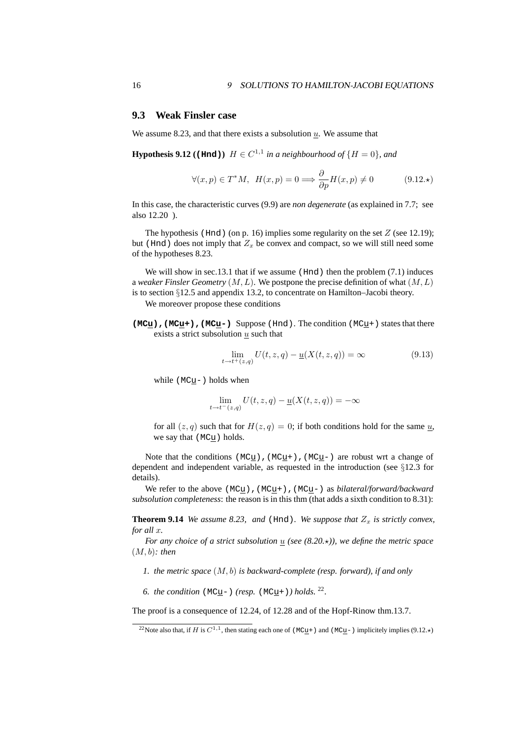## 9.3 Weak Finsler case

We assume 8.23, and that there exists a subsolution $\underline{u}$. We assume that

**Hypothesis 9.12 (`(Hnd)`)** *$H \in C^{1,1}$ in a neighbourhood of $\{H = 0\}$, and*

$$\forall (x,p) \in T^*M, \;\; H(x,p) = 0 \Longrightarrow \frac{\partial}{\partial p} H(x,p) \neq 0 \qquad (9.12.\star)$$

In this case, the characteristic curves (9.9) are *non degenerate* (as explained in 7.7; see also 12.20 ).

The hypothesis `(Hnd)` (on p. 16) implies some regularity on the set $Z$ (see 12.19); but `(Hnd)` does not imply that $Z_x$ be convex and compact, so we will still need some of the hypotheses 8.23.

We will show in sec.13.1 that if we assume `(Hnd)` then the problem (7.1) induces a *weaker Finsler Geometry* $(M, L)$. We postpone the precise definition of what $(M, L)$ is to section §12.5 and appendix 13.2, to concentrate on Hamilton–Jacobi theory.

We moreover propose these conditions

**`(MCu),(MCu+),(MCu-)`** Suppose `(Hnd)`. The condition `(MCu+)` states that there exists a strict subsolution $\underline{u}$ such that

$$\lim_{t \to t^+(z,q)} U(t,z,q) - \underline{u}(X(t,z,q)) = \infty \qquad (9.13)$$

while `(MCu-)` holds when

$$\lim_{t \to t^-(z,q)} U(t,z,q) - \underline{u}(X(t,z,q)) = -\infty$$

for all $(z,q)$ such that for $H(z,q) = 0$; if both conditions hold for the same $\underline{u}$, we say that `(MCu)` holds.

Note that the conditions `(MCu),(MCu+),(MCu-)` are robust wrt a change of dependent and independent variable, as requested in the introduction (see §12.3 for details).

We refer to the above `(MCu),(MCu+),(MCu-)` as *bilateral/forward/backward subsolution completeness*: the reason is in this thm (that adds a sixth condition to 8.31):

**Theorem 9.14** *We assume 8.23, and* `(Hnd)`. *We suppose that $Z_x$ is strictly convex, for all $x$.*

*For any choice of a strict subsolution $\underline{u}$ (see (8.20.⋆)), we define the metric space $(M, b)$: then*

1. *the metric space $(M, b)$ is backward-complete (resp. forward), if and only*

6. *the condition* `(MCu-)` *(resp.* `(MCu+)`*) holds.* [22].

The proof is a consequence of 12.24, of 12.28 and of the Hopf-Rinow thm.13.7.

[22] Note also that, if $H$ is $C^{1,1}$, then stating each one of `(MCu+)` and `(MCu-)` implicitely implies (9.12.⋆)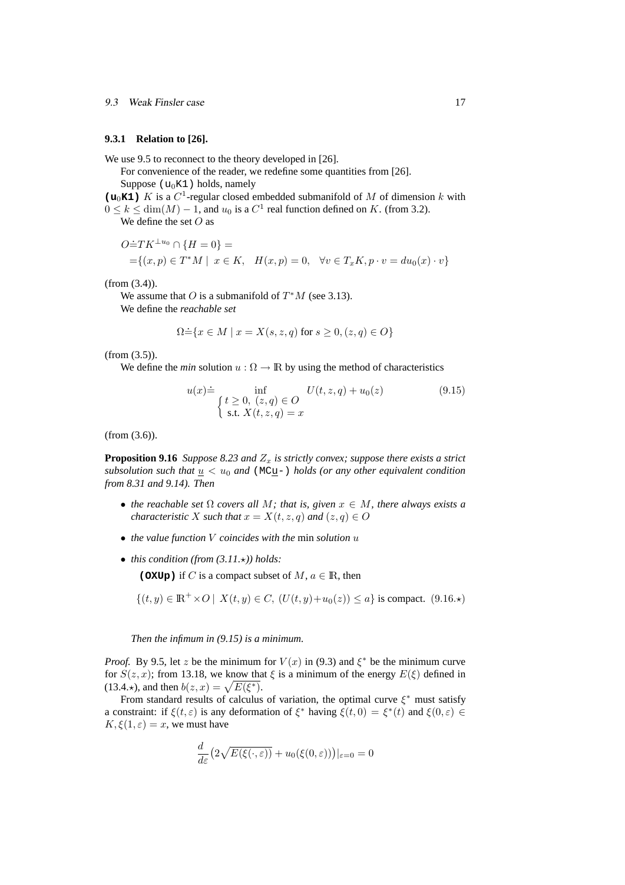### 9.3.1 Relation to [26].

We use 9.5 to reconnect to the theory developed in [26].

For convenience of the reader, we redefine some quantities from [26].

Suppose ($\mathtt{u}_0\mathtt{K1}$) holds, namely

**($\mathtt{u}_0\mathtt{K1}$)** $K$ is a $C^1$-regular closed embedded submanifold of $M$ of dimension $k$ with $0 \le k \le \dim(M) - 1$, and $u_0$ is a $C^1$ real function defined on $K$. (from 3.2).

We define the set $O$ as

$$
\begin{aligned}
O \doteq & TK^{\perp u_0} \cap \{H = 0\} = \\
= & \{(x,p) \in T^*M \mid x \in K, \quad H(x,p) = 0, \quad \forall v \in T_xK, p \cdot v = du_0(x) \cdot v\}
\end{aligned}
$$

(from (3.4)).

We assume that $O$ is a submanifold of $T^*M$ (see 3.13).

We define the *reachable set*

$$
\Omega \doteq \{x \in M \mid x = X(s,z,q) \text{ for } s \ge 0, (z,q) \in O\}
$$

(from (3.5)).

We define the *min* solution $u : \Omega \to \mathbb{R}$ by using the method of characteristics

$$
u(x) \doteq \inf_{\begin{cases} t \ge 0, \ (z,q) \in O \\ \text{s.t. } X(t,z,q) = x \end{cases}} U(t,z,q) + u_0(z) \tag{9.15}
$$

(from (3.6)).

**Proposition 9.16** *Suppose 8.23 and $Z_x$ is strictly convex; suppose there exists a strict subsolution such that $\underline{u} < u_0$ and* ($\mathtt{MC}\underline{\mathtt{u}}\mathtt{-}$) *holds (or any other equivalent condition from 8.31 and 9.14). Then*

- *the reachable set $\Omega$ covers all $M$; that is, given $x \in M$, there always exists a characteristic $X$ such that $x = X(t,z,q)$ and $(z,q) \in O$*
- *the value function $V$ coincides with the* min *solution $u$*
- *this condition (from (3.11.$\star$)) holds:*

  **(OXUp)** if $C$ is a compact subset of $M$, $a \in \mathbb{R}$, then

  $$
  \{(t,y) \in \mathbb{R}^+ \times O \mid \ X(t,y) \in C, \ (U(t,y) + u_0(z)) \le a\} \text{ is compact.} \tag{9.16.$\star$}
  $$

*Then the infimum in (9.15) is a minimum.*

*Proof.* By 9.5, let $z$ be the minimum for $V(x)$ in (9.3) and $\xi^*$ be the minimum curve for $S(z,x)$; from 13.18, we know that $\xi$ is a minimum of the energy $E(\xi)$ defined in (13.4.$\star$), and then $b(z,x) = \sqrt{E(\xi^*)}$.

From standard results of calculus of variation, the optimal curve $\xi^*$ must satisfy a constraint: if $\xi(t,\varepsilon)$ is any deformation of $\xi^*$ having $\xi(t,0) = \xi^*(t)$ and $\xi(0,\varepsilon) \in K, \xi(1,\varepsilon) = x$, we must have

$$
\frac{d}{d\varepsilon}\big(2\sqrt{E(\xi(\cdot,\varepsilon))} + u_0(\xi(0,\varepsilon))\big)|_{\varepsilon=0} = 0
$$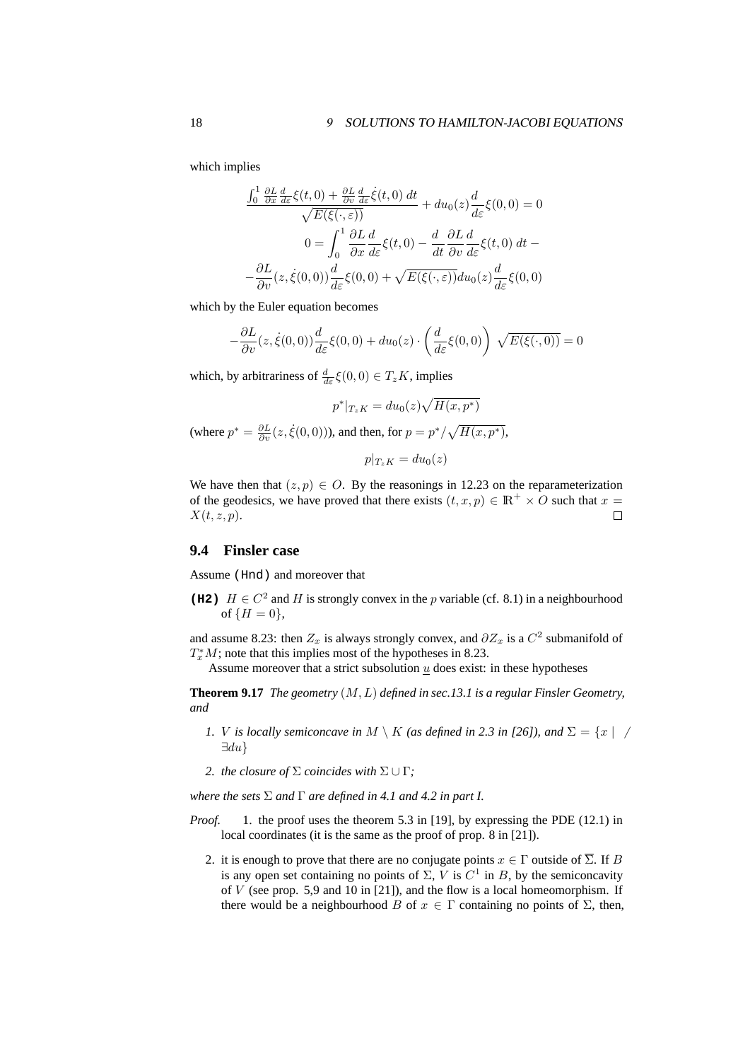which implies

$$\frac{\int_0^1 \frac{\partial L}{\partial x}\frac{d}{d\varepsilon}\xi(t,0) + \frac{\partial L}{\partial v}\frac{d}{d\varepsilon}\dot{\xi}(t,0)\,dt}{\sqrt{E(\xi(\cdot,\varepsilon))}} + du_0(z)\frac{d}{d\varepsilon}\xi(0,0) = 0$$

$$0 = \int_0^1 \frac{\partial L}{\partial x}\frac{d}{d\varepsilon}\xi(t,0) - \frac{d}{dt}\frac{\partial L}{\partial v}\frac{d}{d\varepsilon}\xi(t,0)\,dt -$$

$$-\frac{\partial L}{\partial v}(z,\dot{\xi}(0,0))\frac{d}{d\varepsilon}\xi(0,0) + \sqrt{E(\xi(\cdot,\varepsilon))}du_0(z)\frac{d}{d\varepsilon}\xi(0,0)$$

which by the Euler equation becomes

$$-\frac{\partial L}{\partial v}(z,\dot{\xi}(0,0))\frac{d}{d\varepsilon}\xi(0,0) + du_0(z)\cdot\left(\frac{d}{d\varepsilon}\xi(0,0)\right)\sqrt{E(\xi(\cdot,0))} = 0$$

which, by arbitrariness of $\frac{d}{d\varepsilon}\xi(0,0) \in T_zK$, implies

$$p^*|_{T_zK} = du_0(z)\sqrt{H(x,p^*)}$$

(where $p^* = \frac{\partial L}{\partial v}(z,\dot{\xi}(0,0))$), and then, for $p = p^*/\sqrt{H(x,p^*)}$,

$$p|_{T_zK} = du_0(z)$$

We have then that $(z,p) \in O$. By the reasonings in 12.23 on the reparameterization of the geodesics, we have proved that there exists $(t,x,p) \in \mathbb{R}^+ \times O$ such that $x = X(t,z,p)$. □

## 9.4 Finsler case

Assume (Hnd) and moreover that

**(H2)** $H \in C^2$ and $H$ is strongly convex in the $p$ variable (cf. 8.1) in a neighbourhood of $\{H = 0\}$,

and assume 8.23: then $Z_x$ is always strongly convex, and $\partial Z_x$ is a $C^2$ submanifold of $T^*_xM$; note that this implies most of the hypotheses in 8.23.

Assume moreover that a strict subsolution $\underline{u}$ does exist: in these hypotheses

**Theorem 9.17** *The geometry $(M,L)$ defined in sec.13.1 is a regular Finsler Geometry, and*

1. *$V$ is locally semiconcave in $M \setminus K$ (as defined in 2.3 in [26]), and $\Sigma = \{x \mid \not\exists du\}$*
2. *the closure of $\Sigma$ coincides with $\Sigma \cup \Gamma$;*

*where the sets $\Sigma$ and $\Gamma$ are defined in 4.1 and 4.2 in part I.*

*Proof.*

1. the proof uses the theorem 5.3 in [19], by expressing the PDE (12.1) in local coordinates (it is the same as the proof of prop. 8 in [21]).
2. it is enough to prove that there are no conjugate points $x \in \Gamma$ outside of $\overline{\Sigma}$. If $B$ is any open set containing no points of $\Sigma$, $V$ is $C^1$ in $B$, by the semiconcavity of $V$ (see prop. 5,9 and 10 in [21]), and the flow is a local homeomorphism. If there would be a neighbourhood $B$ of $x \in \Gamma$ containing no points of $\Sigma$, then,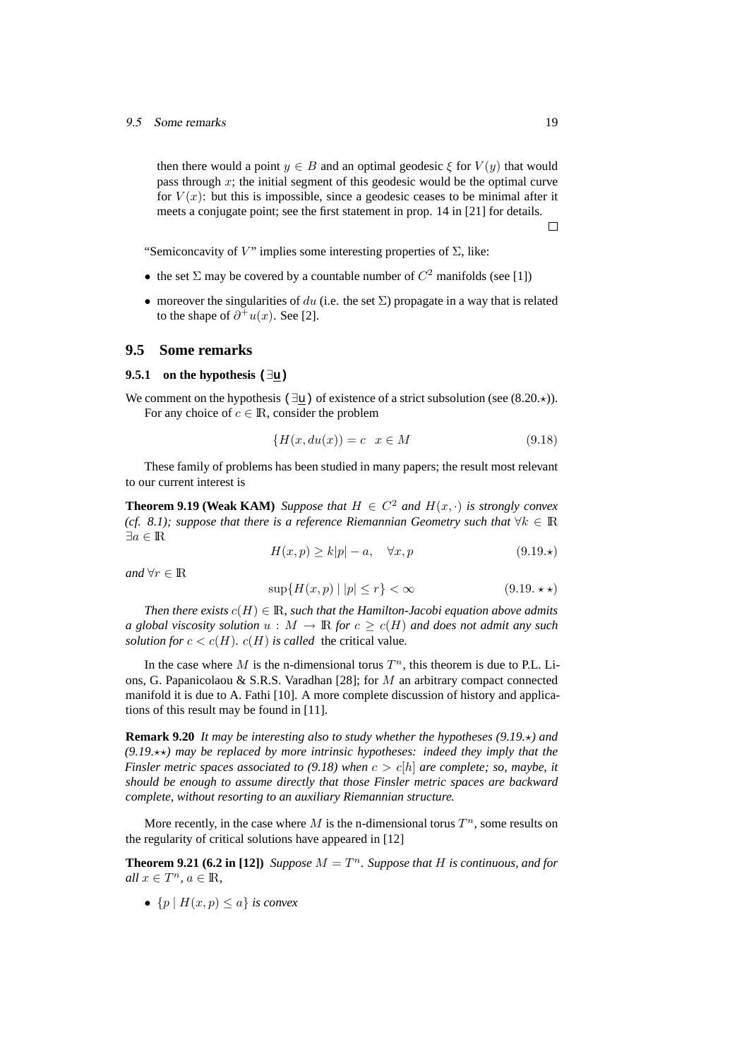then there would a point $y \in B$ and an optimal geodesic $\xi$ for $V(y)$ that would pass through $x$; the initial segment of this geodesic would be the optimal curve for $V(x)$: but this is impossible, since a geodesic ceases to be minimal after it meets a conjugate point; see the first statement in prop. 14 in [21] for details.

$\square$

"Semiconcavity of $V$" implies some interesting properties of $\Sigma$, like:

- the set $\Sigma$ may be covered by a countable number of $C^2$ manifolds (see [1])
- moreover the singularities of $du$ (i.e. the set $\Sigma$) propagate in a way that is related to the shape of $\partial^+ u(x)$. See [2].

## 9.5 Some remarks

### 9.5.1 on the hypothesis ($\exists \underline{\mathrm{u}}$)

We comment on the hypothesis ($\exists \underline{\mathrm{u}}$) of existence of a strict subsolution (see (8.20.$\star$)).

For any choice of $c \in \mathbb{R}$, consider the problem

$$\{H(x, du(x)) = c \quad x \in M \tag{9.18}$$

These family of problems has been studied in many papers; the result most relevant to our current interest is

**Theorem 9.19 (Weak KAM)** *Suppose that $H \in C^2$ and $H(x, \cdot)$ is strongly convex (cf. 8.1); suppose that there is a reference Riemannian Geometry such that $\forall k \in \mathbb{R}$ $\exists a \in \mathbb{R}$*

$$H(x, p) \geq k|p| - a, \quad \forall x, p \tag{9.19.$\star$}$$

*and $\forall r \in \mathbb{R}$*

$$\sup\{H(x, p) \mid |p| \leq r\} < \infty \tag{9.19.$\star\star$}$$

*Then there exists $c(H) \in \mathbb{R}$, such that the Hamilton-Jacobi equation above admits a global viscosity solution $u : M \to \mathbb{R}$ for $c \geq c(H)$ and does not admit any such solution for $c < c(H)$. $c(H)$ is called* the critical value*.*

In the case where $M$ is the n-dimensional torus $T^n$, this theorem is due to P.L. Lions, G. Papanicolaou & S.R.S. Varadhan [28]; for $M$ an arbitrary compact connected manifold it is due to A. Fathi [10]. A more complete discussion of history and applications of this result may be found in [11].

**Remark 9.20** *It may be interesting also to study whether the hypotheses (9.19.$\star$) and (9.19.$\star\star$) may be replaced by more intrinsic hypotheses: indeed they imply that the Finsler metric spaces associated to (9.18) when $c > c[h]$ are complete; so, maybe, it should be enough to assume directly that those Finsler metric spaces are backward complete, without resorting to an auxiliary Riemannian structure.*

More recently, in the case where $M$ is the n-dimensional torus $T^n$, some results on the regularity of critical solutions have appeared in [12]

**Theorem 9.21 (6.2 in [12])** *Suppose $M = T^n$. Suppose that $H$ is continuous, and for all $x \in T^n$, $a \in \mathbb{R}$,*

- *$\{p \mid H(x, p) \leq a\}$ is convex*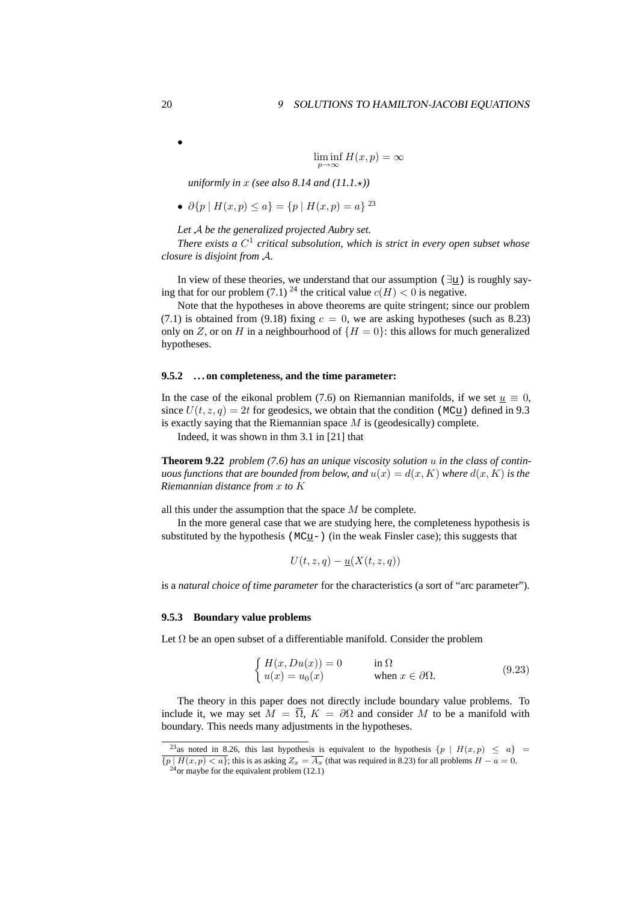- $$\liminf_{p\to\infty} H(x,p) = \infty$$

  *uniformly in $x$ (see also 8.14 and (11.1.$\star$))*

- $\partial\{p \mid H(x,p) \le a\} = \{p \mid H(x,p) = a\}$ [23]

*Let $\mathcal{A}$ be the generalized projected Aubry set.*

*There exists a $C^1$ critical subsolution, which is strict in every open subset whose closure is disjoint from $\mathcal{A}$.*

In view of these theories, we understand that our assumption ($\exists\underline{u}$) is roughly saying that for our problem (7.1) [24] the critical value $c(H) < 0$ is negative.

Note that the hypotheses in above theorems are quite stringent; since our problem (7.1) is obtained from (9.18) fixing $c = 0$, we are asking hypotheses (such as 8.23) only on $Z$, or on $H$ in a neighbourhood of $\{H = 0\}$: this allows for much generalized hypotheses.

### 9.5.2 ... on completeness, and the time parameter:

In the case of the eikonal problem (7.6) on Riemannian manifolds, if we set $\underline{u} \equiv 0$, since $U(t,z,q) = 2t$ for geodesics, we obtain that the condition (MC$\underline{u}$) defined in 9.3 is exactly saying that the Riemannian space $M$ is (geodesically) complete.

Indeed, it was shown in thm 3.1 in [21] that

**Theorem 9.22** *problem (7.6) has an unique viscosity solution $u$ in the class of continuous functions that are bounded from below, and $u(x) = d(x,K)$ where $d(x,K)$ is the Riemannian distance from $x$ to $K$*

all this under the assumption that the space $M$ be complete.

In the more general case that we are studying here, the completeness hypothesis is substituted by the hypothesis (MC$\underline{u}$-) (in the weak Finsler case); this suggests that

$$U(t,z,q) - \underline{u}(X(t,z,q))$$

is a *natural choice of time parameter* for the characteristics (a sort of "arc parameter").

### 9.5.3 Boundary value problems

Let $\Omega$ be an open subset of a differentiable manifold. Consider the problem

$$\begin{cases} H(x, Du(x)) = 0 & \text{in } \Omega \\ u(x) = u_0(x) & \text{when } x \in \partial\Omega. \end{cases} \tag{9.23}$$

The theory in this paper does not directly include boundary value problems. To include it, we may set $M = \overline{\Omega}$, $K = \partial\Omega$ and consider $M$ to be a manifold with boundary. This needs many adjustments in the hypotheses.

---

[23] as noted in 8.26, this last hypothesis is equivalent to the hypothesis $\{p \mid H(x,p) \le a\} = \overline{\{p \mid H(x,p) < a\}}$; this is as asking $Z_x = \overline{A_x}$ (that was required in 8.23) for all problems $H - a = 0$.

[24] or maybe for the equivalent problem (12.1)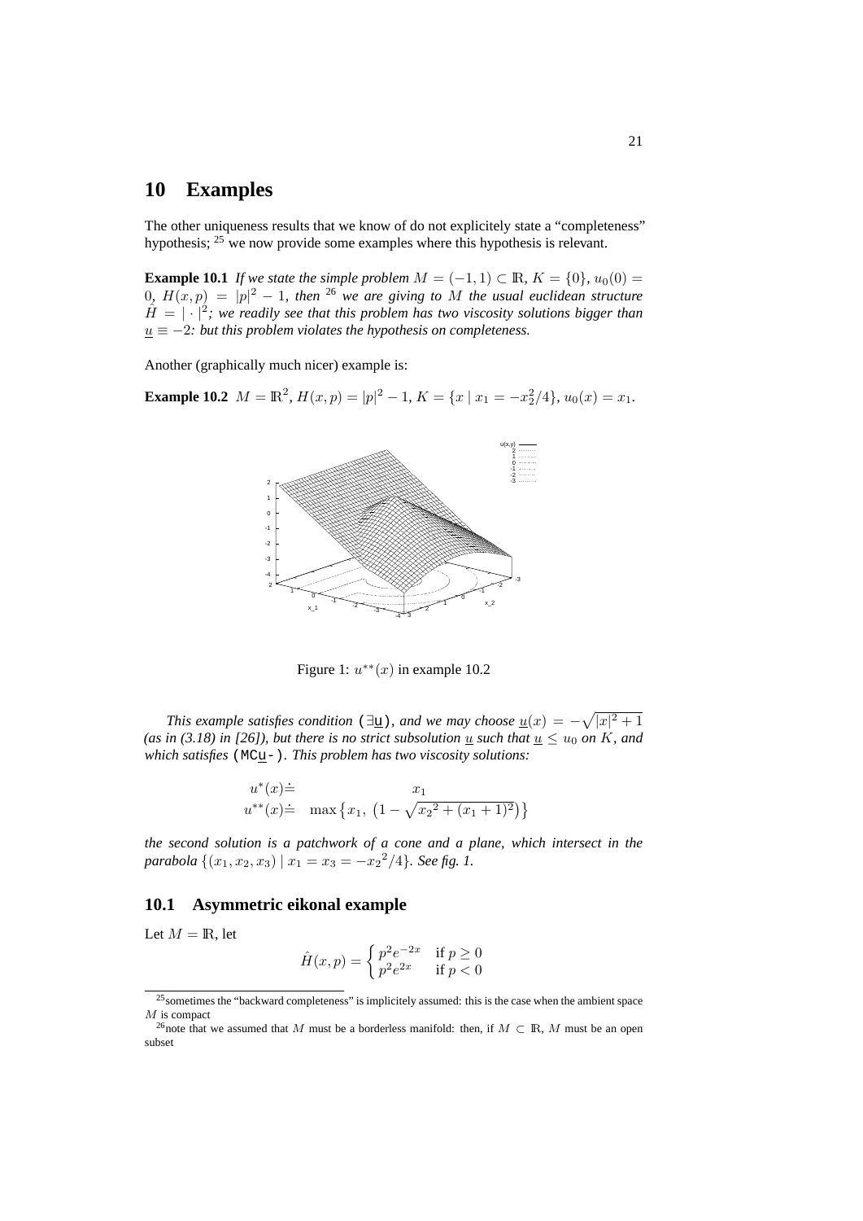## 10 Examples

The other uniqueness results that we know of do not explicitely state a "completeness" hypothesis; [25] we now provide some examples where this hypothesis is relevant.

**Example 10.1** *If we state the simple problem $M = (-1, 1) \subset \mathbb{R}$, $K = \{0\}$, $u_0(0) = 0$, $H(x,p) = |p|^2 - 1$, then [26] we are giving to $M$ the usual euclidean structure $\hat{H} = |\cdot|^2$; we readily see that this problem has two viscosity solutions bigger than $\underline{u} \equiv -2$: but this problem violates the hypothesis on completeness.*

Another (graphically much nicer) example is:

**Example 10.2** $M = \mathbb{R}^2$, $H(x,p) = |p|^2 - 1$, $K = \{x \mid x_1 = -x_2^2/4\}$, $u_0(x) = x_1$.

u(x,y)
2
1
0
-1
-2
-3
-4
x_1
x_2

Figure 1: $u^{**}(x)$ in example 10.2

*This example satisfies condition* ($\exists\underline{\mathtt{u}}$)*, and we may choose $\underline{u}(x) = -\sqrt{|x|^2 + 1}$ (as in (3.18) in [26]), but there is no strict subsolution $\underline{u}$ such that $\underline{u} \le u_0$ on $K$, and which satisfies* ($\mathtt{MC}\underline{\mathtt{u}}$-)*. This problem has two viscosity solutions:*

$$
\begin{aligned}
u^*(x) &\doteq \quad x_1 \\
u^{**}(x) &\doteq \quad \max\left\{x_1,\ \left(1 - \sqrt{{x_2}^2 + (x_1+1)^2}\right)\right\}
\end{aligned}
$$

*the second solution is a patchwork of a cone and a plane, which intersect in the parabola $\{(x_1, x_2, x_3) \mid x_1 = x_3 = -{x_2}^2/4\}$. See fig. 1.*

### 10.1 Asymmetric eikonal example

Let $M = \mathbb{R}$, let

$$
\hat{H}(x,p) = \begin{cases} p^2 e^{-2x} & \text{if } p \ge 0 \\ p^2 e^{2x} & \text{if } p < 0 \end{cases}
$$

---

[25] sometimes the "backward completeness" is implicitely assumed: this is the case when the ambient space $M$ is compact

[26] note that we assumed that $M$ must be a borderless manifold: then, if $M \subset \mathbb{R}$, $M$ must be an open subset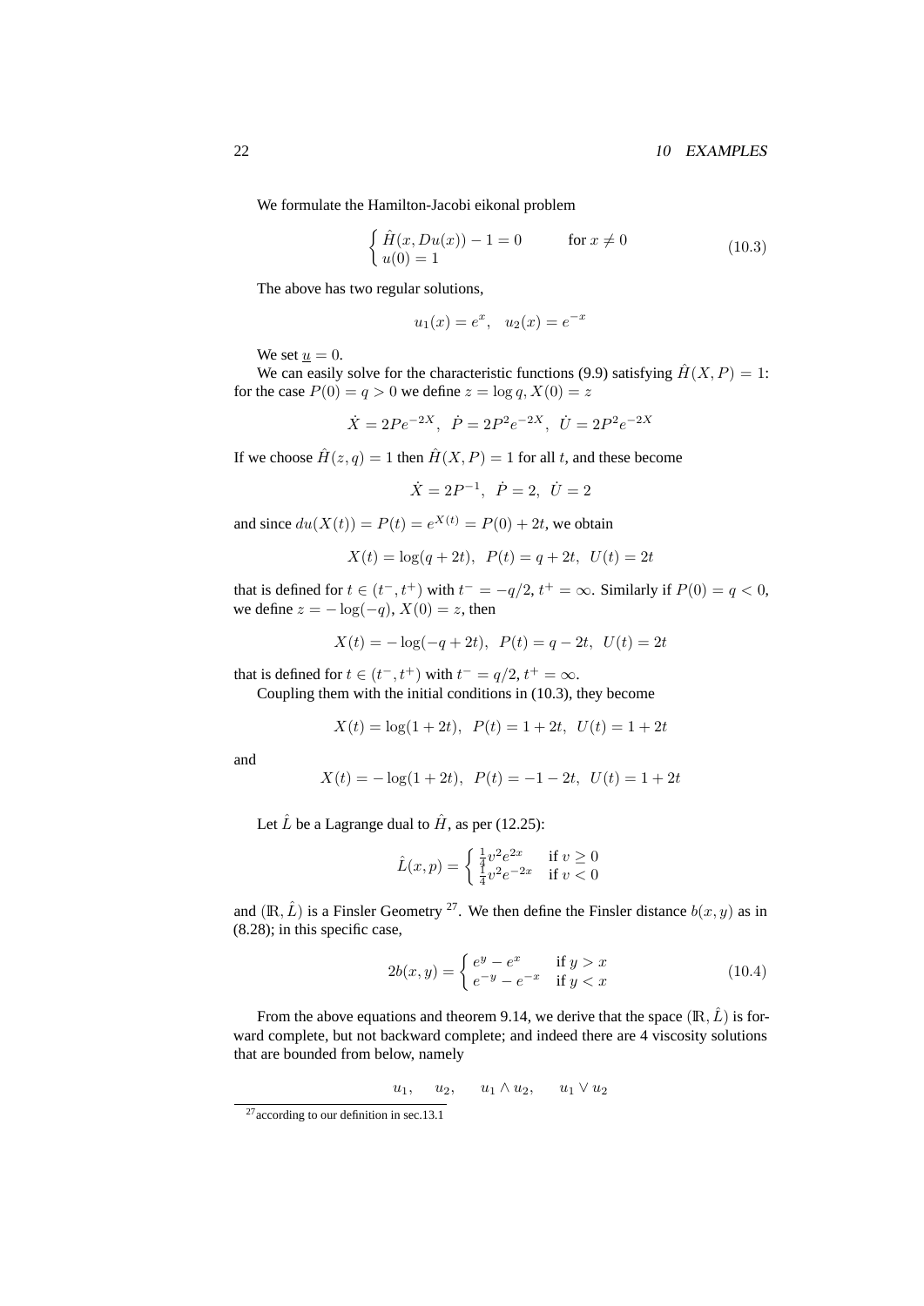We formulate the Hamilton-Jacobi eikonal problem

$$\begin{cases} \hat{H}(x, Du(x)) - 1 = 0 & \text{for } x \neq 0 \\ u(0) = 1 \end{cases} \tag{10.3}$$

The above has two regular solutions,

$$u_1(x) = e^x, \quad u_2(x) = e^{-x}$$

We set $\underline{u} = 0$.

We can easily solve for the characteristic functions (9.9) satisfying $\hat{H}(X, P) = 1$: for the case $P(0) = q > 0$ we define $z = \log q, X(0) = z$

$$\dot{X} = 2Pe^{-2X}, \quad \dot{P} = 2P^2 e^{-2X}, \quad \dot{U} = 2P^2 e^{-2X}$$

If we choose $\hat{H}(z, q) = 1$ then $\hat{H}(X, P) = 1$ for all $t$, and these become

$$\dot{X} = 2P^{-1}, \quad \dot{P} = 2, \quad \dot{U} = 2$$

and since $du(X(t)) = P(t) = e^{X(t)} = P(0) + 2t$, we obtain

$$X(t) = \log(q + 2t), \quad P(t) = q + 2t, \quad U(t) = 2t$$

that is defined for $t \in (t^-, t^+)$ with $t^- = -q/2$, $t^+ = \infty$. Similarly if $P(0) = q < 0$, we define $z = -\log(-q)$, $X(0) = z$, then

$$X(t) = -\log(-q + 2t), \quad P(t) = q - 2t, \quad U(t) = 2t$$

that is defined for $t \in (t^-, t^+)$ with $t^- = q/2$, $t^+ = \infty$.

Coupling them with the initial conditions in (10.3), they become

$$X(t) = \log(1 + 2t), \quad P(t) = 1 + 2t, \quad U(t) = 1 + 2t$$

and

$$X(t) = -\log(1 + 2t), \quad P(t) = -1 - 2t, \quad U(t) = 1 + 2t$$

Let $\hat{L}$ be a Lagrange dual to $\hat{H}$, as per (12.25):

$$\hat{L}(x, p) = \begin{cases} \frac{1}{4} v^2 e^{2x} & \text{if } v \geq 0 \\ \frac{1}{4} v^2 e^{-2x} & \text{if } v < 0 \end{cases}$$

and $(\mathbb{R}, \hat{L})$ is a Finsler Geometry [27]. We then define the Finsler distance $b(x, y)$ as in (8.28); in this specific case,

$$2b(x, y) = \begin{cases} e^y - e^x & \text{if } y > x \\ e^{-y} - e^{-x} & \text{if } y < x \end{cases} \tag{10.4}$$

From the above equations and theorem 9.14, we derive that the space $(\mathbb{R}, \hat{L})$ is forward complete, but not backward complete; and indeed there are 4 viscosity solutions that are bounded from below, namely

$$u_1, \quad u_2, \quad u_1 \wedge u_2, \quad u_1 \vee u_2$$

[27] according to our definition in sec.13.1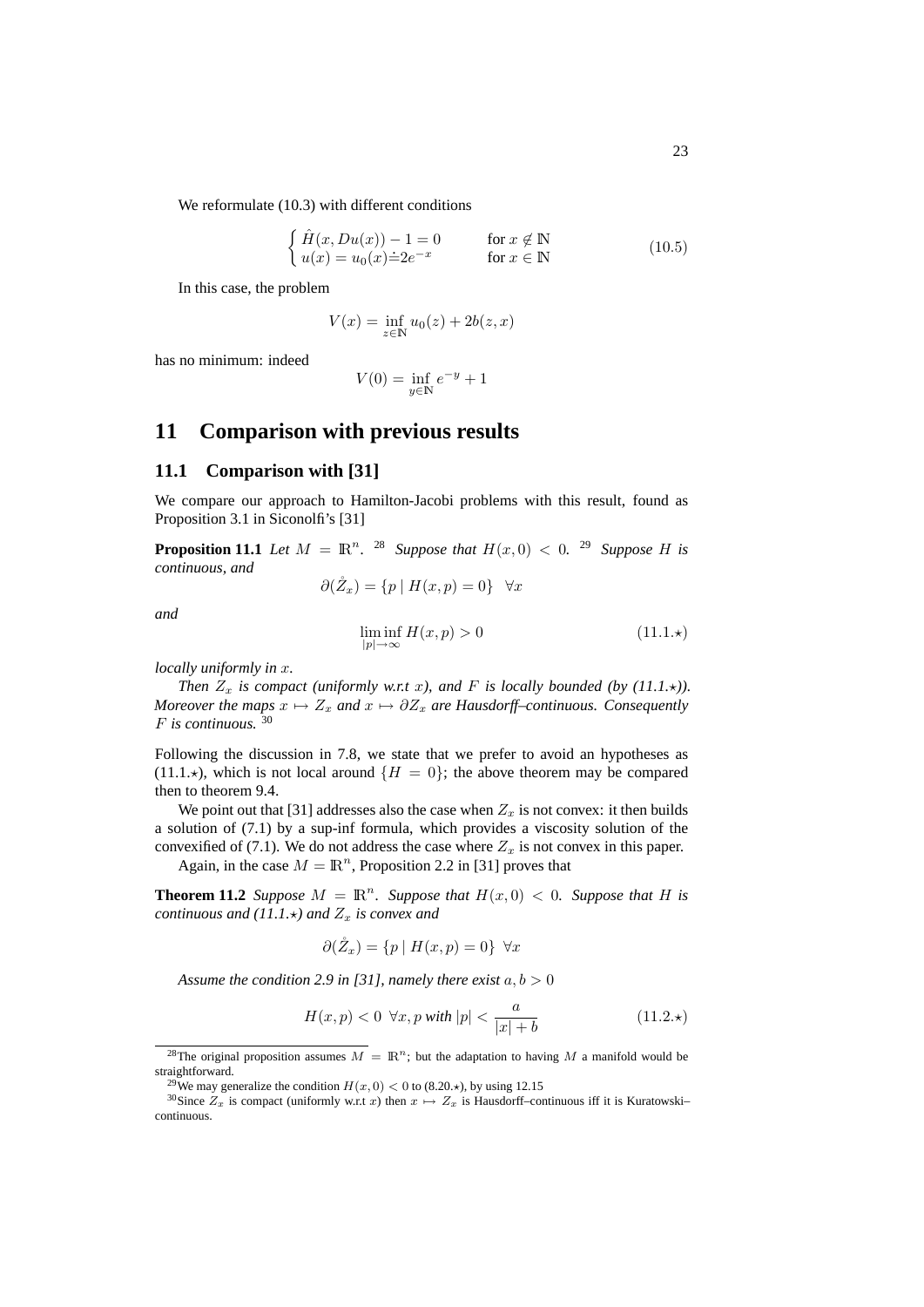We reformulate (10.3) with different conditions

$$\begin{cases} \hat{H}(x, Du(x)) - 1 = 0 & \text{for } x \notin \mathbb{N} \\ u(x) = u_0(x) \doteq 2e^{-x} & \text{for } x \in \mathbb{N} \end{cases} \tag{10.5}$$

In this case, the problem

$$V(x) = \inf_{z \in \mathbb{N}} u_0(z) + 2b(z, x)$$

has no minimum: indeed

$$V(0) = \inf_{y \in \mathbb{N}} e^{-y} + 1$$

# 11 Comparison with previous results

## 11.1 Comparison with [31]

We compare our approach to Hamilton-Jacobi problems with this result, found as Proposition 3.1 in Siconolfi's [31]

**Proposition 11.1** *Let $M = \mathbb{R}^n$.* [28] *Suppose that $H(x, 0) < 0$.* [29] *Suppose $H$ is continuous, and*

$$\partial(\mathring{Z}_x) = \{p \mid H(x, p) = 0\} \quad \forall x$$

*and*

$$\liminf_{|p| \to \infty} H(x, p) > 0 \tag{11.1.$\star$}$$

*locally uniformly in $x$.*

*Then $Z_x$ is compact (uniformly w.r.t $x$), and $F$ is locally bounded (by (11.1.$\star$)). Moreover the maps $x \mapsto Z_x$ and $x \mapsto \partial Z_x$ are Hausdorff–continuous. Consequently $F$ is continuous.* [30]

Following the discussion in 7.8, we state that we prefer to avoid an hypotheses as (11.1.$\star$), which is not local around $\{H = 0\}$; the above theorem may be compared then to theorem 9.4.

We point out that [31] addresses also the case when $Z_x$ is not convex: it then builds a solution of (7.1) by a sup-inf formula, which provides a viscosity solution of the convexified of (7.1). We do not address the case where $Z_x$ is not convex in this paper.

Again, in the case $M = \mathbb{R}^n$, Proposition 2.2 in [31] proves that

**Theorem 11.2** *Suppose $M = \mathbb{R}^n$. Suppose that $H(x, 0) < 0$. Suppose that $H$ is continuous and (11.1.$\star$) and $Z_x$ is convex and*

$$\partial(\mathring{Z}_x) = \{p \mid H(x, p) = 0\} \ \forall x$$

*Assume the condition 2.9 in [31], namely there exist $a, b > 0$*

$$H(x, p) < 0 \ \ \forall x, p \text{ with } |p| < \frac{a}{|x| + b} \tag{11.2.$\star$}$$

[28] The original proposition assumes $M = \mathbb{R}^n$; but the adaptation to having $M$ a manifold would be straightforward.

[29] We may generalize the condition $H(x, 0) < 0$ to (8.20.$\star$), by using 12.15

[30] Since $Z_x$ is compact (uniformly w.r.t $x$) then $x \mapsto Z_x$ is Hausdorff–continuous iff it is Kuratowski–continuous.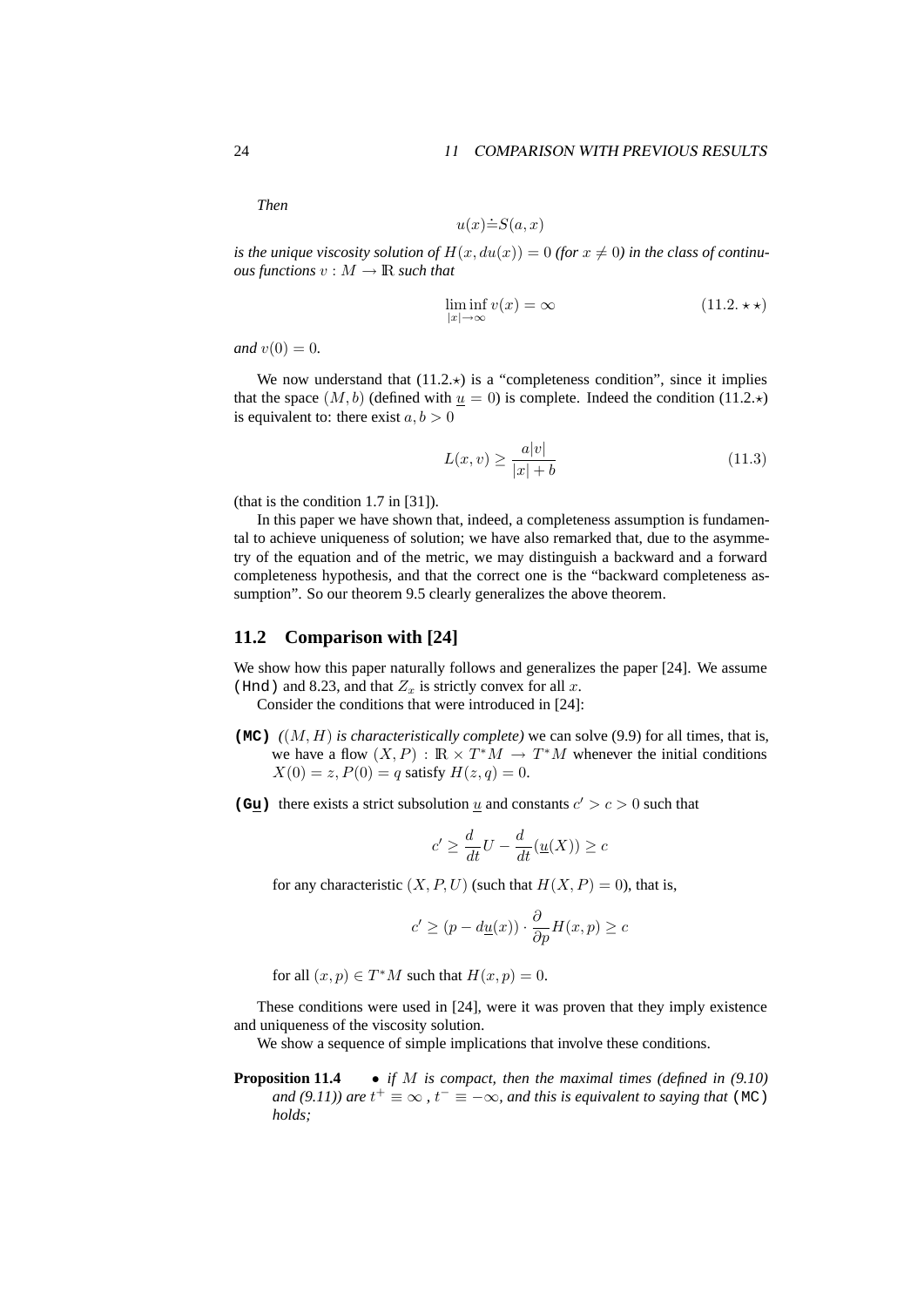*Then*

$$u(x) \doteq S(a, x)$$

*is the unique viscosity solution of $H(x, du(x)) = 0$ (for $x \neq 0$) in the class of continuous functions $v : M \to \mathbb{R}$ such that*

$$\liminf_{|x|\to\infty} v(x) = \infty \tag{11.2. $\star\star$}$$

*and* $v(0) = 0$.

We now understand that (11.2.$\star$) is a "completeness condition", since it implies that the space $(M, b)$ (defined with $\underline{u} = 0$) is complete. Indeed the condition (11.2.$\star$) is equivalent to: there exist $a, b > 0$

$$L(x, v) \geq \frac{a|v|}{|x| + b} \tag{11.3}$$

(that is the condition 1.7 in [31]).

In this paper we have shown that, indeed, a completeness assumption is fundamental to achieve uniqueness of solution; we have also remarked that, due to the asymmetry of the equation and of the metric, we may distinguish a backward and a forward completeness hypothesis, and that the correct one is the "backward completeness assumption". So our theorem 9.5 clearly generalizes the above theorem.

## 11.2 Comparison with [24]

We show how this paper naturally follows and generalizes the paper [24]. We assume `(Hnd)` and 8.23, and that $Z_x$ is strictly convex for all $x$.

Consider the conditions that were introduced in [24]:

- **`(MC)`** *($(M, H)$ is characteristically complete)* we can solve (9.9) for all times, that is, we have a flow $(X, P) : \mathbb{R} \times T^*M \to T^*M$ whenever the initial conditions $X(0) = z, P(0) = q$ satisfy $H(z, q) = 0$.

- **`(Gu)`** there exists a strict subsolution $\underline{u}$ and constants $c' > c > 0$ such that

  $$c' \geq \frac{d}{dt}U - \frac{d}{dt}(\underline{u}(X)) \geq c$$

  for any characteristic $(X, P, U)$ (such that $H(X, P) = 0$), that is,

  $$c' \geq (p - d\underline{u}(x)) \cdot \frac{\partial}{\partial p} H(x, p) \geq c$$

  for all $(x, p) \in T^*M$ such that $H(x, p) = 0$.

These conditions were used in [24], were it was proven that they imply existence and uniqueness of the viscosity solution.

We show a sequence of simple implications that involve these conditions.

**Proposition 11.4**
- *if $M$ is compact, then the maximal times (defined in (9.10) and (9.11)) are $t^+ \equiv \infty$ , $t^- \equiv -\infty$, and this is equivalent to saying that* `(MC)` *holds;*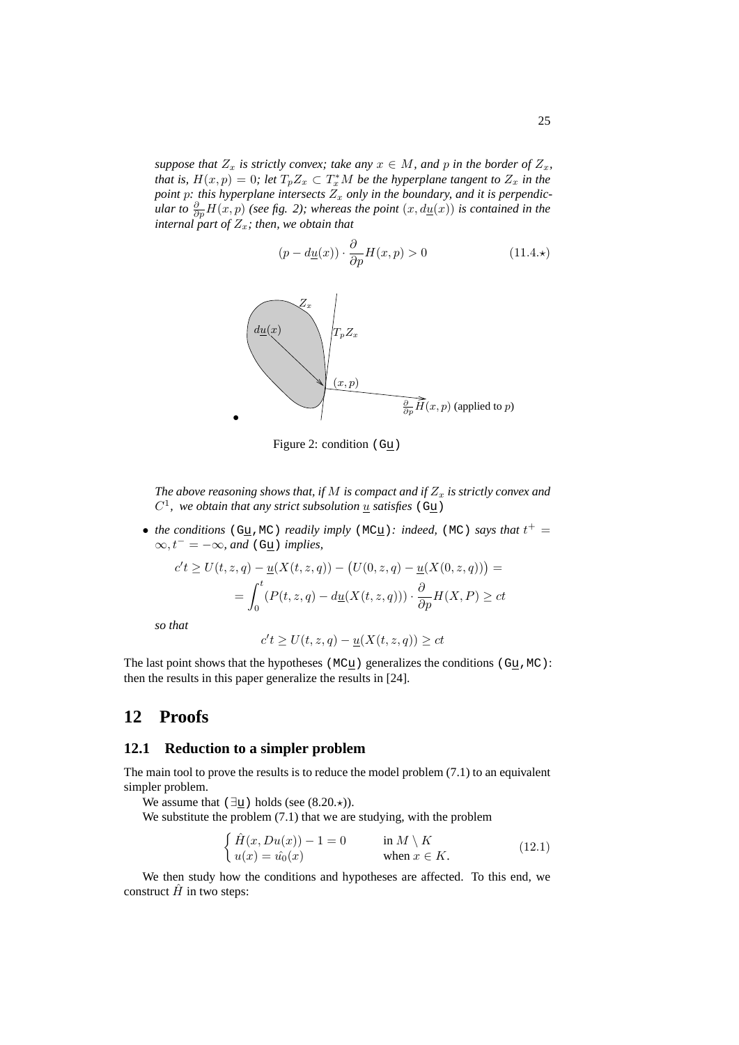*suppose that $Z_x$ is strictly convex; take any $x \in M$, and $p$ in the border of $Z_x$, that is, $H(x,p) = 0$; let $T_p Z_x \subset T^*_x M$ be the hyperplane tangent to $Z_x$ in the point $p$: this hyperplane intersects $Z_x$ only in the boundary, and it is perpendicular to $\frac{\partial}{\partial p} H(x,p)$ (see fig. 2); whereas the point $(x, d\underline{u}(x))$ is contained in the internal part of $Z_x$; then, we obtain that*

$$(p - d\underline{u}(x)) \cdot \frac{\partial}{\partial p} H(x,p) > 0 \tag{11.4.$\star$}$$

$Z_x$

$d\underline{u}(x)$

$T_p Z_x$

$(x,p)$

$\frac{\partial}{\partial p} H(x,p)$ (applied to $p$)

Figure 2: condition (G$\underline{\text{u}}$)

*The above reasoning shows that, if $M$ is compact and if $Z_x$ is strictly convex and $C^1$, we obtain that any strict subsolution $\underline{u}$ satisfies* (G$\underline{\text{u}}$)

- *the conditions* (G$\underline{\text{u}}$,MC) *readily imply* (MC$\underline{\text{u}}$)*: indeed,* (MC) *says that $t^+ = \infty, t^- = -\infty$, and* (G$\underline{\text{u}}$) *implies,*

$$c't \geq U(t,z,q) - \underline{u}(X(t,z,q)) - \big(U(0,z,q) - \underline{u}(X(0,z,q))\big) =$$

$$= \int_0^t (P(t,z,q) - d\underline{u}(X(t,z,q))) \cdot \frac{\partial}{\partial p} H(X,P) \geq ct$$

*so that*

$$c't \geq U(t,z,q) - \underline{u}(X(t,z,q)) \geq ct$$

The last point shows that the hypotheses (MC$\underline{\text{u}}$) generalizes the conditions (G$\underline{\text{u}}$,MC): then the results in this paper generalize the results in [24].

# 12 Proofs

## 12.1 Reduction to a simpler problem

The main tool to prove the results is to reduce the model problem (7.1) to an equivalent simpler problem.

We assume that ($\exists\underline{\text{u}}$) holds (see (8.20.$\star$)).

We substitute the problem (7.1) that we are studying, with the problem

$$\begin{cases} \hat{H}(x, Du(x)) - 1 = 0 & \text{in } M \setminus K \\ u(x) = \hat{u_0}(x) & \text{when } x \in K. \end{cases} \tag{12.1}$$

We then study how the conditions and hypotheses are affected. To this end, we construct $\hat{H}$ in two steps: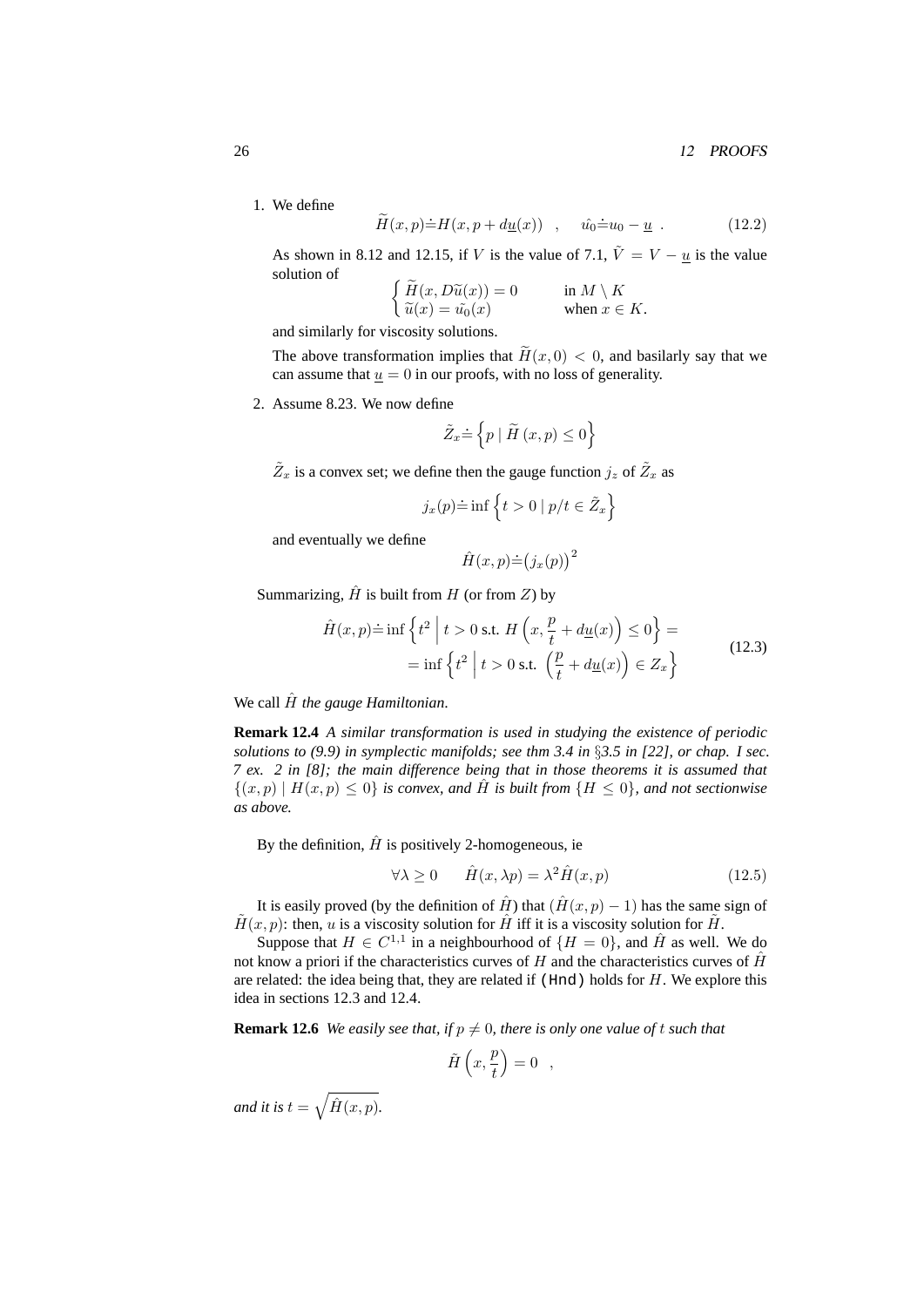1. We define
$$\widetilde{H}(x,p) \doteq H(x, p + d\underline{u}(x)) \quad , \quad \hat{u_0} \doteq u_0 - \underline{u} \ . \tag{12.2}$$
As shown in 8.12 and 12.15, if $V$ is the value of 7.1, $\tilde{V} = V - \underline{u}$ is the value solution of
$$\begin{cases} \widetilde{H}(x, D\widetilde{u}(x)) = 0 & \text{in } M \setminus K \\ \widetilde{u}(x) = \tilde{u_0}(x) & \text{when } x \in K. \end{cases}$$
and similarly for viscosity solutions.

   The above transformation implies that $\widetilde{H}(x,0) < 0$, and basilarly say that we can assume that $\underline{u} = 0$ in our proofs, with no loss of generality.

2. Assume 8.23. We now define
$$\tilde{Z}_x \doteq \left\{ p \mid \widetilde{H}(x,p) \leq 0 \right\}$$
$\tilde{Z}_x$ is a convex set; we define then the gauge function $j_z$ of $\tilde{Z}_x$ as
$$j_x(p) \doteq \inf \left\{ t > 0 \mid p/t \in \tilde{Z}_x \right\}$$
and eventually we define
$$\hat{H}(x,p) \doteq \big( j_x(p) \big)^2$$

   Summarizing, $\hat{H}$ is built from $H$ (or from $Z$) by
$$\begin{aligned} \hat{H}(x,p) \doteq \inf \left\{ t^2 \;\middle|\; t > 0 \text{ s.t. } H\left(x, \frac{p}{t} + d\underline{u}(x)\right) \leq 0 \right\} = \\ = \inf \left\{ t^2 \;\middle|\; t > 0 \text{ s.t. } \left(\frac{p}{t} + d\underline{u}(x)\right) \in Z_x \right\} \end{aligned} \tag{12.3}$$

We call $\hat{H}$ *the gauge Hamiltonian.*

**Remark 12.4** *A similar transformation is used in studying the existence of periodic solutions to (9.9) in symplectic manifolds; see thm 3.4 in §3.5 in [22], or chap. I sec. 7 ex. 2 in [8]; the main difference being that in those theorems it is assumed that $\{(x,p) \mid H(x,p) \leq 0\}$ is convex, and $\hat{H}$ is built from $\{H \leq 0\}$, and not sectionwise as above.*

By the definition, $\hat{H}$ is positively 2-homogeneous, ie
$$\forall \lambda \geq 0 \qquad \hat{H}(x, \lambda p) = \lambda^2 \hat{H}(x,p) \tag{12.5}$$

It is easily proved (by the definition of $\hat{H}$) that $(\hat{H}(x,p) - 1)$ has the same sign of $\tilde{H}(x,p)$: then, $u$ is a viscosity solution for $\hat{H}$ iff it is a viscosity solution for $\tilde{H}$.

Suppose that $H \in C^{1,1}$ in a neighbourhood of $\{H = 0\}$, and $\hat{H}$ as well. We do not know a priori if the characteristics curves of $H$ and the characteristics curves of $\hat{H}$ are related: the idea being that, they are related if `(Hnd)` holds for $H$. We explore this idea in sections 12.3 and 12.4.

**Remark 12.6** *We easily see that, if $p \neq 0$, there is only one value of $t$ such that*
$$\tilde{H}\left(x, \frac{p}{t}\right) = 0 \quad ,$$
*and it is $t = \sqrt{\hat{H}(x,p)}$.*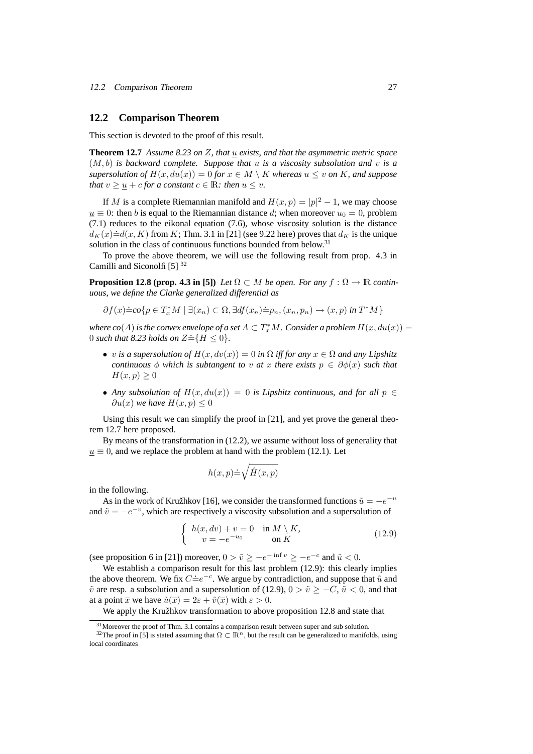## 12.2 Comparison Theorem

This section is devoted to the proof of this result.

**Theorem 12.7** *Assume 8.23 on $Z$, that $\underline{u}$ exists, and that the asymmetric metric space $(M, b)$ is backward complete. Suppose that $u$ is a viscosity subsolution and $v$ is a supersolution of $H(x, du(x)) = 0$ for $x \in M \setminus K$ whereas $u \le v$ on $K$, and suppose that $v \ge \underline{u} + c$ for a constant $c \in \mathbb{R}$: then $u \le v$.*

If $M$ is a complete Riemannian manifold and $H(x, p) = |p|^2 - 1$, we may choose $\underline{u} \equiv 0$: then $b$ is equal to the Riemannian distance $d$; when moreover $u_0 = 0$, problem (7.1) reduces to the eikonal equation (7.6), whose viscosity solution is the distance $d_K(x) \doteq d(x, K)$ from $K$; Thm. 3.1 in [21] (see 9.22 here) proves that $d_K$ is the unique solution in the class of continuous functions bounded from below.[31]

To prove the above theorem, we will use the following result from prop. 4.3 in Camilli and Siconolfi [5] [32]

**Proposition 12.8 (prop. 4.3 in [5])** *Let $\Omega \subset M$ be open. For any $f : \Omega \to \mathbb{R}$ continuous, we define the Clarke generalized differential as*

$$\partial f(x) \doteq co\{p \in T_x^* M \mid \exists (x_n) \subset \Omega, \exists df(x_n) \doteq p_n, (x_n, p_n) \to (x, p) \text{ in } T^*M\}$$

*where $co(A)$ is the convex envelope of a set $A \subset T_x^* M$. Consider a problem $H(x, du(x)) = 0$ such that 8.23 holds on $Z \doteq \{H \le 0\}$.*

- *$v$ is a supersolution of $H(x, dv(x)) = 0$ in $\Omega$ iff for any $x \in \Omega$ and any Lipshitz continuous $\phi$ which is subtangent to $v$ at $x$ there exists $p \in \partial\phi(x)$ such that $H(x, p) \ge 0$*
- *Any subsolution of $H(x, du(x)) = 0$ is Lipshitz continuous, and for all $p \in \partial u(x)$ we have $H(x, p) \le 0$*

Using this result we can simplify the proof in [21], and yet prove the general theorem 12.7 here proposed.

By means of the transformation in (12.2), we assume without loss of generality that $\underline{u} \equiv 0$, and we replace the problem at hand with the problem (12.1). Let

$$h(x, p) \doteq \sqrt{\hat{H}(x, p)}$$

in the following.

As in the work of Kružhkov [16], we consider the transformed functions $\tilde{u} = -e^{-u}$ and $\tilde{v} = -e^{-v}$, which are respectively a viscosity subsolution and a supersolution of

$$\begin{cases} h(x, dv) + v = 0 & \text{in } M \setminus K, \\ v = -e^{-u_0} & \text{on } K \end{cases} \tag{12.9}$$

(see proposition 6 in [21]) moreover, $0 > \tilde{v} \ge -e^{-\inf v} \ge -e^{-c}$ and $\tilde{u} < 0$.

We establish a comparison result for this last problem (12.9): this clearly implies the above theorem. We fix $C \doteq e^{-c}$. We argue by contradiction, and suppose that $\tilde{u}$ and $\tilde{v}$ are resp. a subsolution and a supersolution of (12.9), $0 > \tilde{v} \ge -C$, $\tilde{u} < 0$, and that at a point $\overline{x}$ we have $\tilde{u}(\overline{x}) = 2\varepsilon + \tilde{v}(\overline{x})$ with $\varepsilon > 0$.

We apply the Kružhkov transformation to above proposition 12.8 and state that

[31] Moreover the proof of Thm. 3.1 contains a comparison result between super and sub solution.

[32] The proof in [5] is stated assuming that $\Omega \subset \mathbb{R}^n$, but the result can be generalized to manifolds, using local coordinates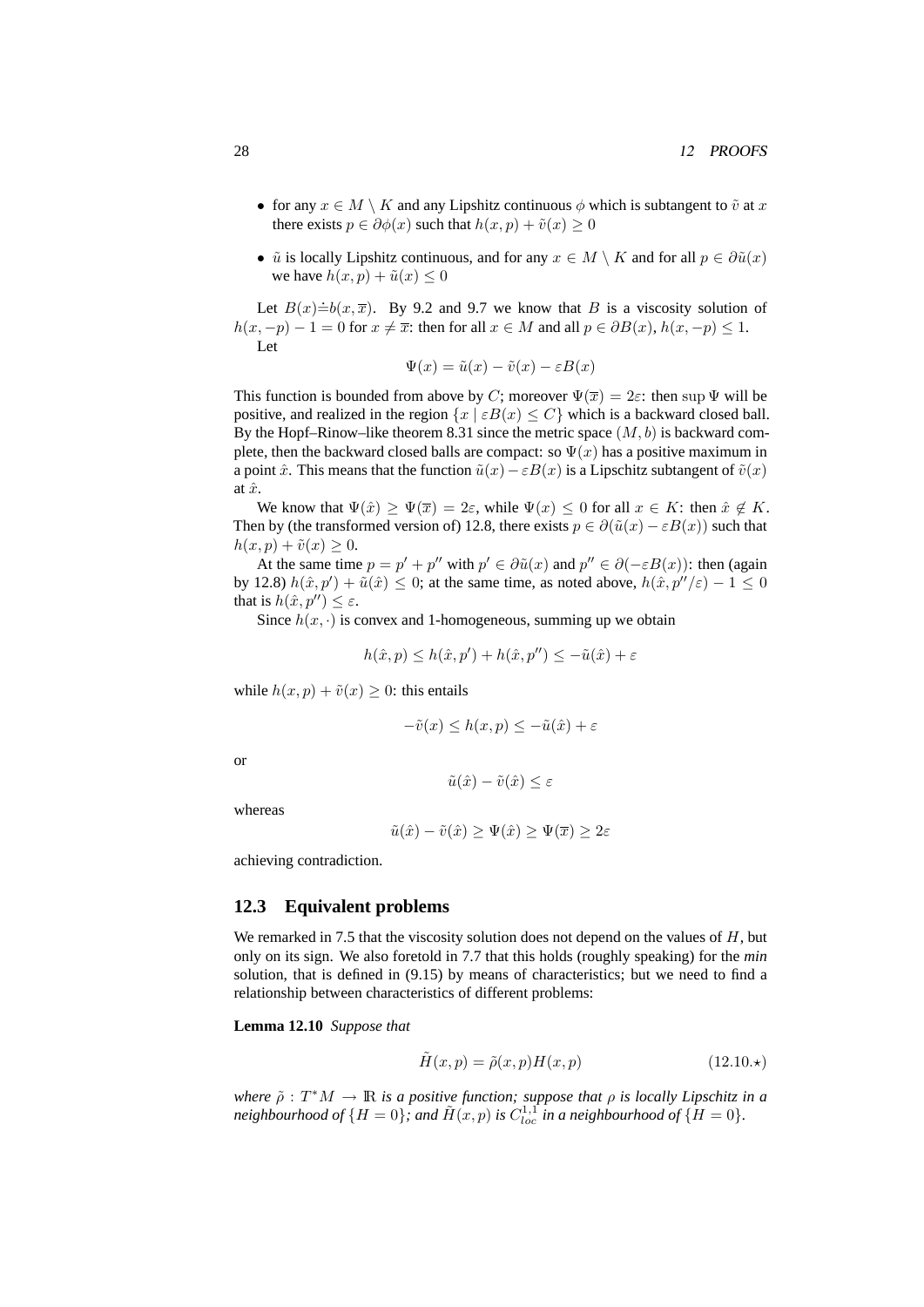- for any $x \in M \setminus K$ and any Lipshitz continuous $\phi$ which is subtangent to $\tilde{v}$ at $x$ there exists $p \in \partial\phi(x)$ such that $h(x,p) + \tilde{v}(x) \geq 0$
- $\tilde{u}$ is locally Lipshitz continuous, and for any $x \in M \setminus K$ and for all $p \in \partial\tilde{u}(x)$ we have $h(x,p) + \tilde{u}(x) \leq 0$

Let $B(x) \doteq b(x, \overline{x})$. By 9.2 and 9.7 we know that $B$ is a viscosity solution of $h(x,-p) - 1 = 0$ for $x \neq \overline{x}$: then for all $x \in M$ and all $p \in \partial B(x)$, $h(x,-p) \leq 1$.

Let

$$\Psi(x) = \tilde{u}(x) - \tilde{v}(x) - \varepsilon B(x)$$

This function is bounded from above by $C$; moreover $\Psi(\overline{x}) = 2\varepsilon$: then $\sup \Psi$ will be positive, and realized in the region $\{x \mid \varepsilon B(x) \leq C\}$ which is a backward closed ball. By the Hopf–Rinow–like theorem 8.31 since the metric space $(M,b)$ is backward complete, then the backward closed balls are compact: so $\Psi(x)$ has a positive maximum in a point $\hat{x}$. This means that the function $\tilde{u}(x) - \varepsilon B(x)$ is a Lipschitz subtangent of $\tilde{v}(x)$ at $\hat{x}$.

We know that $\Psi(\hat{x}) \geq \Psi(\overline{x}) = 2\varepsilon$, while $\Psi(x) \leq 0$ for all $x \in K$: then $\hat{x} \notin K$. Then by (the transformed version of) 12.8, there exists $p \in \partial(\tilde{u}(x) - \varepsilon B(x))$ such that $h(x,p) + \tilde{v}(x) \geq 0$.

At the same time $p = p' + p''$ with $p' \in \partial\tilde{u}(x)$ and $p'' \in \partial(-\varepsilon B(x))$: then (again by 12.8) $h(\hat{x},p') + \tilde{u}(\hat{x}) \leq 0$; at the same time, as noted above, $h(\hat{x}, p''/\varepsilon) - 1 \leq 0$ that is $h(\hat{x}, p'') \leq \varepsilon$.

Since $h(x,\cdot)$ is convex and 1-homogeneous, summing up we obtain

$$h(\hat{x},p) \leq h(\hat{x},p') + h(\hat{x},p'') \leq -\tilde{u}(\hat{x}) + \varepsilon$$

while $h(x,p) + \tilde{v}(x) \geq 0$: this entails

$$-\tilde{v}(x) \leq h(x,p) \leq -\tilde{u}(\hat{x}) + \varepsilon$$

or

$$\tilde{u}(\hat{x}) - \tilde{v}(\hat{x}) \leq \varepsilon$$

whereas

$$\tilde{u}(\hat{x}) - \tilde{v}(\hat{x}) \geq \Psi(\hat{x}) \geq \Psi(\overline{x}) \geq 2\varepsilon$$

achieving contradiction.

## 12.3 Equivalent problems

We remarked in 7.5 that the viscosity solution does not depend on the values of $H$, but only on its sign. We also foretold in 7.7 that this holds (roughly speaking) for the *min* solution, that is defined in (9.15) by means of characteristics; but we need to find a relationship between characteristics of different problems:

**Lemma 12.10** *Suppose that*

$$\tilde{H}(x,p) = \tilde{\rho}(x,p)H(x,p) \qquad (12.10.\star)$$

*where $\tilde{\rho} : T^*M \to \mathbb{R}$ is a positive function; suppose that $\rho$ is locally Lipschitz in a neighbourhood of $\{H = 0\}$; and $\tilde{H}(x,p)$ is $C^{1,1}_{loc}$ in a neighbourhood of $\{H = 0\}$.*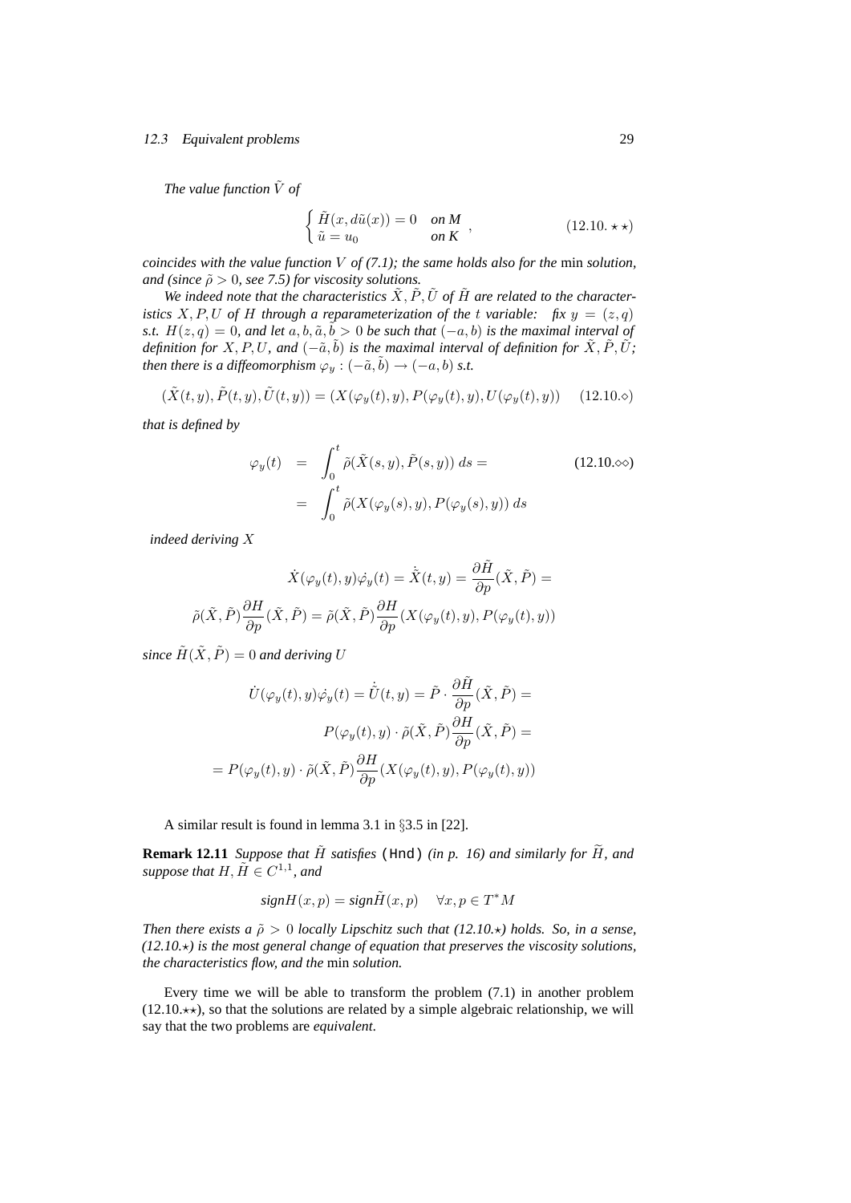*The value function $\tilde{V}$ of*

$$\begin{cases} \tilde{H}(x, d\tilde{u}(x)) = 0 & \text{on } M \\ \tilde{u} = u_0 & \text{on } K \end{cases}, \tag{12.10.$\star\star$}$$

*coincides with the value function $V$ of (7.1); the same holds also for the* min *solution, and (since $\tilde{\rho} > 0$, see 7.5) for viscosity solutions.*

*We indeed note that the characteristics $\tilde{X}, \tilde{P}, \tilde{U}$ of $\tilde{H}$ are related to the characteristics $X, P, U$ of $H$ through a reparameterization of the $t$ variable: fix $y = (z, q)$ s.t. $H(z, q) = 0$, and let $a, b, \tilde{a}, \tilde{b} > 0$ be such that $(-a, b)$ is the maximal interval of definition for $X, P, U$, and $(-\tilde{a}, \tilde{b})$ is the maximal interval of definition for $\tilde{X}, \tilde{P}, \tilde{U}$; then there is a diffeomorphism $\varphi_y : (-\tilde{a}, \tilde{b}) \to (-a, b)$ s.t.*

$$(\tilde{X}(t, y), \tilde{P}(t, y), \tilde{U}(t, y)) = (X(\varphi_y(t), y), P(\varphi_y(t), y), U(\varphi_y(t), y)) \tag{12.10.$\diamond$}$$

*that is defined by*

$$\begin{aligned} \varphi_y(t) &= \int_0^t \tilde{\rho}(\tilde{X}(s, y), \tilde{P}(s, y))\, ds = \\ &= \int_0^t \tilde{\rho}(X(\varphi_y(s), y), P(\varphi_y(s), y))\, ds \end{aligned} \tag{12.10.$\diamond\diamond$}$$

*indeed deriving $X$*

$$\dot{X}(\varphi_y(t), y)\dot{\varphi_y}(t) = \dot{\tilde{X}}(t, y) = \frac{\partial \tilde{H}}{\partial p}(\tilde{X}, \tilde{P}) =$$

$$\tilde{\rho}(\tilde{X}, \tilde{P})\frac{\partial H}{\partial p}(\tilde{X}, \tilde{P}) = \tilde{\rho}(\tilde{X}, \tilde{P})\frac{\partial H}{\partial p}(X(\varphi_y(t), y), P(\varphi_y(t), y))$$

*since $\tilde{H}(\tilde{X}, \tilde{P}) = 0$ and deriving $U$*

$$\dot{U}(\varphi_y(t), y)\dot{\varphi_y}(t) = \dot{\tilde{U}}(t, y) = \tilde{P} \cdot \frac{\partial \tilde{H}}{\partial p}(\tilde{X}, \tilde{P}) =$$

$$P(\varphi_y(t), y) \cdot \tilde{\rho}(\tilde{X}, \tilde{P})\frac{\partial H}{\partial p}(\tilde{X}, \tilde{P}) =$$

$$= P(\varphi_y(t), y) \cdot \tilde{\rho}(\tilde{X}, \tilde{P})\frac{\partial H}{\partial p}(X(\varphi_y(t), y), P(\varphi_y(t), y))$$

A similar result is found in lemma 3.1 in §3.5 in [22].

**Remark 12.11** *Suppose that $\tilde{H}$ satisfies* (Hnd) *(in p. 16) and similarly for $\widetilde{H}$, and suppose that $H, \tilde{H} \in C^{1,1}$, and*

$$\text{sign} H(x, p) = \text{sign} \tilde{H}(x, p) \quad \forall x, p \in T^*M$$

*Then there exists a $\tilde{\rho} > 0$ locally Lipschitz such that (12.10.$\star$) holds. So, in a sense, (12.10.$\star$) is the most general change of equation that preserves the viscosity solutions, the characteristics flow, and the* min *solution.*

Every time we will be able to transform the problem (7.1) in another problem (12.10.$\star\star$), so that the solutions are related by a simple algebraic relationship, we will say that the two problems are *equivalent*.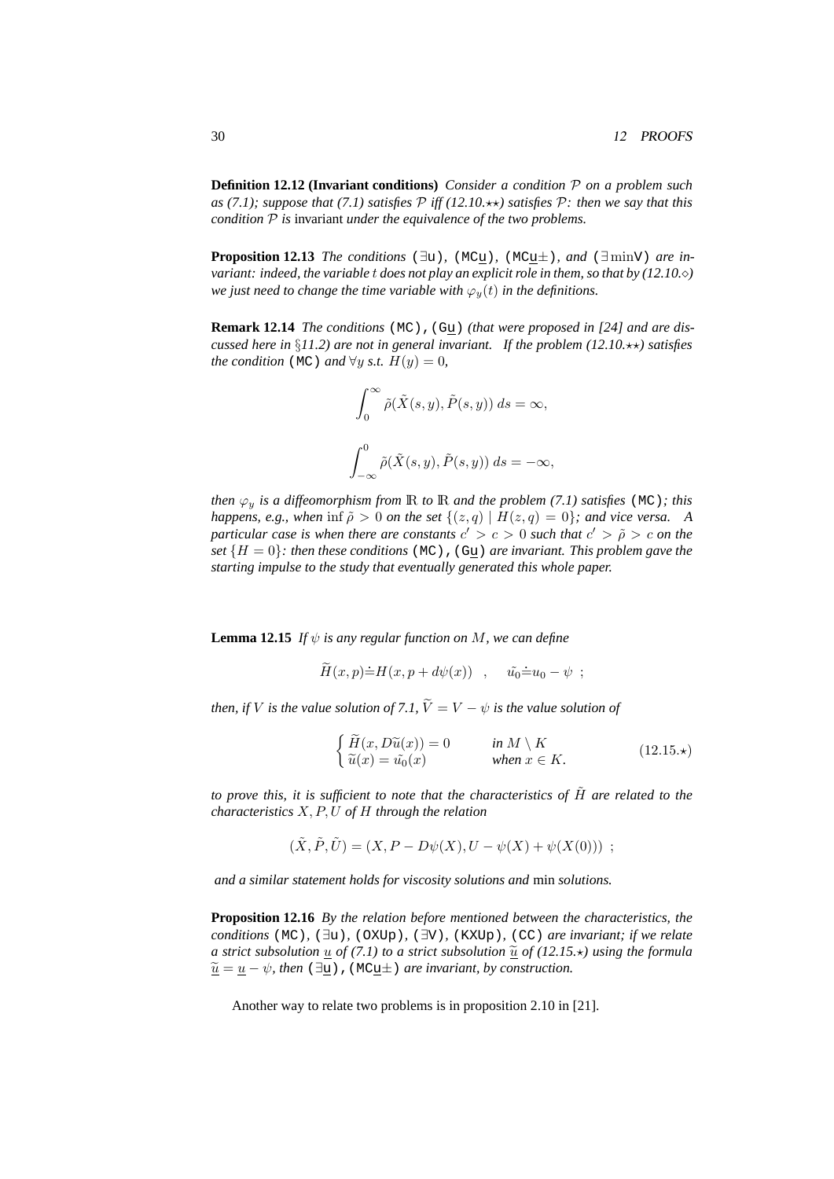**Definition 12.12 (Invariant conditions)** *Consider a condition $\mathcal{P}$ on a problem such as (7.1); suppose that (7.1) satisfies $\mathcal{P}$ iff (12.10.$\star\star$) satisfies $\mathcal{P}$: then we say that this condition $\mathcal{P}$ is* invariant *under the equivalence of the two problems.*

**Proposition 12.13** *The conditions* (∃u), (MC$\underline{\text{u}}$), (MC$\underline{\text{u}}\pm$), *and* (∃ minV) *are invariant: indeed, the variable $t$ does not play an explicit role in them, so that by (12.10.$\diamond$) we just need to change the time variable with $\varphi_y(t)$ in the definitions.*

**Remark 12.14** *The conditions* (MC),(G$\underline{\text{u}}$) *(that were proposed in [24] and are discussed here in §11.2) are not in general invariant. If the problem (12.10.$\star\star$) satisfies the condition* (MC) *and $\forall y$ s.t. $H(y) = 0$,*

$$\int_0^\infty \tilde{\rho}(\tilde{X}(s,y), \tilde{P}(s,y))\, ds = \infty,$$

$$\int_{-\infty}^0 \tilde{\rho}(\tilde{X}(s,y), \tilde{P}(s,y))\, ds = -\infty,$$

*then $\varphi_y$ is a diffeomorphism from $\mathbb{R}$ to $\mathbb{R}$ and the problem (7.1) satisfies* (MC)*; this happens, e.g., when $\inf \tilde{\rho} > 0$ on the set $\{(z,q) \mid H(z,q) = 0\}$; and vice versa. A particular case is when there are constants $c' > c > 0$ such that $c' > \tilde{\rho} > c$ on the set $\{H = 0\}$: then these conditions* (MC),(G$\underline{\text{u}}$) *are invariant. This problem gave the starting impulse to the study that eventually generated this whole paper.*

**Lemma 12.15** *If $\psi$ is any regular function on $M$, we can define*

$$\widetilde{H}(x,p) \doteq H(x, p + d\psi(x)) \quad , \quad \tilde{u_0} \doteq u_0 - \psi \ ;$$

*then, if $V$ is the value solution of 7.1, $\widetilde{V} = V - \psi$ is the value solution of*

$$\begin{cases} \widetilde{H}(x, D\widetilde{u}(x)) = 0 & \text{in } M \setminus K \\ \widetilde{u}(x) = \tilde{u_0}(x) & \text{when } x \in K. \end{cases} \tag{12.15.$\star$}$$

*to prove this, it is sufficient to note that the characteristics of $\tilde{H}$ are related to the characteristics $X, P, U$ of $H$ through the relation*

$$(\tilde{X}, \tilde{P}, \tilde{U}) = (X, P - D\psi(X), U - \psi(X) + \psi(X(0))) \ ;$$

*and a similar statement holds for viscosity solutions and* min *solutions.*

**Proposition 12.16** *By the relation before mentioned between the characteristics, the conditions* (MC), (∃u), (OXUp), (∃V), (KXUp), (CC) *are invariant; if we relate a strict subsolution $\underline{u}$ of (7.1) to a strict subsolution $\underline{\widetilde{u}}$ of (12.15.$\star$) using the formula $\underline{\widetilde{u}} = \underline{u} - \psi$, then* (∃$\underline{\text{u}}$),(MC$\underline{\text{u}}\pm$) *are invariant, by construction.*

Another way to relate two problems is in proposition 2.10 in [21].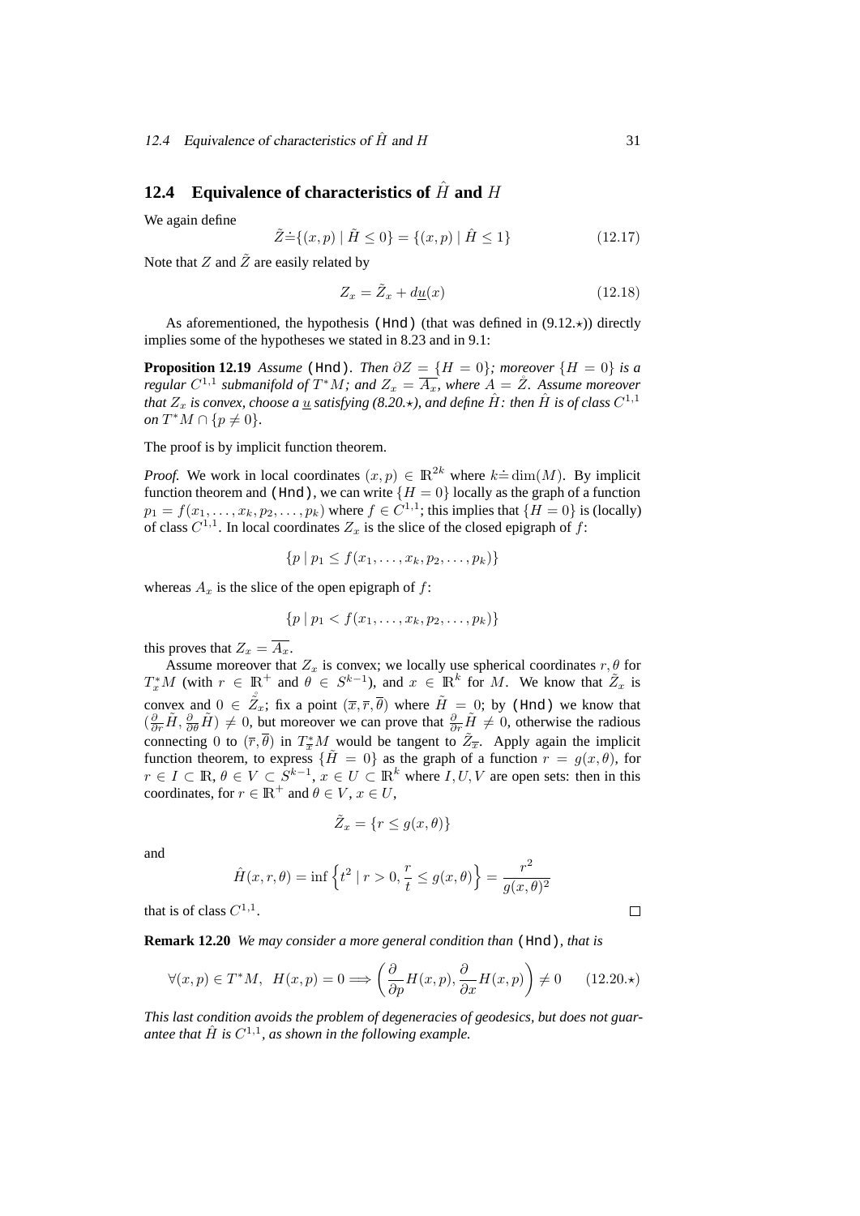## 12.4 Equivalence of characteristics of $\hat{H}$ and $H$

We again define

$$\tilde{Z} \doteq \{(x,p) \mid \tilde{H} \le 0\} = \{(x,p) \mid \hat{H} \le 1\} \tag{12.17}$$

Note that $Z$ and $\tilde{Z}$ are easily related by

$$Z_x = \tilde{Z}_x + d\underline{u}(x) \tag{12.18}$$

As aforementioned, the hypothesis (Hnd) (that was defined in (9.12.⋆)) directly implies some of the hypotheses we stated in 8.23 and in 9.1:

**Proposition 12.19** *Assume* (Hnd)*. Then $\partial Z = \{H = 0\}$; moreover $\{H = 0\}$ is a regular $C^{1,1}$ submanifold of $T^*M$; and $Z_x = \overline{A_x}$, where $A = \mathring{Z}$. Assume moreover that $Z_x$ is convex, choose a $\underline{u}$ satisfying (8.20.⋆), and define $\hat{H}$: then $\hat{H}$ is of class $C^{1,1}$ on $T^*M \cap \{p \ne 0\}$.*

The proof is by implicit function theorem.

*Proof.* We work in local coordinates $(x,p) \in \mathbb{R}^{2k}$ where $k \doteq \dim(M)$. By implicit function theorem and (Hnd), we can write $\{H = 0\}$ locally as the graph of a function $p_1 = f(x_1, \dots, x_k, p_2, \dots, p_k)$ where $f \in C^{1,1}$; this implies that $\{H = 0\}$ is (locally) of class $C^{1,1}$. In local coordinates $Z_x$ is the slice of the closed epigraph of $f$:

$$\{p \mid p_1 \le f(x_1, \dots, x_k, p_2, \dots, p_k)\}$$

whereas $A_x$ is the slice of the open epigraph of $f$:

$$\{p \mid p_1 < f(x_1, \dots, x_k, p_2, \dots, p_k)\}$$

this proves that $Z_x = \overline{A_x}$.

Assume moreover that $Z_x$ is convex; we locally use spherical coordinates $r, \theta$ for $T^*_x M$ (with $r \in \mathbb{R}^+$ and $\theta \in S^{k-1}$), and $x \in \mathbb{R}^k$ for $M$. We know that $\tilde{Z}_x$ is convex and $0 \in \mathring{\tilde{Z}}_x$; fix a point $(\overline{x}, \overline{r}, \overline{\theta})$ where $\tilde{H} = 0$; by (Hnd) we know that $(\frac{\partial}{\partial r}\tilde{H}, \frac{\partial}{\partial \theta}\tilde{H}) \ne 0$, but moreover we can prove that $\frac{\partial}{\partial r}\tilde{H} \ne 0$, otherwise the radious connecting $0$ to $(\overline{r}, \overline{\theta})$ in $T^*_{\overline{x}}M$ would be tangent to $\tilde{Z}_{\overline{x}}$. Apply again the implicit function theorem, to express $\{\tilde{H} = 0\}$ as the graph of a function $r = g(x, \theta)$, for $r \in I \subset \mathbb{R}$, $\theta \in V \subset S^{k-1}$, $x \in U \subset \mathbb{R}^k$ where $I, U, V$ are open sets: then in this coordinates, for $r \in \mathbb{R}^+$ and $\theta \in V$, $x \in U$,

$$\tilde{Z}_x = \{r \le g(x, \theta)\}$$

and

$$\hat{H}(x, r, \theta) = \inf\left\{t^2 \mid r > 0, \frac{r}{t} \le g(x, \theta)\right\} = \frac{r^2}{g(x, \theta)^2}$$

that is of class $C^{1,1}$. □

**Remark 12.20** *We may consider a more general condition than* (Hnd)*, that is*

$$\forall (x,p) \in T^*M, \;\; H(x,p) = 0 \Longrightarrow \left(\frac{\partial}{\partial p}H(x,p), \frac{\partial}{\partial x}H(x,p)\right) \ne 0 \tag{12.20.⋆}$$

*This last condition avoids the problem of degeneracies of geodesics, but does not guarantee that $\hat{H}$ is $C^{1,1}$, as shown in the following example.*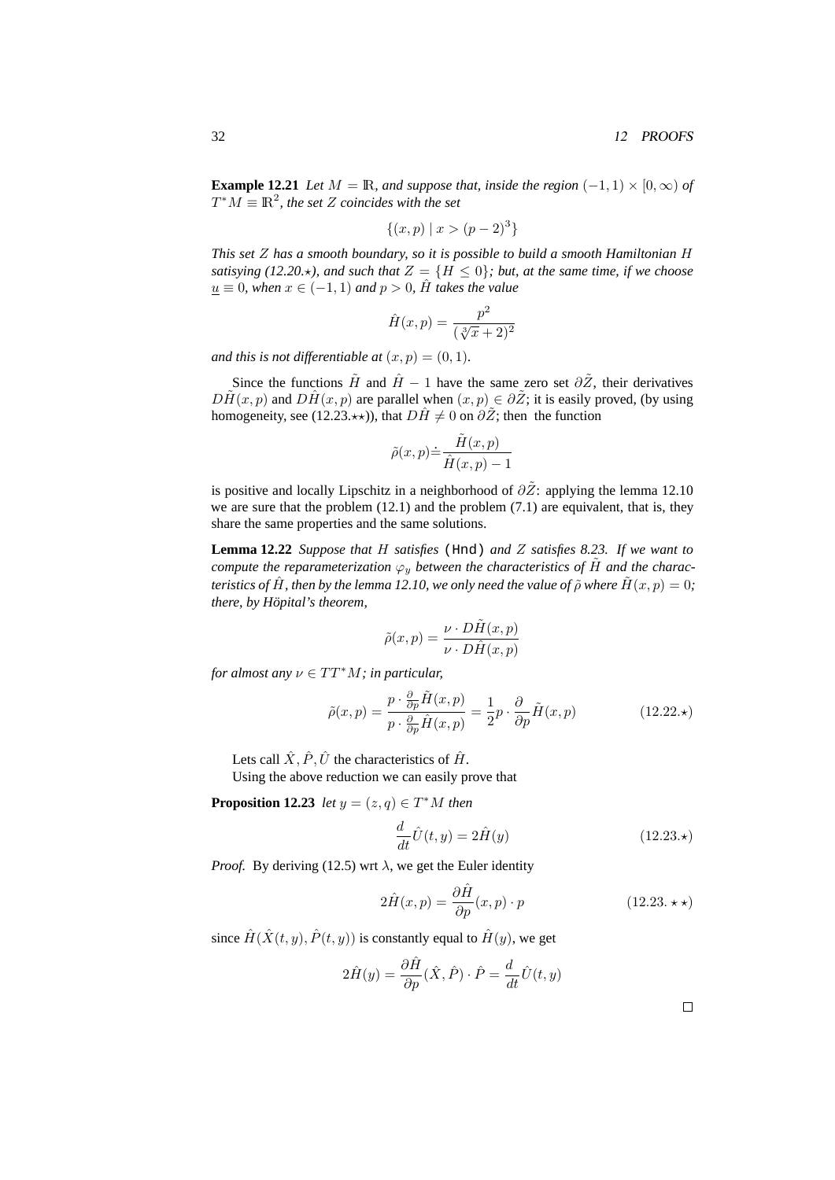**Example 12.21** *Let $M = \mathbb{R}$, and suppose that, inside the region $(-1,1) \times [0,\infty)$ of $T^*M \equiv \mathbb{R}^2$, the set $Z$ coincides with the set*

$$\{(x,p) \mid x > (p-2)^3\}$$

*This set $Z$ has a smooth boundary, so it is possible to build a smooth Hamiltonian $H$ satisying (12.20.⋆), and such that $Z = \{H \leq 0\}$; but, at the same time, if we choose $\underline{u} \equiv 0$, when $x \in (-1,1)$ and $p > 0$, $\hat{H}$ takes the value*

$$\hat{H}(x,p) = \frac{p^2}{(\sqrt[3]{x}+2)^2}$$

*and this is not differentiable at $(x,p) = (0,1)$.*

Since the functions $\tilde{H}$ and $\hat{H} - 1$ have the same zero set $\partial\tilde{Z}$, their derivatives $D\tilde{H}(x,p)$ and $D\hat{H}(x,p)$ are parallel when $(x,p) \in \partial\tilde{Z}$; it is easily proved, (by using homogeneity, see (12.23.⋆⋆)), that $D\hat{H} \neq 0$ on $\partial\tilde{Z}$; then the function

$$\tilde{\rho}(x,p) \doteq \frac{\tilde{H}(x,p)}{\hat{H}(x,p)-1}$$

is positive and locally Lipschitz in a neighborhood of $\partial\tilde{Z}$: applying the lemma 12.10 we are sure that the problem (12.1) and the problem (7.1) are equivalent, that is, they share the same properties and the same solutions.

**Lemma 12.22** *Suppose that $H$ satisfies* (Hnd) *and $Z$ satisfies 8.23. If we want to compute the reparameterization $\varphi_y$ between the characteristics of $\tilde{H}$ and the characteristics of $\hat{H}$, then by the lemma 12.10, we only need the value of $\tilde{\rho}$ where $\tilde{H}(x,p) = 0$; there, by Höpital's theorem,*

$$\tilde{\rho}(x,p) = \frac{\nu \cdot D\tilde{H}(x,p)}{\nu \cdot D\hat{H}(x,p)}$$

*for almost any $\nu \in TT^*M$; in particular,*

$$\tilde{\rho}(x,p) = \frac{p \cdot \frac{\partial}{\partial p}\tilde{H}(x,p)}{p \cdot \frac{\partial}{\partial p}\hat{H}(x,p)} = \frac{1}{2}p \cdot \frac{\partial}{\partial p}\tilde{H}(x,p) \qquad (12.22.\star)$$

Lets call $\hat{X}, \hat{P}, \hat{U}$ the characteristics of $\hat{H}$.

Using the above reduction we can easily prove that

**Proposition 12.23** *let $y = (z,q) \in T^*M$ then*

$$\frac{d}{dt}\hat{U}(t,y) = 2\hat{H}(y) \qquad (12.23.\star)$$

*Proof.* By deriving (12.5) wrt $\lambda$, we get the Euler identity

$$2\hat{H}(x,p) = \frac{\partial\hat{H}}{\partial p}(x,p) \cdot p \qquad (12.23.\star\star)$$

since $\hat{H}(\hat{X}(t,y), \hat{P}(t,y))$ is constantly equal to $\hat{H}(y)$, we get

$$2\hat{H}(y) = \frac{\partial\hat{H}}{\partial p}(\hat{X},\hat{P}) \cdot \hat{P} = \frac{d}{dt}\hat{U}(t,y)$$

□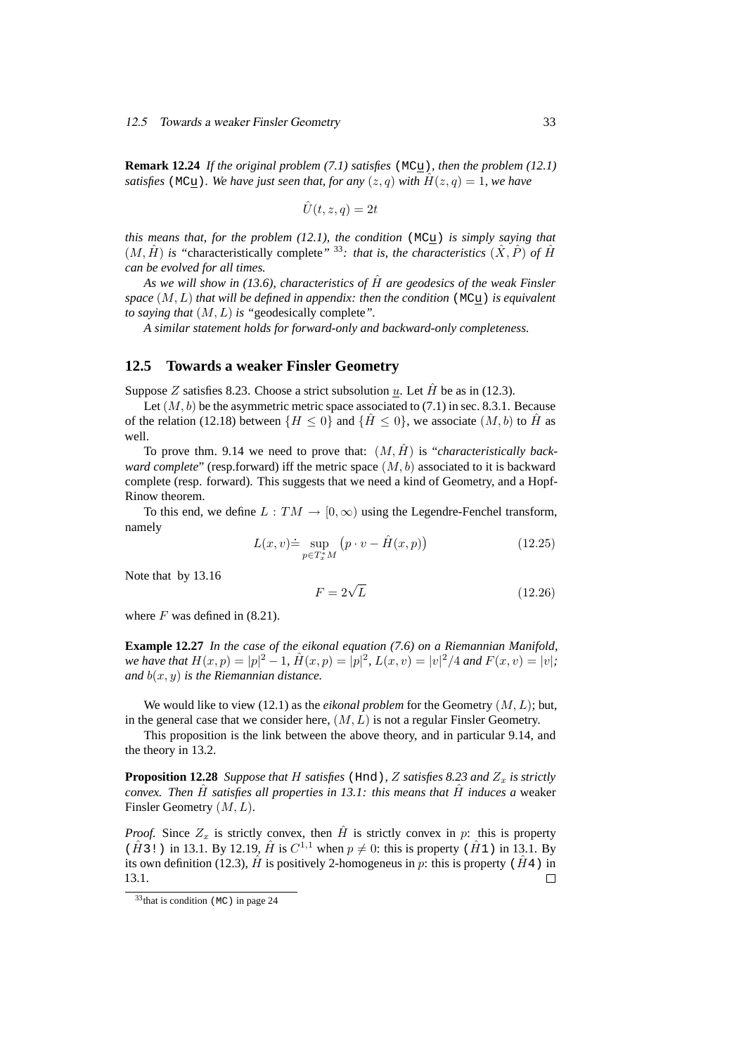**Remark 12.24** *If the original problem (7.1) satisfies* `(MCu̱)`*, then the problem (12.1) satisfies* `(MCu̱)`*. We have just seen that, for any $(z,q)$ with $\hat H(z,q)=1$, we have*

$$\hat U(t,z,q) = 2t$$

*this means that, for the problem (12.1), the condition* `(MCu̱)` *is simply saying that $(M,\hat H)$ is "*characteristically complete*"* [33]*: that is, the characteristics $(\hat X,\hat P)$ of $\hat H$ can be evolved for all times.*

*As we will show in (13.6), characteristics of $\hat H$ are geodesics of the weak Finsler space $(M,L)$ that will be defined in appendix: then the condition* `(MCu̱)` *is equivalent to saying that $(M,L)$ is "*geodesically complete*".*

*A similar statement holds for forward-only and backward-only completeness.*

## 12.5 Towards a weaker Finsler Geometry

Suppose $Z$ satisfies 8.23. Choose a strict subsolution $\underline{u}$. Let $\hat H$ be as in (12.3).

Let $(M,b)$ be the asymmetric metric space associated to (7.1) in sec. 8.3.1. Because of the relation (12.18) between $\{H \le 0\}$ and $\{\hat H \le 0\}$, we associate $(M,b)$ to $\hat H$ as well.

To prove thm. 9.14 we need to prove that: $(M,\hat H)$ is "*characteristically backward complete*" (resp.forward) iff the metric space $(M,b)$ associated to it is backward complete (resp. forward). This suggests that we need a kind of Geometry, and a Hopf-Rinow theorem.

To this end, we define $L : TM \to [0,\infty)$ using the Legendre-Fenchel transform, namely

$$L(x,v) \doteq \sup_{p\in T_x^*M} \big(p\cdot v - \hat H(x,p)\big) \tag{12.25}$$

Note that by 13.16

$$F = 2\sqrt{L} \tag{12.26}$$

where $F$ was defined in (8.21).

**Example 12.27** *In the case of the eikonal equation (7.6) on a Riemannian Manifold, we have that $H(x,p)=|p|^2-1$, $\hat H(x,p)=|p|^2$, $L(x,v)=|v|^2/4$ and $F(x,v)=|v|$; and $b(x,y)$ is the Riemannian distance.*

We would like to view (12.1) as the *eikonal problem* for the Geometry $(M,L)$; but, in the general case that we consider here, $(M,L)$ is not a regular Finsler Geometry.

This proposition is the link between the above theory, and in particular 9.14, and the theory in 13.2.

**Proposition 12.28** *Suppose that $H$ satisfies* `(Hnd)`*, $Z$ satisfies 8.23 and $Z_x$ is strictly convex. Then $\hat H$ satisfies all properties in 13.1: this means that $\hat H$ induces a* weaker Finsler Geometry $(M,L)$.

*Proof.* Since $Z_x$ is strictly convex, then $\hat H$ is strictly convex in $p$: this is property `(`$\hat H$`3!)` in 13.1. By 12.19, $\hat H$ is $C^{1,1}$ when $p\neq 0$: this is property `(`$\hat H$`1)` in 13.1. By its own definition (12.3), $\hat H$ is positively 2-homogeneous in $p$: this is property `(`$\hat H$`4)` in 13.1. □

[33] that is condition `(MC)` in page 24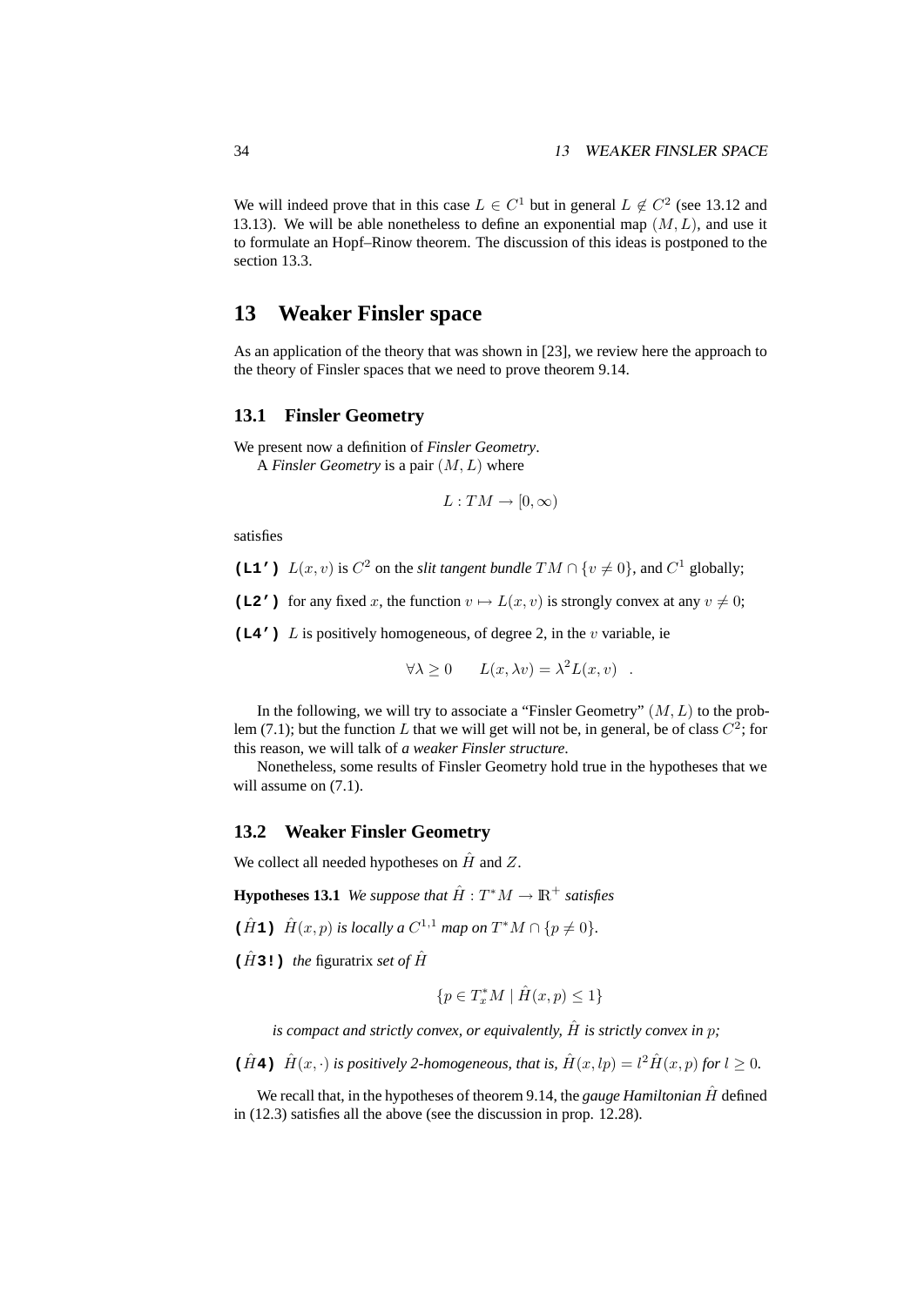We will indeed prove that in this case $L \in C^1$ but in general $L \notin C^2$ (see 13.12 and 13.13). We will be able nonetheless to define an exponential map $(M, L)$, and use it to formulate an Hopf–Rinow theorem. The discussion of this ideas is postponed to the section 13.3.

# 13 Weaker Finsler space

As an application of the theory that was shown in [23], we review here the approach to the theory of Finsler spaces that we need to prove theorem 9.14.

## 13.1 Finsler Geometry

We present now a definition of *Finsler Geometry*.

A *Finsler Geometry* is a pair $(M, L)$ where

$$L : TM \to [0, \infty)$$

satisfies

**(L1')** $L(x, v)$ is $C^2$ on the *slit tangent bundle* $TM \cap \{v \neq 0\}$, and $C^1$ globally;

**(L2')** for any fixed $x$, the function $v \mapsto L(x, v)$ is strongly convex at any $v \neq 0$;

**(L4')** $L$ is positively homogeneous, of degree 2, in the $v$ variable, ie

$$\forall \lambda \geq 0 \qquad L(x, \lambda v) = \lambda^2 L(x, v) \quad .$$

In the following, we will try to associate a "Finsler Geometry" $(M, L)$ to the problem (7.1); but the function $L$ that we will get will not be, in general, be of class $C^2$; for this reason, we will talk of *a weaker Finsler structure*.

Nonetheless, some results of Finsler Geometry hold true in the hypotheses that we will assume on (7.1).

## 13.2 Weaker Finsler Geometry

We collect all needed hypotheses on $\hat{H}$ and $Z$.

**Hypotheses 13.1** *We suppose that $\hat{H} : T^*M \to \mathbb{R}^+$ satisfies*

**($\hat{H}$1)** *$\hat{H}(x, p)$ is locally a $C^{1,1}$ map on $T^*M \cap \{p \neq 0\}$.*

**($\hat{H}$3!)** *the* figuratrix *set of $\hat{H}$*

$$\{p \in T^*_x M \mid \hat{H}(x, p) \leq 1\}$$

*is compact and strictly convex, or equivalently, $\hat{H}$ is strictly convex in $p$;*

**($\hat{H}$4)** *$\hat{H}(x, \cdot)$ is positively 2-homogeneous, that is, $\hat{H}(x, lp) = l^2 \hat{H}(x, p)$ for $l \geq 0$.*

We recall that, in the hypotheses of theorem 9.14, the *gauge Hamiltonian* $\hat{H}$ defined in (12.3) satisfies all the above (see the discussion in prop. 12.28).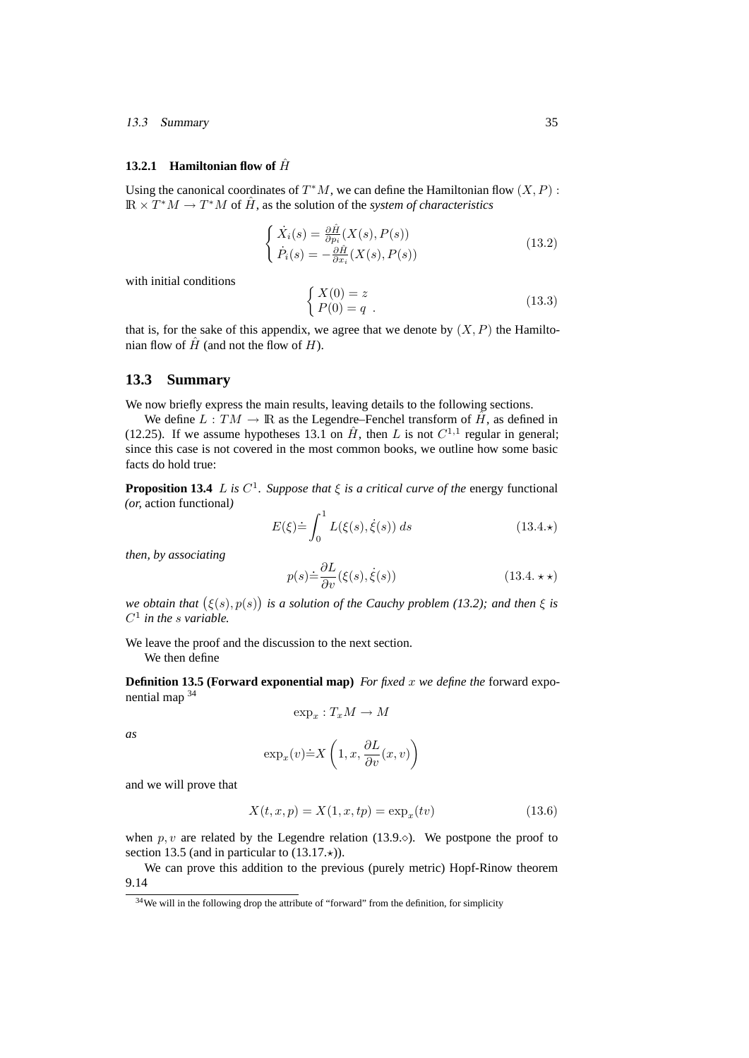### 13.2.1 Hamiltonian flow of $\hat{H}$

Using the canonical coordinates of $T^*M$, we can define the Hamiltonian flow $(X, P)$ : $\mathbb{R} \times T^*M \to T^*M$ of $\hat{H}$, as the solution of the *system of characteristics*

$$\begin{cases} \dot{X}_i(s) = \frac{\partial \hat{H}}{\partial p_i}(X(s), P(s)) \\ \dot{P}_i(s) = -\frac{\partial \hat{H}}{\partial x_i}(X(s), P(s)) \end{cases} \tag{13.2}$$

with initial conditions

$$\begin{cases} X(0) = z \\ P(0) = q \ . \end{cases} \tag{13.3}$$

that is, for the sake of this appendix, we agree that we denote by $(X, P)$ the Hamiltonian flow of $\hat{H}$ (and not the flow of $H$).

## 13.3 Summary

We now briefly express the main results, leaving details to the following sections.

We define $L : TM \to \mathbb{R}$ as the Legendre–Fenchel transform of $\hat{H}$, as defined in (12.25). If we assume hypotheses 13.1 on $\hat{H}$, then $L$ is not $C^{1,1}$ regular in general; since this case is not covered in the most common books, we outline how some basic facts do hold true:

**Proposition 13.4** *$L$ is $C^1$. Suppose that $\xi$ is a critical curve of the* energy functional *(or,* action functional*)*

$$E(\xi) \doteq \int_0^1 L(\xi(s), \dot{\xi}(s)) \, ds \tag{13.4.$\star$}$$

*then, by associating*

$$p(s) \doteq \frac{\partial L}{\partial v}(\xi(s), \dot{\xi}(s)) \tag{13.4.$\star\star$}$$

*we obtain that $\big(\xi(s), p(s)\big)$ is a solution of the Cauchy problem (13.2); and then $\xi$ is $C^1$ in the $s$ variable.*

We leave the proof and the discussion to the next section.

We then define

**Definition 13.5 (Forward exponential map)** *For fixed $x$ we define the* forward exponential map [34]

$$\exp_x : T_x M \to M$$

*as*

$$\exp_x(v) \doteq X\left(1, x, \frac{\partial L}{\partial v}(x, v)\right)$$

and we will prove that

$$X(t, x, p) = X(1, x, tp) = \exp_x(tv) \tag{13.6}$$

when $p, v$ are related by the Legendre relation (13.9.$\diamond$). We postpone the proof to section 13.5 (and in particular to (13.17.$\star$)).

We can prove this addition to the previous (purely metric) Hopf-Rinow theorem 9.14

[34] We will in the following drop the attribute of "forward" from the definition, for simplicity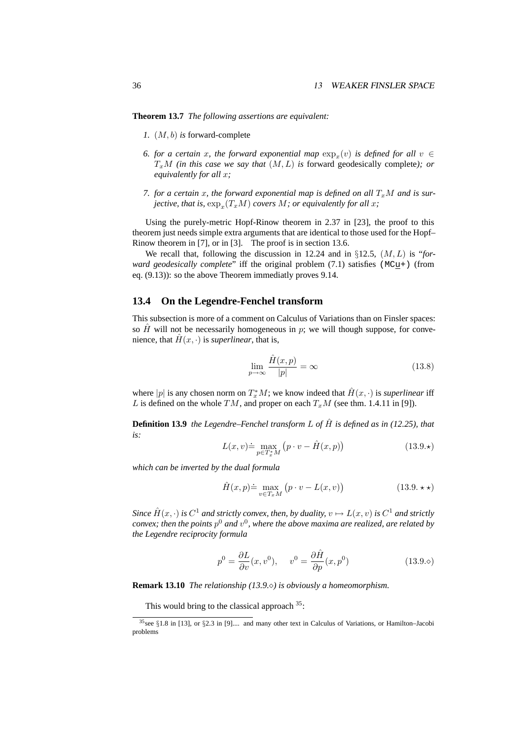**Theorem 13.7** *The following assertions are equivalent:*

*1.* $(M, b)$ *is* forward-complete

*6. for a certain* $x$*, the forward exponential map* $\exp_x(v)$ *is defined for all* $v \in T_x M$ *(in this case we say that* $(M, L)$ *is* forward geodesically complete*); or equivalently for all* $x$*;*

*7. for a certain* $x$*, the forward exponential map is defined on all* $T_x M$ *and is surjective, that is,* $\exp_x(T_x M)$ *covers* $M$*; or equivalently for all* $x$*;*

Using the purely-metric Hopf-Rinow theorem in 2.37 in [23], the proof to this theorem just needs simple extra arguments that are identical to those used for the Hopf–Rinow theorem in [7], or in [3]. The proof is in section 13.6.

We recall that, following the discussion in 12.24 and in §12.5, $(M, L)$ is "*forward geodesically complete*" iff the original problem (7.1) satisfies `(MCu+)` (from eq. (9.13)): so the above Theorem immediatly proves 9.14.

## 13.4 On the Legendre-Fenchel transform

This subsection is more of a comment on Calculus of Variations than on Finsler spaces: so $\hat{H}$ will not be necessarily homogeneous in $p$; we will though suppose, for convenience, that $\hat{H}(x, \cdot)$ is *superlinear*, that is,

$$\lim_{p \to \infty} \frac{\hat{H}(x, p)}{|p|} = \infty \tag{13.8}$$

where $|p|$ is any chosen norm on $T_x^* M$; we know indeed that $\hat{H}(x, \cdot)$ is *superlinear* iff $L$ is defined on the whole $TM$, and proper on each $T_x M$ (see thm. 1.4.11 in [9]).

**Definition 13.9** *the Legendre–Fenchel transform* $L$ *of* $\hat{H}$ *is defined as in (12.25), that is:*

$$L(x, v) \doteq \max_{p \in T_x^* M} \big( p \cdot v - \hat{H}(x, p) \big) \tag{13.9.$\star$}$$

*which can be inverted by the dual formula*

$$\hat{H}(x, p) \doteq \max_{v \in T_x M} \big( p \cdot v - L(x, v) \big) \tag{13.9.$\star\star$}$$

*Since* $\hat{H}(x, \cdot)$ *is* $C^1$ *and strictly convex, then, by duality,* $v \mapsto L(x, v)$ *is* $C^1$ *and strictly convex; then the points* $p^0$ *and* $v^0$*, where the above maxima are realized, are related by the Legendre reciprocity formula*

$$p^0 = \frac{\partial L}{\partial v}(x, v^0), \quad v^0 = \frac{\partial \hat{H}}{\partial p}(x, p^0) \tag{13.9.$\diamond$}$$

**Remark 13.10** *The relationship (13.9.$\diamond$) is obviously a homeomorphism.*

This would bring to the classical approach [35]:

[35] see §1.8 in [13], or §2.3 in [9].... and many other text in Calculus of Variations, or Hamilton–Jacobi problems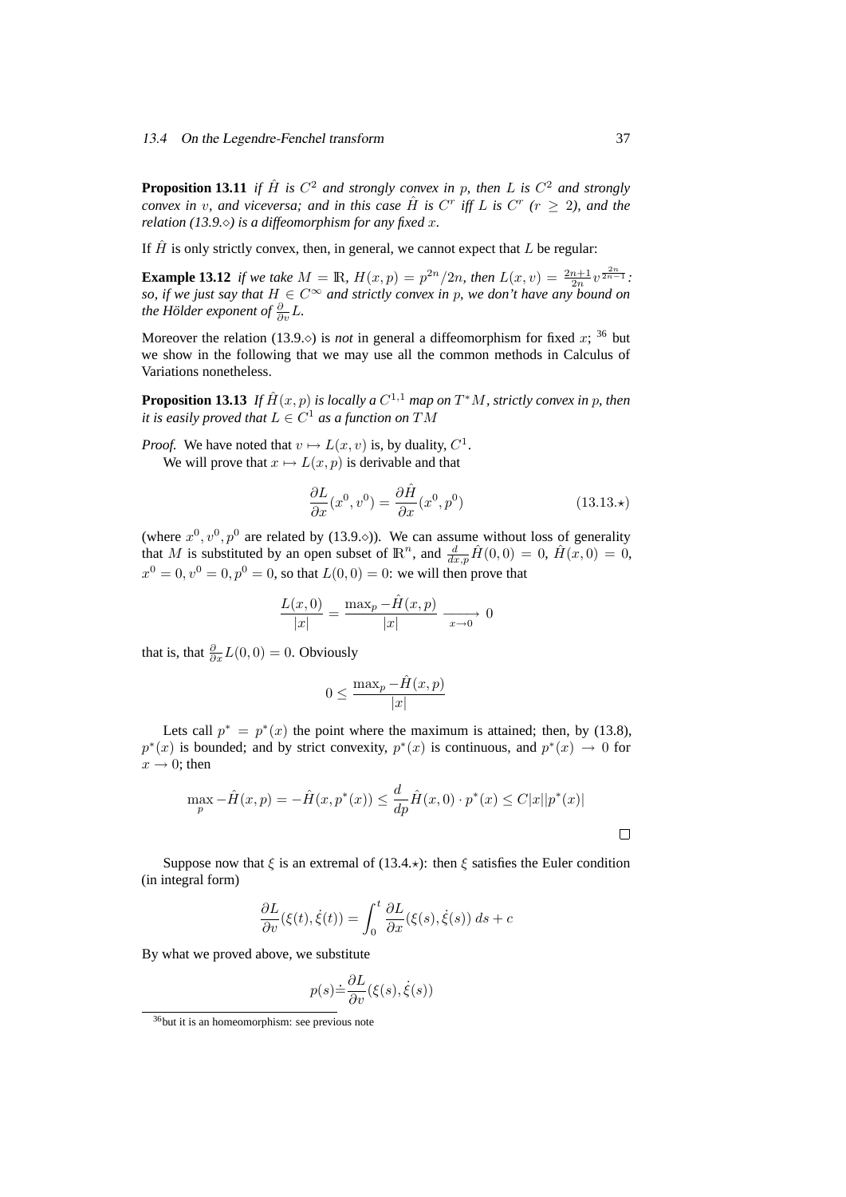**Proposition 13.11** *if $\hat{H}$ is $C^2$ and strongly convex in $p$, then $L$ is $C^2$ and strongly convex in $v$, and viceversa; and in this case $\hat{H}$ is $C^r$ iff $L$ is $C^r$ ($r \geq 2$), and the relation (13.9.$\diamond$) is a diffeomorphism for any fixed $x$.*

If $\hat{H}$ is only strictly convex, then, in general, we cannot expect that $L$ be regular:

**Example 13.12** *if we take $M = \mathbb{R}$, $H(x,p) = p^{2n}/2n$, then $L(x,v) = \frac{2n+1}{2n} v^{\frac{2n}{2n-1}}$: so, if we just say that $H \in C^\infty$ and strictly convex in $p$, we don't have any bound on the Hölder exponent of $\frac{\partial}{\partial v} L$.*

Moreover the relation (13.9.$\diamond$) is *not* in general a diffeomorphism for fixed $x$; [36] but we show in the following that we may use all the common methods in Calculus of Variations nonetheless.

**Proposition 13.13** *If $\hat{H}(x,p)$ is locally a $C^{1,1}$ map on $T^*M$, strictly convex in $p$, then it is easily proved that $L \in C^1$ as a function on $TM$*

*Proof.* We have noted that $v \mapsto L(x,v)$ is, by duality, $C^1$.

We will prove that $x \mapsto L(x,p)$ is derivable and that

$$\frac{\partial L}{\partial x}(x^0, v^0) = \frac{\partial \hat{H}}{\partial x}(x^0, p^0) \qquad (13.13.\star)$$

(where $x^0, v^0, p^0$ are related by (13.9.$\diamond$)). We can assume without loss of generality that $M$ is substituted by an open subset of $\mathbb{R}^n$, and $\frac{d}{dx,p}\hat{H}(0,0) = 0$, $\hat{H}(x,0) = 0$, $x^0 = 0, v^0 = 0, p^0 = 0$, so that $L(0,0) = 0$: we will then prove that

$$\frac{L(x,0)}{|x|} = \frac{\max_p -\hat{H}(x,p)}{|x|} \xrightarrow[x \to 0]{} 0$$

that is, that $\frac{\partial}{\partial x} L(0,0) = 0$. Obviously

$$0 \leq \frac{\max_p -\hat{H}(x,p)}{|x|}$$

Lets call $p^* = p^*(x)$ the point where the maximum is attained; then, by (13.8), $p^*(x)$ is bounded; and by strict convexity, $p^*(x)$ is continuous, and $p^*(x) \to 0$ for $x \to 0$; then

$$\max_p -\hat{H}(x,p) = -\hat{H}(x, p^*(x)) \leq \frac{d}{dp}\hat{H}(x,0) \cdot p^*(x) \leq C|x||p^*(x)|$$

$\square$

Suppose now that $\xi$ is an extremal of (13.4.$\star$): then $\xi$ satisfies the Euler condition (in integral form)

$$\frac{\partial L}{\partial v}(\xi(t), \dot{\xi}(t)) = \int_0^t \frac{\partial L}{\partial x}(\xi(s), \dot{\xi}(s))\, ds + c$$

By what we proved above, we substitute

$$p(s) \doteq \frac{\partial L}{\partial v}(\xi(s), \dot{\xi}(s))$$

[36] but it is an homeomorphism: see previous note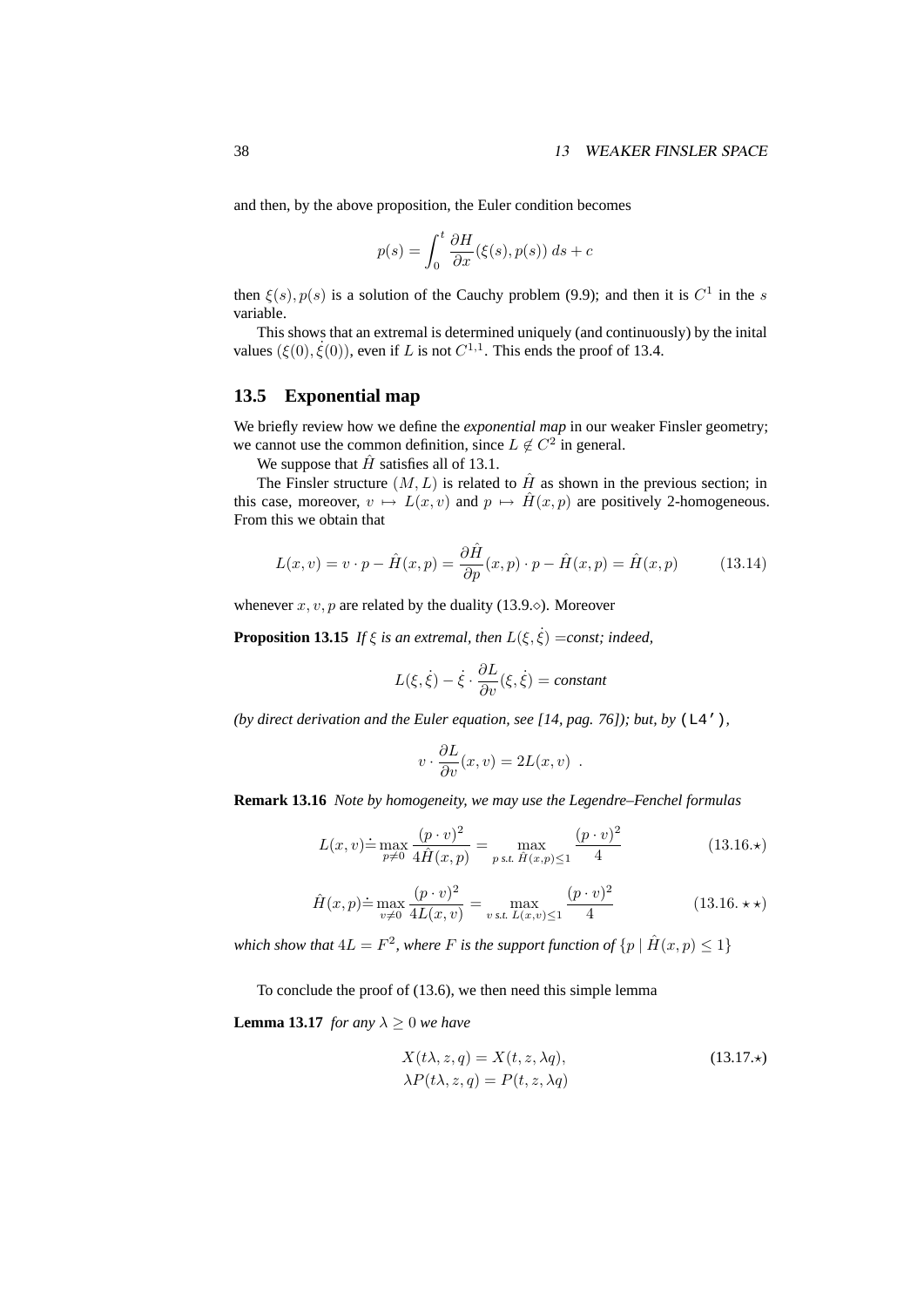and then, by the above proposition, the Euler condition becomes

$$p(s) = \int_0^t \frac{\partial H}{\partial x}(\xi(s), p(s))\, ds + c$$

then $\xi(s), p(s)$ is a solution of the Cauchy problem (9.9); and then it is $C^1$ in the $s$ variable.

This shows that an extremal is determined uniquely (and continuously) by the inital values $(\xi(0), \dot{\xi}(0))$, even if $L$ is not $C^{1,1}$. This ends the proof of 13.4.

## 13.5 Exponential map

We briefly review how we define the *exponential map* in our weaker Finsler geometry; we cannot use the common definition, since $L \notin C^2$ in general.

We suppose that $\hat{H}$ satisfies all of 13.1.

The Finsler structure $(M, L)$ is related to $\hat{H}$ as shown in the previous section; in this case, moreover, $v \mapsto L(x, v)$ and $p \mapsto \hat{H}(x, p)$ are positively 2-homogeneous. From this we obtain that

$$L(x, v) = v \cdot p - \hat{H}(x, p) = \frac{\partial \hat{H}}{\partial p}(x, p) \cdot p - \hat{H}(x, p) = \hat{H}(x, p) \tag{13.14}$$

whenever $x, v, p$ are related by the duality (13.9.$\diamond$). Moreover

**Proposition 13.15** *If $\xi$ is an extremal, then $L(\xi, \dot{\xi})$ =const; indeed,*

$$L(\xi, \dot{\xi}) - \dot{\xi} \cdot \frac{\partial L}{\partial v}(\xi, \dot{\xi}) = \textit{constant}$$

*(by direct derivation and the Euler equation, see [14, pag. 76]); but, by* (L4'),

$$v \cdot \frac{\partial L}{\partial v}(x, v) = 2L(x, v) \ .$$

**Remark 13.16** *Note by homogeneity, we may use the Legendre–Fenchel formulas*

$$L(x, v) \doteq \max_{p \neq 0} \frac{(p \cdot v)^2}{4\hat{H}(x, p)} = \max_{p \text{ s.t. } \hat{H}(x,p) \leq 1} \frac{(p \cdot v)^2}{4} \tag{13.16.$\star$}$$

$$\hat{H}(x, p) \doteq \max_{v \neq 0} \frac{(p \cdot v)^2}{4L(x, v)} = \max_{v \text{ s.t. } L(x,v) \leq 1} \frac{(p \cdot v)^2}{4} \tag{13.16.$\star\star$}$$

*which show that $4L = F^2$, where $F$ is the support function of $\{p \mid \hat{H}(x, p) \leq 1\}$*

To conclude the proof of (13.6), we then need this simple lemma

**Lemma 13.17** *for any $\lambda \geq 0$ we have*

$$\begin{aligned} X(t\lambda, z, q) &= X(t, z, \lambda q), \\ \lambda P(t\lambda, z, q) &= P(t, z, \lambda q) \end{aligned} \tag{13.17.$\star$}$$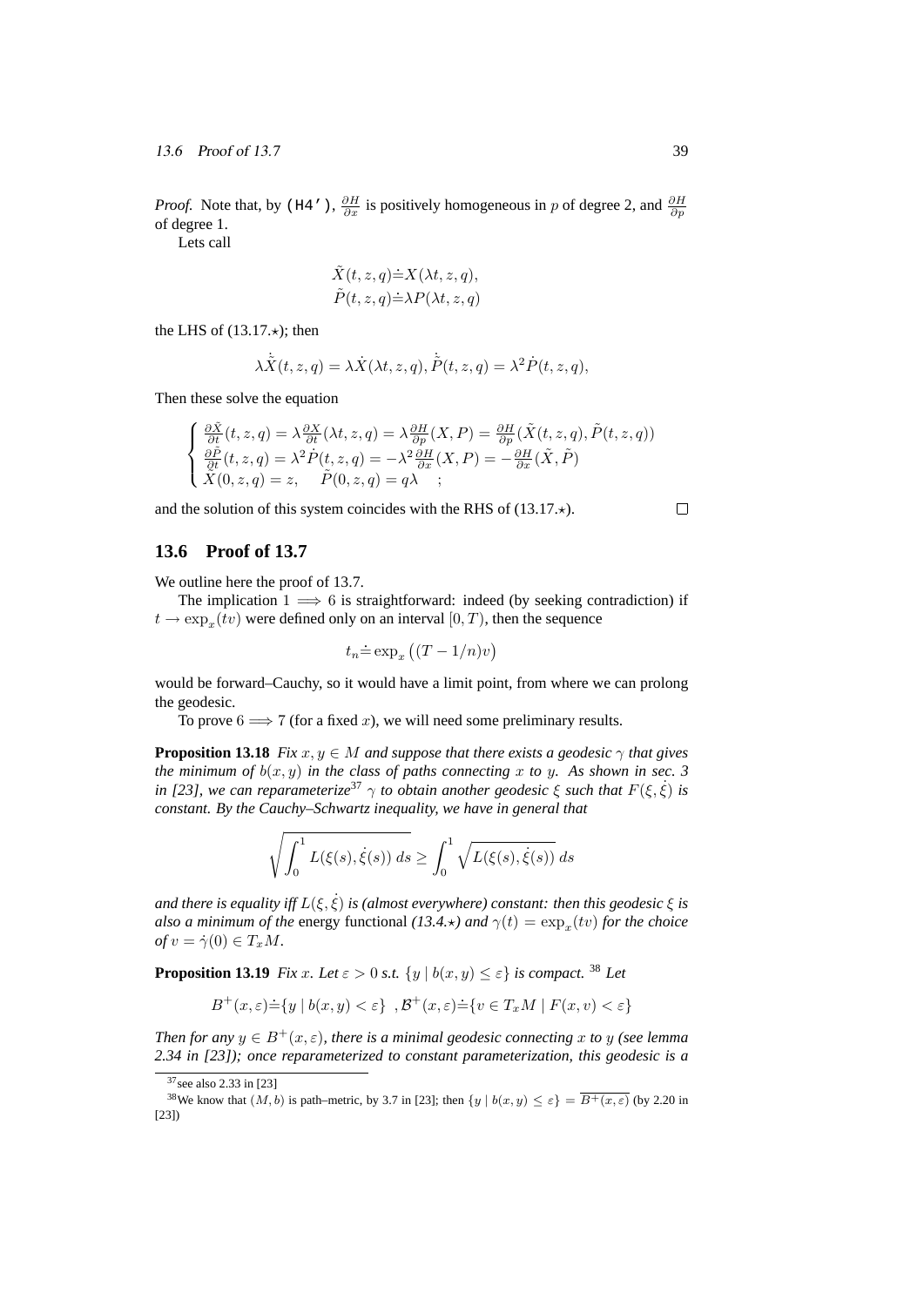*Proof.* Note that, by (H4'), $\frac{\partial H}{\partial x}$ is positively homogeneous in $p$ of degree 2, and $\frac{\partial H}{\partial p}$ of degree 1.

Lets call

$$\tilde{X}(t,z,q) \doteq X(\lambda t, z, q),$$
$$\tilde{P}(t,z,q) \doteq \lambda P(\lambda t, z, q)$$

the LHS of (13.17.⋆); then

$$\lambda \dot{\tilde{X}}(t,z,q) = \lambda \dot{X}(\lambda t, z, q), \dot{\tilde{P}}(t,z,q) = \lambda^2 \dot{P}(t,z,q),$$

Then these solve the equation

$$\begin{cases} \frac{\partial \tilde{X}}{\partial t}(t,z,q) = \lambda \frac{\partial X}{\partial t}(\lambda t, z, q) = \lambda \frac{\partial H}{\partial p}(X,P) = \frac{\partial H}{\partial p}(\tilde{X}(t,z,q), \tilde{P}(t,z,q)) \\ \frac{\partial \tilde{P}}{\partial t}(t,z,q) = \lambda^2 \dot{P}(t,z,q) = -\lambda^2 \frac{\partial H}{\partial x}(X,P) = -\frac{\partial H}{\partial x}(\tilde{X}, \tilde{P}) \\ \tilde{X}(0,z,q) = z, \quad \tilde{P}(0,z,q) = q\lambda \quad ; \end{cases}$$

and the solution of this system coincides with the RHS of (13.17.⋆). □

## 13.6 Proof of 13.7

We outline here the proof of 13.7.

The implication $1 \implies 6$ is straightforward: indeed (by seeking contradiction) if $t \to \exp_x(tv)$ were defined only on an interval $[0,T)$, then the sequence

$$t_n \doteq \exp_x\big((T - 1/n)v\big)$$

would be forward–Cauchy, so it would have a limit point, from where we can prolong the geodesic.

To prove $6 \implies 7$ (for a fixed $x$), we will need some preliminary results.

**Proposition 13.18** *Fix $x, y \in M$ and suppose that there exists a geodesic $\gamma$ that gives the minimum of $b(x,y)$ in the class of paths connecting $x$ to $y$. As shown in sec. 3 in [23], we can reparameterize*[37] *$\gamma$ to obtain another geodesic $\xi$ such that $F(\xi, \dot{\xi})$ is constant. By the Cauchy–Schwartz inequality, we have in general that*

$$\sqrt{\int_0^1 L(\xi(s), \dot{\xi}(s))\, ds} \geq \int_0^1 \sqrt{L(\xi(s), \dot{\xi}(s))}\, ds$$

*and there is equality iff $L(\xi, \dot{\xi})$ is (almost everywhere) constant: then this geodesic $\xi$ is also a minimum of the* energy functional *(13.4.⋆) and $\gamma(t) = \exp_x(tv)$ for the choice of $v = \dot{\gamma}(0) \in T_x M$.*

**Proposition 13.19** *Fix $x$. Let $\varepsilon > 0$ s.t. $\{y \mid b(x,y) \leq \varepsilon\}$ is compact.* [38] *Let*

$$B^+(x,\varepsilon) \doteq \{y \mid b(x,y) < \varepsilon\} \ , \mathcal{B}^+(x,\varepsilon) \doteq \{v \in T_x M \mid F(x,v) < \varepsilon\}$$

*Then for any $y \in B^+(x,\varepsilon)$, there is a minimal geodesic connecting $x$ to $y$ (see lemma 2.34 in [23]); once reparameterized to constant parameterization, this geodesic is a*

---

[37] see also 2.33 in [23]

[38] We know that $(M, b)$ is path–metric, by 3.7 in [23]; then $\{y \mid b(x,y) \leq \varepsilon\} = \overline{B^+(x,\varepsilon)}$ (by 2.20 in [23])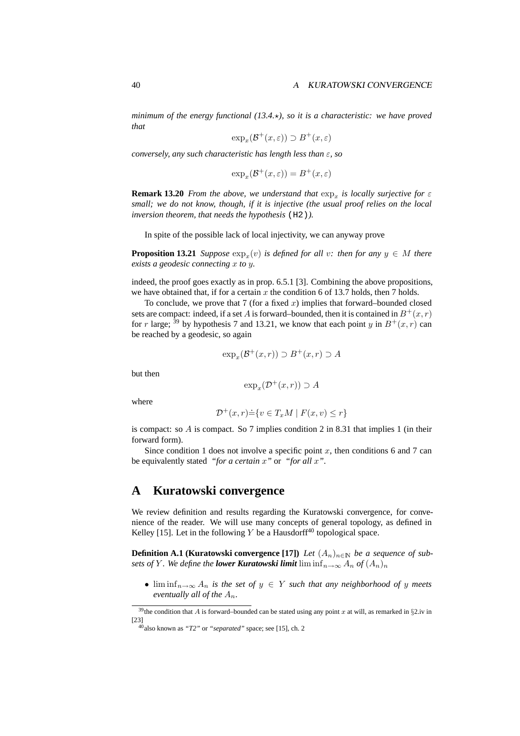*minimum of the energy functional (13.4.⋆), so it is a characteristic: we have proved that*

$$\exp_x(\mathcal{B}^+(x,\varepsilon)) \supset B^+(x,\varepsilon)$$

*conversely, any such characteristic has length less than $\varepsilon$, so*

$$\exp_x(\mathcal{B}^+(x,\varepsilon)) = B^+(x,\varepsilon)$$

**Remark 13.20** *From the above, we understand that $\exp_x$ is locally surjective for $\varepsilon$ small; we do not know, though, if it is injective (the usual proof relies on the local inversion theorem, that needs the hypothesis* (H2)*).*

In spite of the possible lack of local injectivity, we can anyway prove

**Proposition 13.21** *Suppose $\exp_x(v)$ is defined for all $v$: then for any $y \in M$ there exists a geodesic connecting $x$ to $y$.*

indeed, the proof goes exactly as in prop. 6.5.1 [3]. Combining the above propositions, we have obtained that, if for a certain $x$ the condition 6 of 13.7 holds, then 7 holds.

To conclude, we prove that 7 (for a fixed $x$) implies that forward–bounded closed sets are compact: indeed, if a set $A$ is forward–bounded, then it is contained in $B^+(x,r)$ for $r$ large; [39] by hypothesis 7 and 13.21, we know that each point $y$ in $B^+(x,r)$ can be reached by a geodesic, so again

$$\exp_x(\mathcal{B}^+(x,r)) \supset B^+(x,r) \supset A$$

but then

$$\exp_x(\mathcal{D}^+(x,r)) \supset A$$

where

$$\mathcal{D}^+(x,r) \doteq \{v \in T_xM \mid F(x,v) \le r\}$$

is compact: so $A$ is compact. So 7 implies condition 2 in 8.31 that implies 1 (in their forward form).

Since condition 1 does not involve a specific point $x$, then conditions 6 and 7 can be equivalently stated *"for a certain $x$"* or *"for all $x$"*.

# A Kuratowski convergence

We review definition and results regarding the Kuratowski convergence, for convenience of the reader. We will use many concepts of general topology, as defined in Kelley [15]. Let in the following $Y$ be a Hausdorff[40] topological space.

**Definition A.1 (Kuratowski convergence [17])** *Let $(A_n)_{n\in\mathbb{N}}$ be a sequence of subsets of $Y$. We define the **lower Kuratowski limit** $\liminf_{n\to\infty} A_n$ of $(A_n)_n$*

- *$\liminf_{n\to\infty} A_n$ is the set of $y \in Y$ such that any neighborhood of $y$ meets eventually all of the $A_n$.*

[39] the condition that $A$ is forward–bounded can be stated using any point $x$ at will, as remarked in §2.iv in [23]

[40] also known as *"T2"* or *"separated"* space; see [15], ch. 2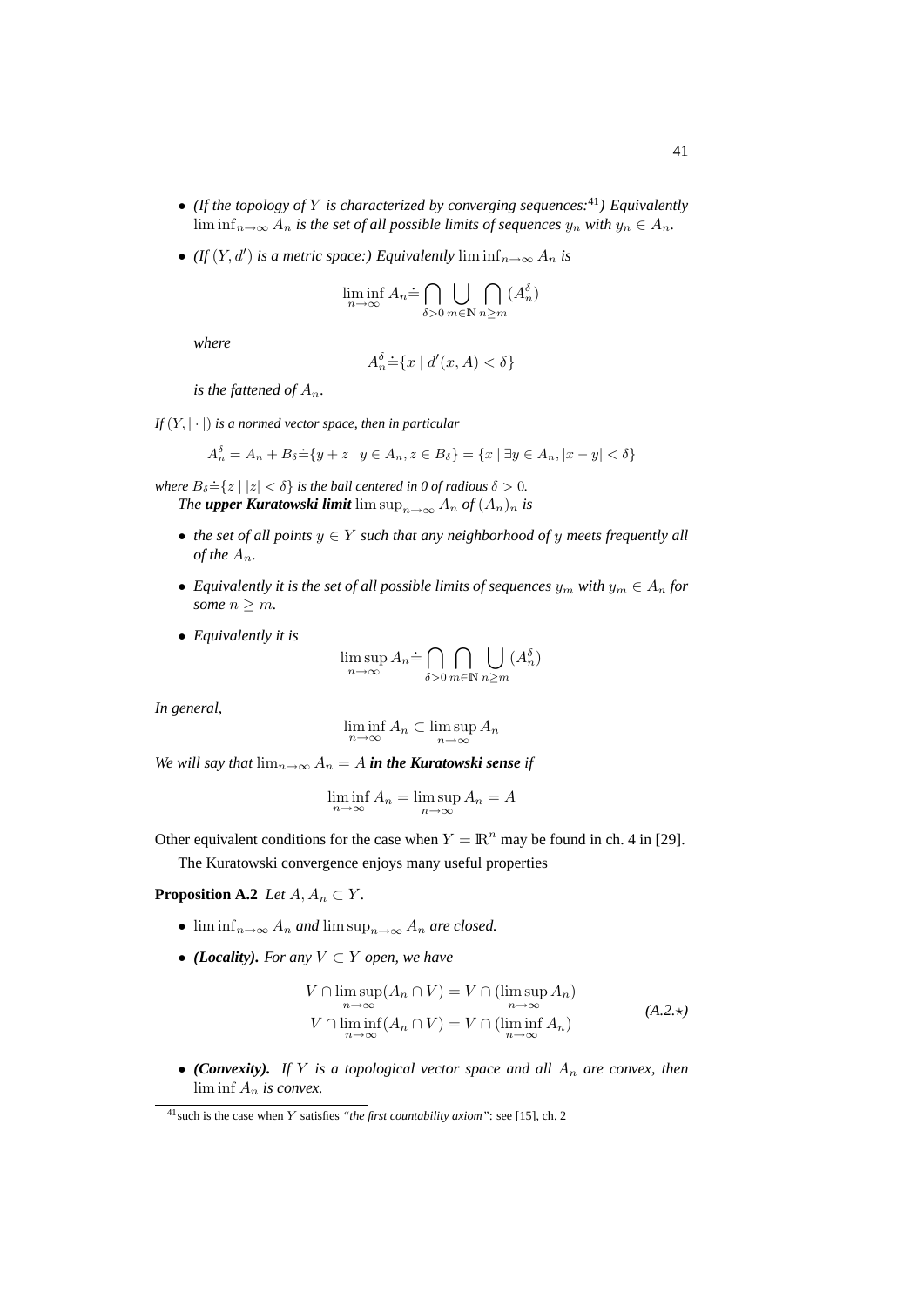- *(If the topology of $Y$ is characterized by converging sequences:*[41]*) Equivalently* $\liminf_{n\to\infty} A_n$ *is the set of all possible limits of sequences $y_n$ with $y_n \in A_n$.*

- *(If $(Y, d')$ is a metric space:) Equivalently* $\liminf_{n\to\infty} A_n$ *is*

$$\liminf_{n\to\infty} A_n \doteq \bigcap_{\delta>0} \bigcup_{m\in\mathbb{N}} \bigcap_{n\geq m} (A_n^\delta)$$

  *where*

$$A_n^\delta \doteq \{x \mid d'(x, A) < \delta\}$$

  *is the fattened of $A_n$.*

*If $(Y, |\cdot|)$ is a normed vector space, then in particular*

$$A_n^\delta = A_n + B_\delta \doteq \{y + z \mid y \in A_n, z \in B_\delta\} = \{x \mid \exists y \in A_n, |x - y| < \delta\}$$

*where $B_\delta \doteq \{z \mid |z| < \delta\}$ is the ball centered in 0 of radious $\delta > 0$.*

*The* ***upper Kuratowski limit*** $\limsup_{n\to\infty} A_n$ *of $(A_n)_n$ is*

- *the set of all points $y \in Y$ such that any neighborhood of $y$ meets frequently all of the $A_n$.*

- *Equivalently it is the set of all possible limits of sequences $y_m$ with $y_m \in A_n$ for some $n \geq m$.*

- *Equivalently it is*

$$\limsup_{n\to\infty} A_n \doteq \bigcap_{\delta>0} \bigcap_{m\in\mathbb{N}} \bigcup_{n\geq m} (A_n^\delta)$$

*In general,*

$$\liminf_{n\to\infty} A_n \subset \limsup_{n\to\infty} A_n$$

*We will say that* $\lim_{n\to\infty} A_n = A$ ***in the Kuratowski sense*** *if*

$$\liminf_{n\to\infty} A_n = \limsup_{n\to\infty} A_n = A$$

Other equivalent conditions for the case when $Y = \mathbb{R}^n$ may be found in ch. 4 in [29].

The Kuratowski convergence enjoys many useful properties

**Proposition A.2** *Let $A, A_n \subset Y$.*

- $\liminf_{n\to\infty} A_n$ *and* $\limsup_{n\to\infty} A_n$ *are closed.*

- ***(Locality).*** *For any $V \subset Y$ open, we have*

$$\begin{aligned} V \cap \limsup_{n\to\infty}(A_n \cap V) &= V \cap (\limsup_{n\to\infty} A_n) \\ V \cap \liminf_{n\to\infty}(A_n \cap V) &= V \cap (\liminf_{n\to\infty} A_n) \end{aligned} \qquad (A.2.\star)$$

- ***(Convexity).*** *If $Y$ is a topological vector space and all $A_n$ are convex, then* $\liminf A_n$ *is convex.*

[41] such is the case when $Y$ satisfies *"the first countability axiom"*: see [15], ch. 2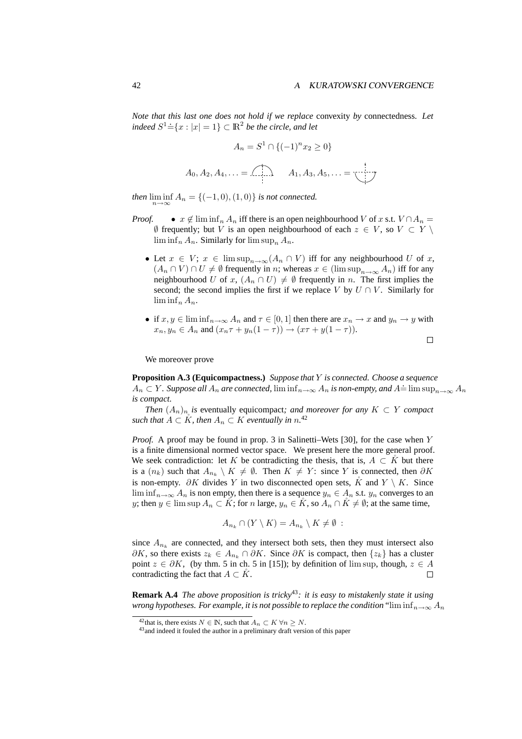*Note that this last one does not hold if we replace* convexity *by* connectedness. *Let indeed* $S^1 \doteq \{x : |x| = 1\} \subset \mathbb{R}^2$ *be the circle, and let*

$$A_n = S^1 \cap \{(-1)^n x_2 \geq 0\}$$

$$A_0, A_2, A_4, \ldots = \quad\quad A_1, A_3, A_5, \ldots =$$

*then* $\liminf_{n\to\infty} A_n = \{(-1,0),(1,0)\}$ *is not connected.*

*Proof.*

- $x \notin \liminf_n A_n$ iff there is an open neighbourhood $V$ of $x$ s.t. $V \cap A_n = \emptyset$ frequently; but $V$ is an open neighbourhood of each $z \in V$, so $V \subset Y \setminus \liminf_n A_n$. Similarly for $\limsup_n A_n$.
- Let $x \in V$; $x \in \limsup_{n\to\infty}(A_n \cap V)$ iff for any neighbourhood $U$ of $x$, $(A_n \cap V) \cap U \neq \emptyset$ frequently in $n$; whereas $x \in (\limsup_{n\to\infty} A_n)$ iff for any neighbourhood $U$ of $x$, $(A_n \cap U) \neq \emptyset$ frequently in $n$. The first implies the second; the second implies the first if we replace $V$ by $U \cap V$. Similarly for $\liminf_n A_n$.
- if $x, y \in \liminf_{n\to\infty} A_n$ and $\tau \in [0,1]$ then there are $x_n \to x$ and $y_n \to y$ with $x_n, y_n \in A_n$ and $(x_n\tau + y_n(1-\tau)) \to (x\tau + y(1-\tau))$.

□

We moreover prove

**Proposition A.3 (Equicompactness.)** *Suppose that $Y$ is connected. Choose a sequence $A_n \subset Y$. Suppose all $A_n$ are connected,* $\liminf_{n\to\infty} A_n$ *is non-empty, and* $A \doteq \limsup_{n\to\infty} A_n$ *is compact.*

*Then $(A_n)_n$ is* eventually equicompact*; and moreover for any $K \subset Y$ compact such that $A \subset \mathring{K}$, then $A_n \subset K$ eventually in $n$.*[42]

*Proof.* A proof may be found in prop. 3 in Salinetti–Wets [30], for the case when $Y$ is a finite dimensional normed vector space. We present here the more general proof. We seek contradiction: let $K$ be contradicting the thesis, that is, $A \subset \mathring{K}$ but there is a $(n_k)$ such that $A_{n_k} \setminus K \neq \emptyset$. Then $K \neq Y$: since $Y$ is connected, then $\partial K$ is non-empty. $\partial K$ divides $Y$ in two disconnected open sets, $\mathring{K}$ and $Y \setminus K$. Since $\liminf_{n\to\infty} A_n$ is non empty, then there is a sequence $y_n \in A_n$ s.t. $y_n$ converges to an $y$; then $y \in \limsup A_n \subset \mathring{K}$; for $n$ large, $y_n \in \mathring{K}$, so $A_n \cap \mathring{K} \neq \emptyset$; at the same time,

$$A_{n_k} \cap (Y \setminus K) = A_{n_k} \setminus K \neq \emptyset \ :$$

since $A_{n_k}$ are connected, and they intersect both sets, then they must intersect also $\partial K$, so there exists $z_k \in A_{n_k} \cap \partial K$. Since $\partial K$ is compact, then $\{z_k\}$ has a cluster point $z \in \partial K$, (by thm. 5 in ch. 5 in [15]); by definition of $\limsup$, though, $z \in A$ contradicting the fact that $A \subset \mathring{K}$. □

**Remark A.4** *The above proposition is tricky*[43]*: it is easy to mistakenly state it using wrong hypotheses. For example, it is not possible to replace the condition* "$\liminf_{n\to\infty} A_n$

[42] that is, there exists $N \in \mathbb{N}$, such that $A_n \subset K \ \forall n \geq N$.

[43] and indeed it fouled the author in a preliminary draft version of this paper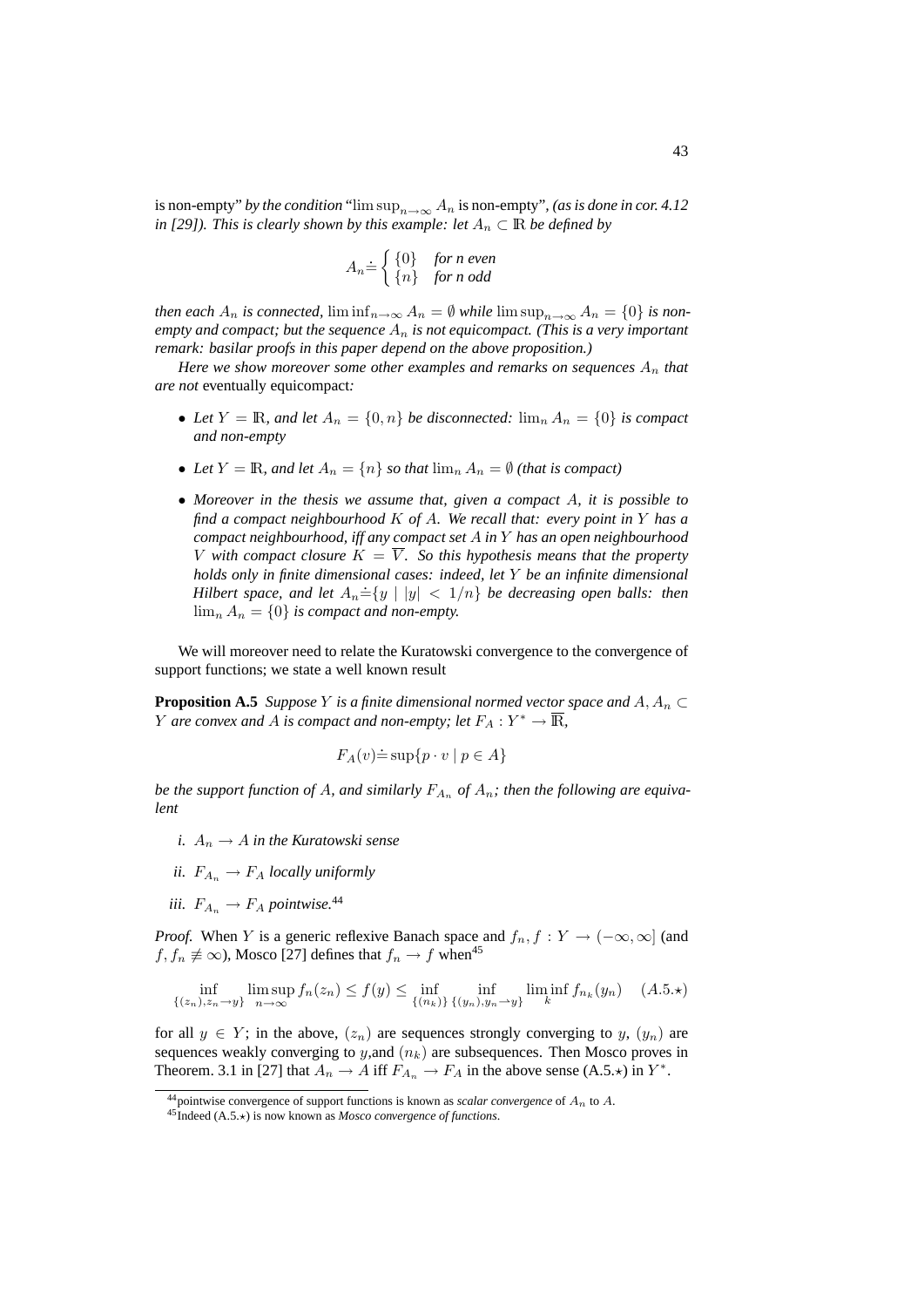is non-empty" *by the condition* "$\limsup_{n\to\infty} A_n$ is non-empty", *(as is done in cor. 4.12 in [29]). This is clearly shown by this example: let $A_n \subset \mathbb{R}$ be defined by*

$$A_n \doteq \begin{cases} \{0\} & \textit{for n even} \\ \{n\} & \textit{for n odd} \end{cases}$$

*then each $A_n$ is connected,* $\liminf_{n\to\infty} A_n = \emptyset$ *while* $\limsup_{n\to\infty} A_n = \{0\}$ *is non-empty and compact; but the sequence $A_n$ is not equicompact. (This is a very important remark: basilar proofs in this paper depend on the above proposition.)*

*Here we show moreover some other examples and remarks on sequences $A_n$ that are not* eventually equicompact*:*

- *Let $Y = \mathbb{R}$, and let $A_n = \{0, n\}$ be disconnected: $\lim_n A_n = \{0\}$ is compact and non-empty*
- *Let $Y = \mathbb{R}$, and let $A_n = \{n\}$ so that $\lim_n A_n = \emptyset$ (that is compact)*
- *Moreover in the thesis we assume that, given a compact $A$, it is possible to find a compact neighbourhood $K$ of $A$. We recall that: every point in $Y$ has a compact neighbourhood, iff any compact set $A$ in $Y$ has an open neighbourhood $V$ with compact closure $K = \overline{V}$. So this hypothesis means that the property holds only in finite dimensional cases: indeed, let $Y$ be an infinite dimensional Hilbert space, and let $A_n \doteq \{y \mid |y| < 1/n\}$ be decreasing open balls: then $\lim_n A_n = \{0\}$ is compact and non-empty.*

We will moreover need to relate the Kuratowski convergence to the convergence of support functions; we state a well known result

**Proposition A.5** *Suppose $Y$ is a finite dimensional normed vector space and $A, A_n \subset Y$ are convex and $A$ is compact and non-empty; let $F_A : Y^* \to \overline{\mathbb{R}}$,*

$$F_A(v) \doteq \sup\{p \cdot v \mid p \in A\}$$

*be the support function of $A$, and similarly $F_{A_n}$ of $A_n$; then the following are equivalent*

*i.* $A_n \to A$ *in the Kuratowski sense*

*ii.* $F_{A_n} \to F_A$ *locally uniformly*

*iii.* $F_{A_n} \to F_A$ *pointwise.*[44]

*Proof.* When $Y$ is a generic reflexive Banach space and $f_n, f : Y \to (-\infty, \infty]$ (and $f, f_n \not\equiv \infty$), Mosco [27] defines that $f_n \to f$ when[45]

$$\inf_{\{(z_n), z_n \to y\}} \limsup_{n\to\infty} f_n(z_n) \le f(y) \le \inf_{\{(n_k)\}} \inf_{\{(y_n), y_n \rightharpoonup y\}} \liminf_k f_{n_k}(y_n) \qquad (A.5.\star)$$

for all $y \in Y$; in the above, $(z_n)$ are sequences strongly converging to $y$, $(y_n)$ are sequences weakly converging to $y$,and $(n_k)$ are subsequences. Then Mosco proves in Theorem. 3.1 in [27] that $A_n \to A$ iff $F_{A_n} \to F_A$ in the above sense (A.5.$\star$) in $Y^*$.

[44] pointwise convergence of support functions is known as *scalar convergence* of $A_n$ to $A$.

[45] Indeed (A.5.$\star$) is now known as *Mosco convergence of functions*.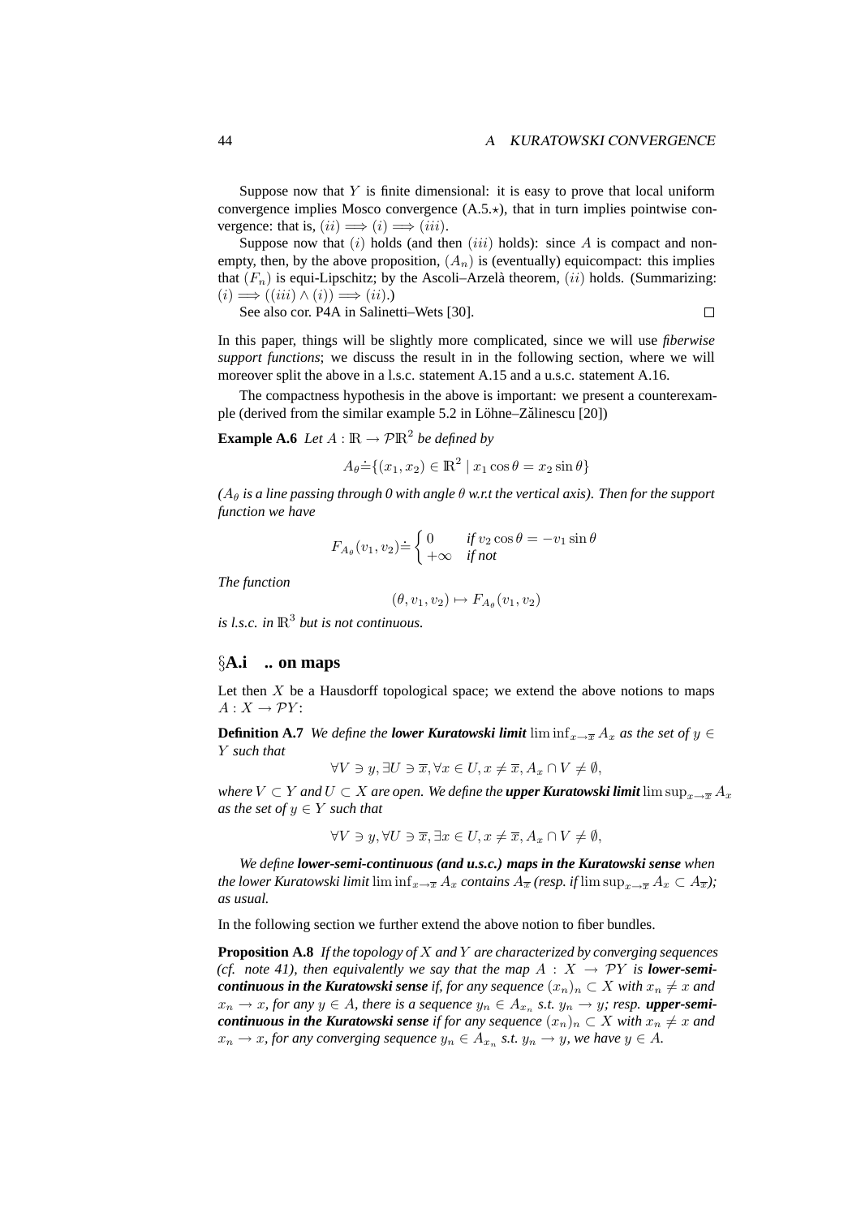Suppose now that $Y$ is finite dimensional: it is easy to prove that local uniform convergence implies Mosco convergence (A.5.$\star$), that in turn implies pointwise convergence: that is, $(ii) \implies (i) \implies (iii)$.

Suppose now that $(i)$ holds (and then $(iii)$ holds): since $A$ is compact and nonempty, then, by the above proposition, $(A_n)$ is (eventually) equicompact: this implies that $(F_n)$ is equi-Lipschitz; by the Ascoli–Arzelà theorem, $(ii)$ holds. (Summarizing: $(i) \implies ((iii) \wedge (i)) \implies (ii)$.)

See also cor. P4A in Salinetti–Wets [30]. $\square$

In this paper, things will be slightly more complicated, since we will use *fiberwise support functions*; we discuss the result in in the following section, where we will moreover split the above in a l.s.c. statement A.15 and a u.s.c. statement A.16.

The compactness hypothesis in the above is important: we present a counterexample (derived from the similar example 5.2 in Löhne–Zălinescu [20])

**Example A.6** *Let $A : \mathbb{R} \to \mathcal{P}\mathbb{R}^2$ be defined by*

$$A_\theta \doteq \{(x_1, x_2) \in \mathbb{R}^2 \mid x_1 \cos\theta = x_2 \sin\theta\}$$

*($A_\theta$ is a line passing through 0 with angle $\theta$ w.r.t the vertical axis). Then for the support function we have*

$$F_{A_\theta}(v_1, v_2) \doteq \begin{cases} 0 & \textit{if } v_2 \cos\theta = -v_1 \sin\theta \\ +\infty & \textit{if not} \end{cases}$$

*The function*

$$(\theta, v_1, v_2) \mapsto F_{A_\theta}(v_1, v_2)$$

*is l.s.c. in $\mathbb{R}^3$ but is not continuous.*

## §A.i .. on maps

Let then $X$ be a Hausdorff topological space; we extend the above notions to maps $A : X \to \mathcal{P}Y$:

**Definition A.7** *We define the **lower Kuratowski limit** $\liminf_{x \to \overline{x}} A_x$ as the set of $y \in Y$ such that*

$$\forall V \ni y, \exists U \ni \overline{x}, \forall x \in U, x \neq \overline{x}, A_x \cap V \neq \emptyset,$$

*where $V \subset Y$ and $U \subset X$ are open. We define the **upper Kuratowski limit** $\limsup_{x \to \overline{x}} A_x$ as the set of $y \in Y$ such that*

$$\forall V \ni y, \forall U \ni \overline{x}, \exists x \in U, x \neq \overline{x}, A_x \cap V \neq \emptyset,$$

*We define **lower-semi-continuous (and u.s.c.) maps in the Kuratowski sense** when the lower Kuratowski limit $\liminf_{x \to \overline{x}} A_x$ contains $A_{\overline{x}}$ (resp. if $\limsup_{x \to \overline{x}} A_x \subset A_{\overline{x}}$); as usual.*

In the following section we further extend the above notion to fiber bundles.

**Proposition A.8** *If the topology of $X$ and $Y$ are characterized by converging sequences (cf. note 41), then equivalently we say that the map $A : X \to \mathcal{P}Y$ is **lower-semi-continuous in the Kuratowski sense** if, for any sequence $(x_n)_n \subset X$ with $x_n \neq x$ and $x_n \to x$, for any $y \in A$, there is a sequence $y_n \in A_{x_n}$ s.t. $y_n \to y$; resp. **upper-semi-continuous in the Kuratowski sense** if for any sequence $(x_n)_n \subset X$ with $x_n \neq x$ and $x_n \to x$, for any converging sequence $y_n \in A_{x_n}$ s.t. $y_n \to y$, we have $y \in A$.*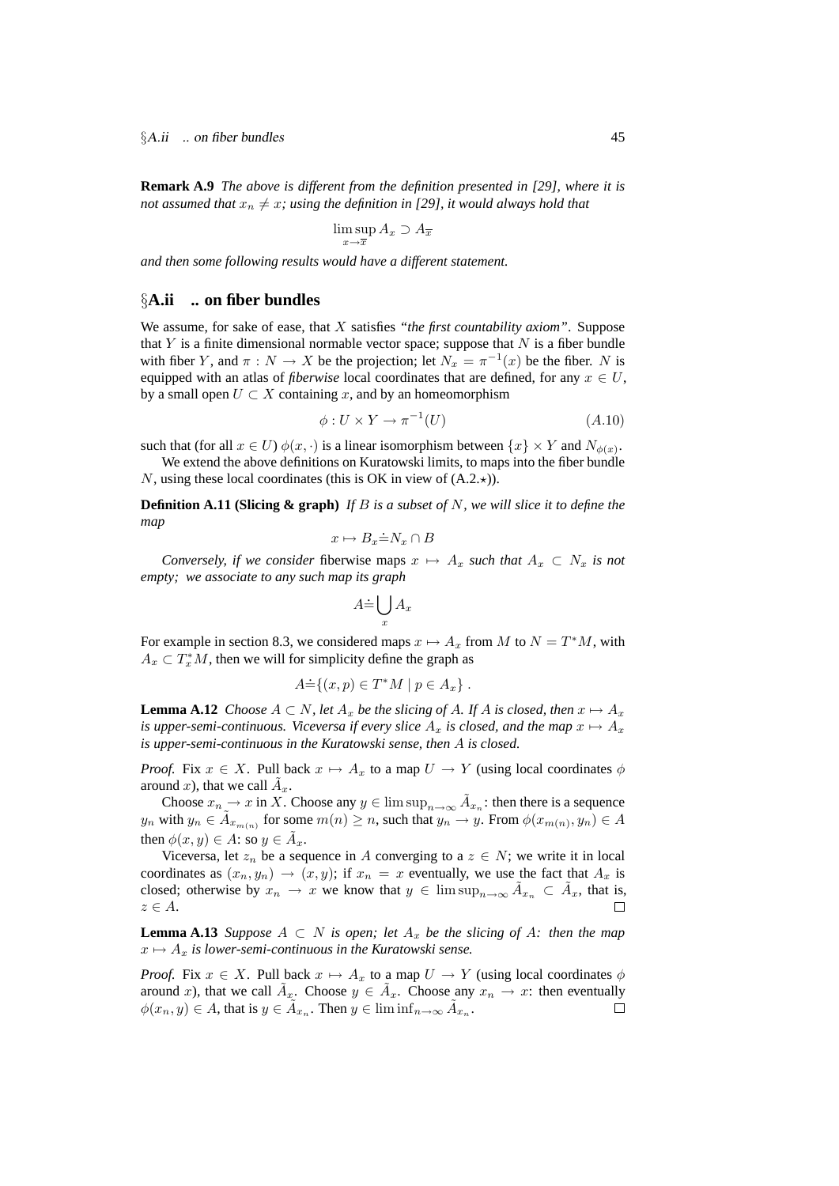**Remark A.9** *The above is different from the definition presented in [29], where it is not assumed that $x_n \neq x$; using the definition in [29], it would always hold that*

$$\limsup_{x \to \overline{x}} A_x \supset A_{\overline{x}}$$

*and then some following results would have a different statement.*

## §A.ii .. on fiber bundles

We assume, for sake of ease, that $X$ satisfies *"the first countability axiom"*. Suppose that $Y$ is a finite dimensional normable vector space; suppose that $N$ is a fiber bundle with fiber $Y$, and $\pi : N \to X$ be the projection; let $N_x = \pi^{-1}(x)$ be the fiber. $N$ is equipped with an atlas of *fiberwise* local coordinates that are defined, for any $x \in U$, by a small open $U \subset X$ containing $x$, and by an homeomorphism

$$\phi : U \times Y \to \pi^{-1}(U) \tag{A.10}$$

such that (for all $x \in U$) $\phi(x, \cdot)$ is a linear isomorphism between $\{x\} \times Y$ and $N_{\phi(x)}$.

We extend the above definitions on Kuratowski limits, to maps into the fiber bundle $N$, using these local coordinates (this is OK in view of (A.2.$\star$)).

**Definition A.11 (Slicing & graph)** *If $B$ is a subset of $N$, we will slice it to define the map*

$$x \mapsto B_x \doteq N_x \cap B$$

*Conversely, if we consider* fiberwise maps $x \mapsto A_x$ *such that $A_x \subset N_x$ is not empty; we associate to any such map its graph*

$$A \doteq \bigcup_x A_x$$

For example in section 8.3, we considered maps $x \mapsto A_x$ from $M$ to $N = T^*M$, with $A_x \subset T^*_x M$, then we will for simplicity define the graph as

$$A \doteq \{(x, p) \in T^*M \mid p \in A_x\} \, .$$

**Lemma A.12** *Choose $A \subset N$, let $A_x$ be the slicing of $A$. If $A$ is closed, then $x \mapsto A_x$ is upper-semi-continuous. Viceversa if every slice $A_x$ is closed, and the map $x \mapsto A_x$ is upper-semi-continuous in the Kuratowski sense, then $A$ is closed.*

*Proof.* Fix $x \in X$. Pull back $x \mapsto A_x$ to a map $U \to Y$ (using local coordinates $\phi$ around $x$), that we call $\tilde{A}_x$.

Choose $x_n \to x$ in $X$. Choose any $y \in \limsup_{n \to \infty} \tilde{A}_{x_n}$: then there is a sequence $y_n$ with $y_n \in \tilde{A}_{x_{m(n)}}$ for some $m(n) \geq n$, such that $y_n \to y$. From $\phi(x_{m(n)}, y_n) \in A$ then $\phi(x, y) \in A$: so $y \in \tilde{A}_x$.

Viceversa, let $z_n$ be a sequence in $A$ converging to a $z \in N$; we write it in local coordinates as $(x_n, y_n) \to (x, y)$; if $x_n = x$ eventually, we use the fact that $A_x$ is closed; otherwise by $x_n \to x$ we know that $y \in \limsup_{n \to \infty} \tilde{A}_{x_n} \subset \tilde{A}_x$, that is, $z \in A$. □

**Lemma A.13** *Suppose $A \subset N$ is open; let $A_x$ be the slicing of $A$: then the map $x \mapsto A_x$ is lower-semi-continuous in the Kuratowski sense.*

*Proof.* Fix $x \in X$. Pull back $x \mapsto A_x$ to a map $U \to Y$ (using local coordinates $\phi$ around $x$), that we call $\tilde{A}_x$. Choose $y \in \tilde{A}_x$. Choose any $x_n \to x$: then eventually $\phi(x_n, y) \in A$, that is $y \in \tilde{A}_{x_n}$. Then $y \in \liminf_{n \to \infty} \tilde{A}_{x_n}$. □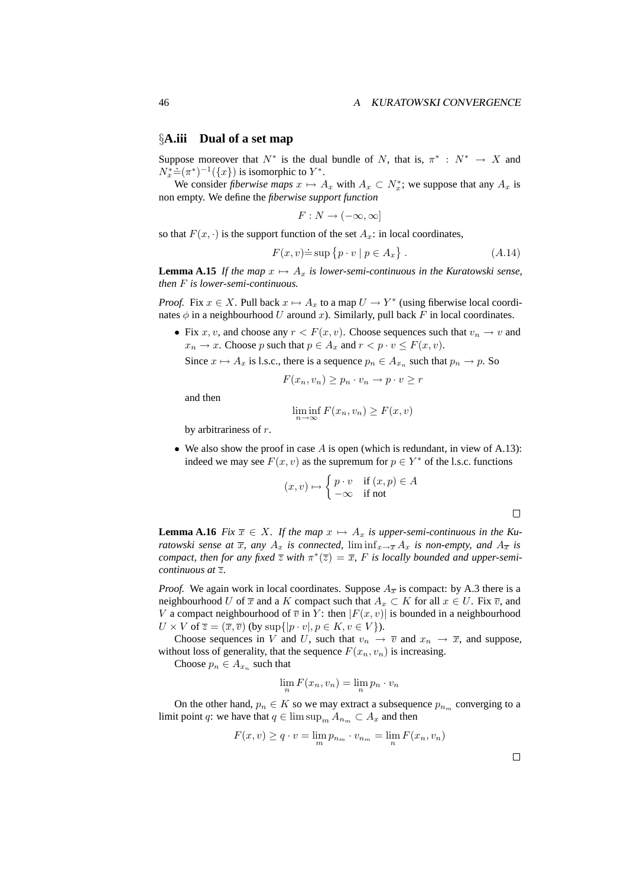## §A.iii Dual of a set map

Suppose moreover that $N^*$ is the dual bundle of $N$, that is, $\pi^* : N^* \to X$ and $N^*_x \doteq (\pi^*)^{-1}(\{x\})$ is isomorphic to $Y^*$.

We consider *fiberwise maps* $x \mapsto A_x$ with $A_x \subset N^*_x$; we suppose that any $A_x$ is non empty. We define the *fiberwise support function*

$$F : N \to (-\infty, \infty]$$

so that $F(x, \cdot)$ is the support function of the set $A_x$: in local coordinates,

$$F(x, v) \doteq \sup \left\{ p \cdot v \mid p \in A_x \right\} . \tag{A.14}$$

**Lemma A.15** *If the map $x \mapsto A_x$ is lower-semi-continuous in the Kuratowski sense, then $F$ is lower-semi-continuous.*

*Proof.* Fix $x \in X$. Pull back $x \mapsto A_x$ to a map $U \to Y^*$ (using fiberwise local coordinates $\phi$ in a neighbourhood $U$ around $x$). Similarly, pull back $F$ in local coordinates.

- Fix $x, v$, and choose any $r < F(x, v)$. Choose sequences such that $v_n \to v$ and $x_n \to x$. Choose $p$ such that $p \in A_x$ and $r < p \cdot v \le F(x, v)$.

  Since $x \mapsto A_x$ is l.s.c., there is a sequence $p_n \in A_{x_n}$ such that $p_n \to p$. So

  $$F(x_n, v_n) \ge p_n \cdot v_n \to p \cdot v \ge r$$

  and then

  $$\liminf_{n\to\infty} F(x_n, v_n) \ge F(x, v)$$

  by arbitrariness of $r$.

- We also show the proof in case $A$ is open (which is redundant, in view of A.13): indeed we may see $F(x, v)$ as the supremum for $p \in Y^*$ of the l.s.c. functions

  $$(x, v) \mapsto \begin{cases} p \cdot v & \text{if } (x, p) \in A \\ -\infty & \text{if not} \end{cases}$$

□

**Lemma A.16** *Fix $\overline{x} \in X$. If the map $x \mapsto A_x$ is upper-semi-continuous in the Kuratowski sense at $\overline{x}$, any $A_x$ is connected, $\liminf_{x\to\overline{x}} A_x$ is non-empty, and $A_{\overline{x}}$ is compact, then for any fixed $\overline{z}$ with $\pi^*(\overline{z}) = \overline{x}$, $F$ is locally bounded and upper-semi-continuous at $\overline{z}$.*

*Proof.* We again work in local coordinates. Suppose $A_{\overline{x}}$ is compact: by A.3 there is a neighbourhood $U$ of $\overline{x}$ and a $K$ compact such that $A_x \subset K$ for all $x \in U$. Fix $\overline{v}$, and $V$ a compact neighbourhood of $\overline{v}$ in $Y$: then $|F(x, v)|$ is bounded in a neighbourhood $U \times V$ of $\overline{z} = (\overline{x}, \overline{v})$ (by $\sup\{|p \cdot v|, p \in K, v \in V\}$).

Choose sequences in $V$ and $U$, such that $v_n \to \overline{v}$ and $x_n \to \overline{x}$, and suppose, without loss of generality, that the sequence $F(x_n, v_n)$ is increasing.

Choose $p_n \in A_{x_n}$ such that

$$\lim_n F(x_n, v_n) = \lim_n p_n \cdot v_n$$

On the other hand, $p_n \in K$ so we may extract a subsequence $p_{n_m}$ converging to a limit point $q$: we have that $q \in \limsup_m A_{n_m} \subset A_x$ and then

$$F(x, v) \ge q \cdot v = \lim_m p_{n_m} \cdot v_{n_m} = \lim_n F(x_n, v_n)$$

□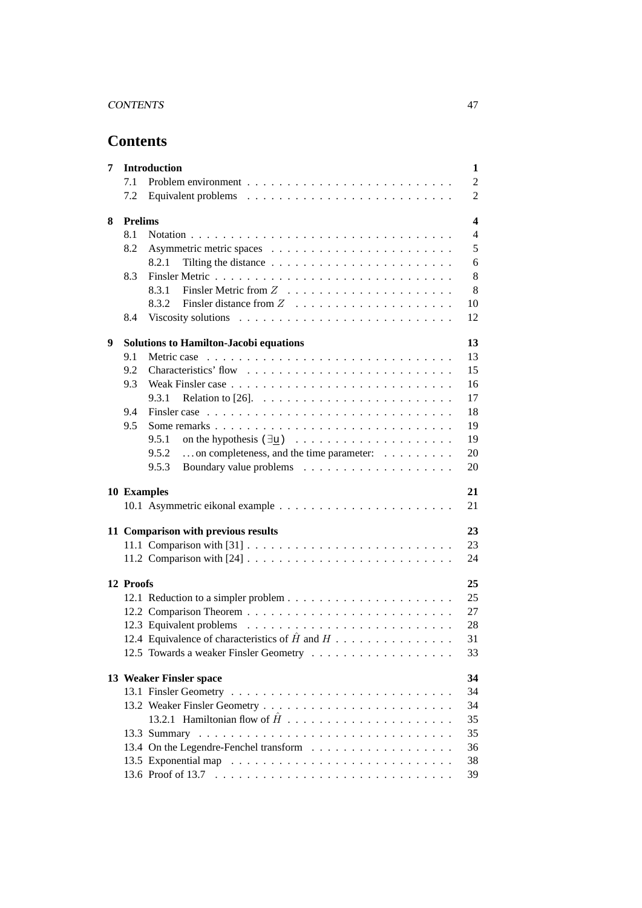# Contents

- **7 Introduction** — **1**
  - 7.1 Problem environment — 2
  - 7.2 Equivalent problems — 2
- **8 Prelims** — **4**
  - 8.1 Notation — 4
  - 8.2 Asymmetric metric spaces — 5
    - 8.2.1 Tilting the distance — 6
  - 8.3 Finsler Metric — 8
    - 8.3.1 Finsler Metric from $Z$ — 8
    - 8.3.2 Finsler distance from $Z$ — 10
  - 8.4 Viscosity solutions — 12
- **9 Solutions to Hamilton-Jacobi equations** — **13**
  - 9.1 Metric case — 13
  - 9.2 Characteristics' flow — 15
  - 9.3 Weak Finsler case — 16
    - 9.3.1 Relation to [26]. — 17
  - 9.4 Finsler case — 18
  - 9.5 Some remarks — 19
    - 9.5.1 on the hypothesis $(\exists \underline{\mathsf{u}})$ — 19
    - 9.5.2 …on completeness, and the time parameter: — 20
    - 9.5.3 Boundary value problems — 20
- **10 Examples** — **21**
  - 10.1 Asymmetric eikonal example — 21
- **11 Comparison with previous results** — **23**
  - 11.1 Comparison with [31] — 23
  - 11.2 Comparison with [24] — 24
- **12 Proofs** — **25**
  - 12.1 Reduction to a simpler problem — 25
  - 12.2 Comparison Theorem — 27
  - 12.3 Equivalent problems — 28
  - 12.4 Equivalence of characteristics of $\hat{H}$ and $H$ — 31
  - 12.5 Towards a weaker Finsler Geometry — 33
- **13 Weaker Finsler space** — **34**
  - 13.1 Finsler Geometry — 34
  - 13.2 Weaker Finsler Geometry — 34
    - 13.2.1 Hamiltonian flow of $\hat{H}$ — 35
  - 13.3 Summary — 35
  - 13.4 On the Legendre-Fenchel transform — 36
  - 13.5 Exponential map — 38
  - 13.6 Proof of 13.7 — 39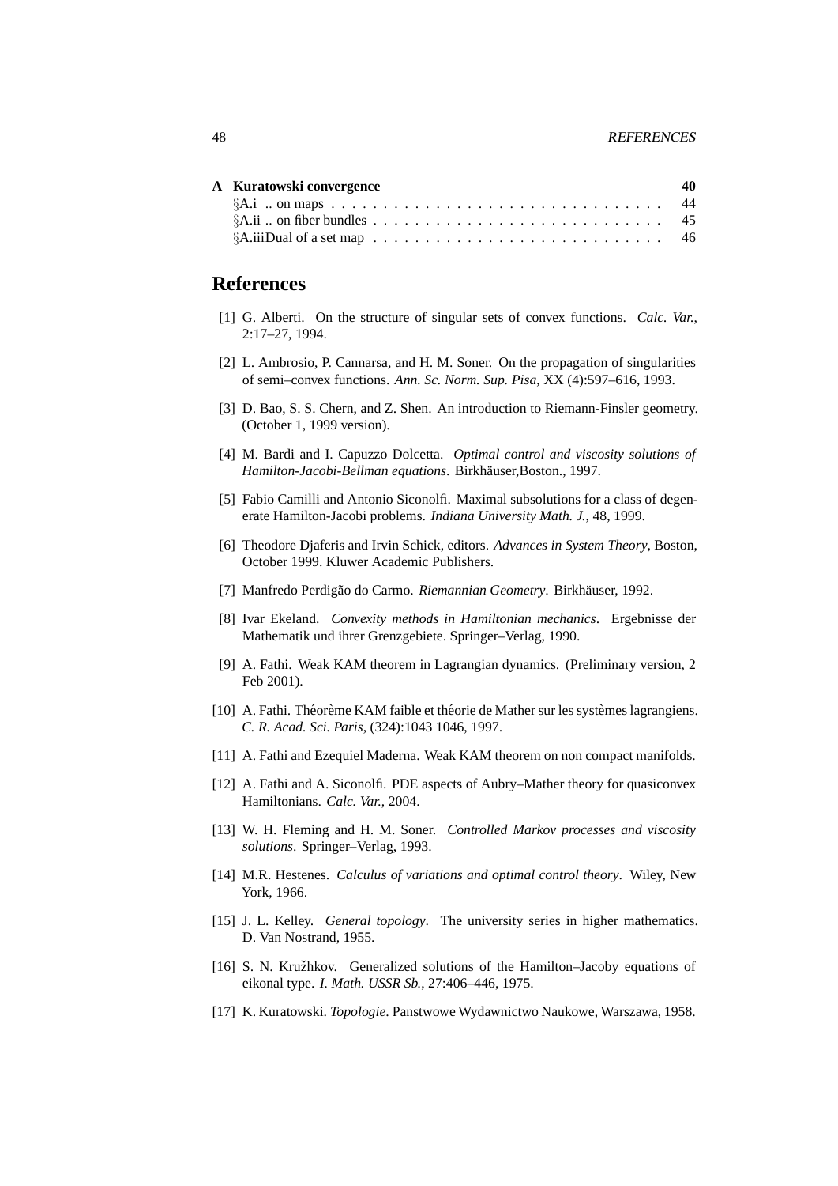| **A Kuratowski convergence** | **40** |
|---|---|
| §A.i .. on maps | 44 |
| §A.ii .. on fiber bundles | 45 |
| §A.iii Dual of a set map | 46 |

# References

[1] G. Alberti. On the structure of singular sets of convex functions. *Calc. Var.*, 2:17–27, 1994.

[2] L. Ambrosio, P. Cannarsa, and H. M. Soner. On the propagation of singularities of semi–convex functions. *Ann. Sc. Norm. Sup. Pisa*, XX (4):597–616, 1993.

[3] D. Bao, S. S. Chern, and Z. Shen. An introduction to Riemann-Finsler geometry. (October 1, 1999 version).

[4] M. Bardi and I. Capuzzo Dolcetta. *Optimal control and viscosity solutions of Hamilton-Jacobi-Bellman equations*. Birkhäuser,Boston., 1997.

[5] Fabio Camilli and Antonio Siconolfi. Maximal subsolutions for a class of degenerate Hamilton-Jacobi problems. *Indiana University Math. J.*, 48, 1999.

[6] Theodore Djaferis and Irvin Schick, editors. *Advances in System Theory*, Boston, October 1999. Kluwer Academic Publishers.

[7] Manfredo Perdigão do Carmo. *Riemannian Geometry*. Birkhäuser, 1992.

[8] Ivar Ekeland. *Convexity methods in Hamiltonian mechanics*. Ergebnisse der Mathematik und ihrer Grenzgebiete. Springer–Verlag, 1990.

[9] A. Fathi. Weak KAM theorem in Lagrangian dynamics. (Preliminary version, 2 Feb 2001).

[10] A. Fathi. Théorème KAM faible et théorie de Mather sur les systèmes lagrangiens. *C. R. Acad. Sci. Paris*, (324):1043 1046, 1997.

[11] A. Fathi and Ezequiel Maderna. Weak KAM theorem on non compact manifolds.

[12] A. Fathi and A. Siconolfi. PDE aspects of Aubry–Mather theory for quasiconvex Hamiltonians. *Calc. Var.*, 2004.

[13] W. H. Fleming and H. M. Soner. *Controlled Markov processes and viscosity solutions*. Springer–Verlag, 1993.

[14] M.R. Hestenes. *Calculus of variations and optimal control theory*. Wiley, New York, 1966.

[15] J. L. Kelley. *General topology*. The university series in higher mathematics. D. Van Nostrand, 1955.

[16] S. N. Kružhkov. Generalized solutions of the Hamilton–Jacoby equations of eikonal type. *I. Math. USSR Sb.*, 27:406–446, 1975.

[17] K. Kuratowski. *Topologie*. Panstwowe Wydawnictwo Naukowe, Warszawa, 1958.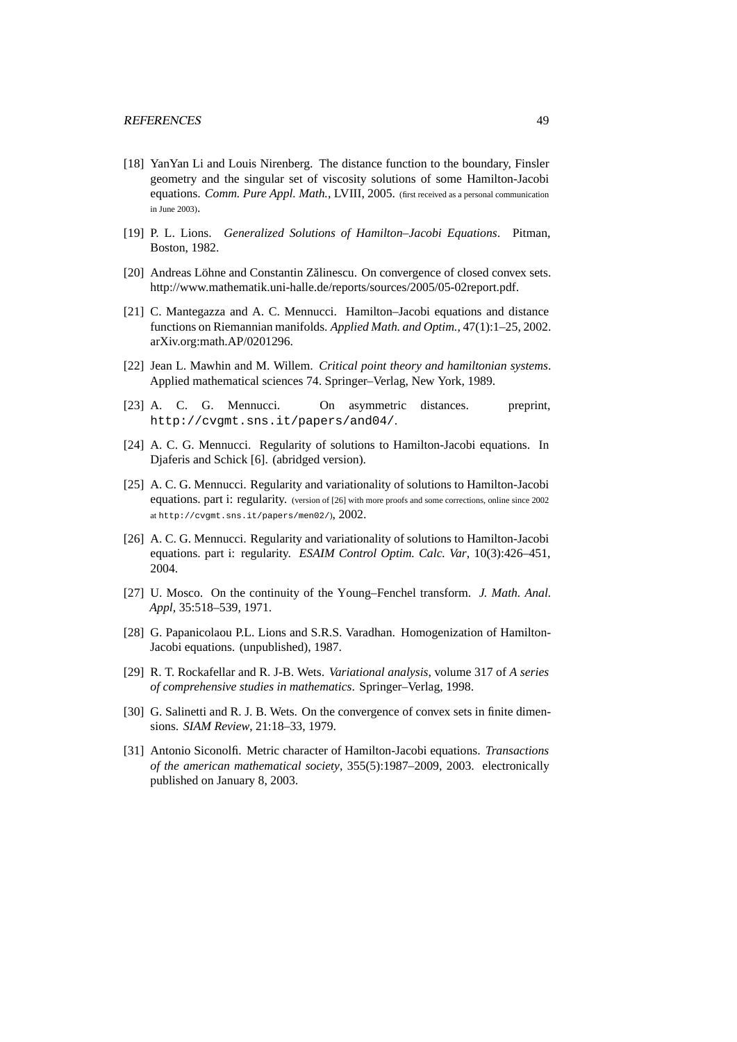[18] YanYan Li and Louis Nirenberg. The distance function to the boundary, Finsler geometry and the singular set of viscosity solutions of some Hamilton-Jacobi equations. *Comm. Pure Appl. Math.*, LVIII, 2005. (first received as a personal communication in June 2003).

[19] P. L. Lions. *Generalized Solutions of Hamilton–Jacobi Equations*. Pitman, Boston, 1982.

[20] Andreas Löhne and Constantin Zălinescu. On convergence of closed convex sets. http://www.mathematik.uni-halle.de/reports/sources/2005/05-02report.pdf.

[21] C. Mantegazza and A. C. Mennucci. Hamilton–Jacobi equations and distance functions on Riemannian manifolds. *Applied Math. and Optim.*, 47(1):1–25, 2002. arXiv.org:math.AP/0201296.

[22] Jean L. Mawhin and M. Willem. *Critical point theory and hamiltonian systems*. Applied mathematical sciences 74. Springer–Verlag, New York, 1989.

[23] A. C. G. Mennucci. On asymmetric distances. preprint, `http://cvgmt.sns.it/papers/and04/`.

[24] A. C. G. Mennucci. Regularity of solutions to Hamilton-Jacobi equations. In Djaferis and Schick [6]. (abridged version).

[25] A. C. G. Mennucci. Regularity and variationality of solutions to Hamilton-Jacobi equations. part i: regularity. (version of [26] with more proofs and some corrections, online since 2002 at `http://cvgmt.sns.it/papers/men02/`), 2002.

[26] A. C. G. Mennucci. Regularity and variationality of solutions to Hamilton-Jacobi equations. part i: regularity. *ESAIM Control Optim. Calc. Var*, 10(3):426–451, 2004.

[27] U. Mosco. On the continuity of the Young–Fenchel transform. *J. Math. Anal. Appl*, 35:518–539, 1971.

[28] G. Papanicolaou P.L. Lions and S.R.S. Varadhan. Homogenization of Hamilton-Jacobi equations. (unpublished), 1987.

[29] R. T. Rockafellar and R. J-B. Wets. *Variational analysis*, volume 317 of *A series of comprehensive studies in mathematics*. Springer–Verlag, 1998.

[30] G. Salinetti and R. J. B. Wets. On the convergence of convex sets in finite dimensions. *SIAM Review*, 21:18–33, 1979.

[31] Antonio Siconolfi. Metric character of Hamilton-Jacobi equations. *Transactions of the american mathematical society*, 355(5):1987–2009, 2003. electronically published on January 8, 2003.